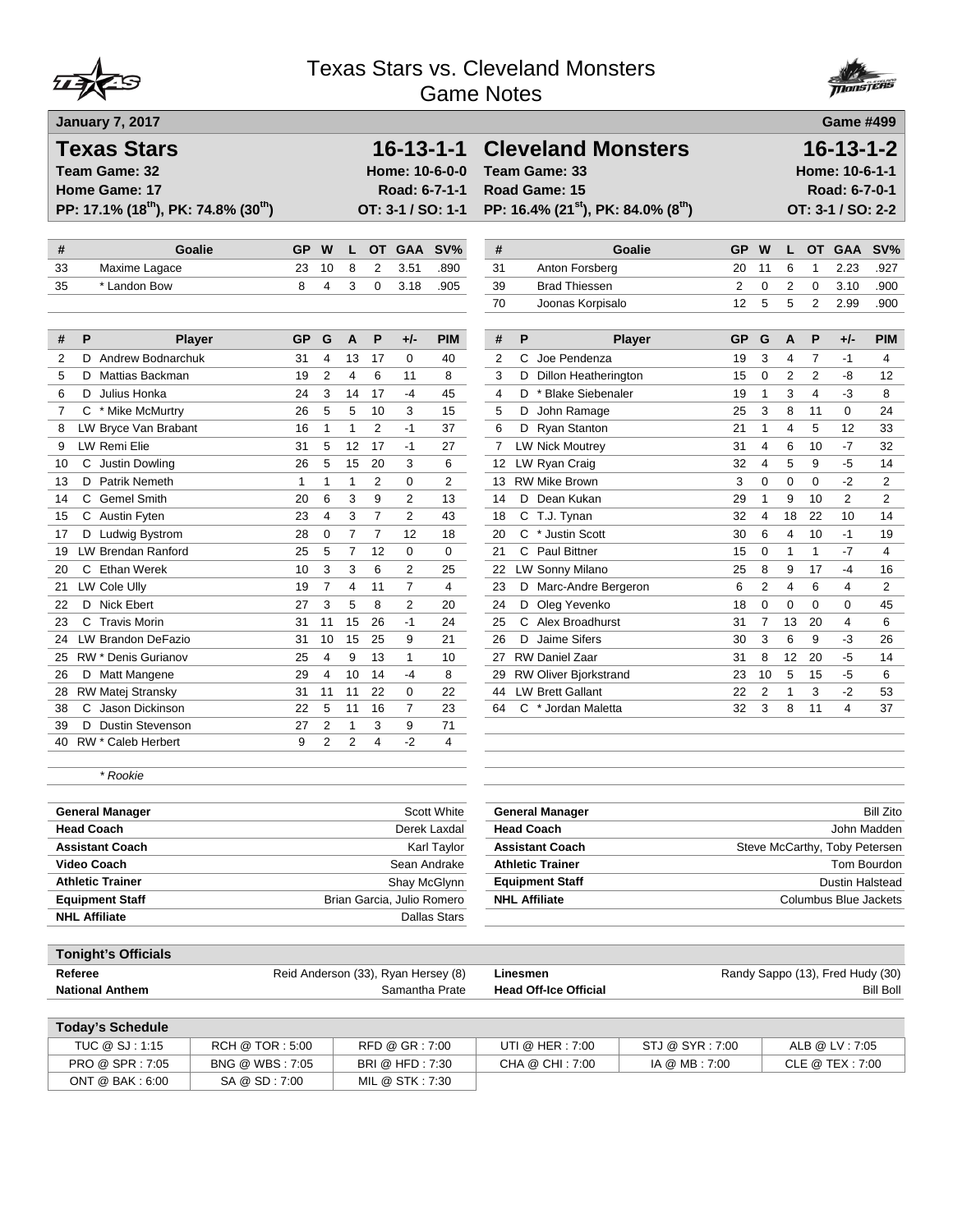# Texas Stars vs. Cleveland Monsters
## Game Notes

**January 7, 2017** — **Game #499**

## Texas Stars — 16-13-1-1

**Team Game: 32** — **Home: 10-6-0-0**
**Home Game: 17** — **Road: 6-7-1-1**
**PP: 17.1% (18th), PK: 74.8% (30th)** — **OT: 3-1 / SO: 1-1**

## Cleveland Monsters — 16-13-1-2

**Team Game: 33** — **Home: 10-6-1-1**
**Road Game: 15** — **Road: 6-7-0-1**
**PP: 16.4% (21st), PK: 84.0% (8th)** — **OT: 3-1 / SO: 2-2**

### Texas Stars Goalies

| # | Goalie | GP | W | L | OT | GAA | SV% |
|---|---|---|---|---|---|---|---|
| 33 | Maxime Lagace | 23 | 10 | 8 | 2 | 3.51 | .890 |
| 35 | * Landon Bow | 8 | 4 | 3 | 0 | 3.18 | .905 |

### Cleveland Monsters Goalies

| # | Goalie | GP | W | L | OT | GAA | SV% |
|---|---|---|---|---|---|---|---|
| 31 | Anton Forsberg | 20 | 11 | 6 | 1 | 2.23 | .927 |
| 39 | Brad Thiessen | 2 | 0 | 2 | 0 | 3.10 | .900 |
| 70 | Joonas Korpisalo | 12 | 5 | 5 | 2 | 2.99 | .900 |

### Texas Stars Players

| # | P | Player | GP | G | A | P | +/- | PIM |
|---|---|---|---|---|---|---|---|---|
| 2 | D | Andrew Bodnarchuk | 31 | 4 | 13 | 17 | 0 | 40 |
| 5 | D | Mattias Backman | 19 | 2 | 4 | 6 | 11 | 8 |
| 6 | D | Julius Honka | 24 | 3 | 14 | 17 | -4 | 45 |
| 7 | C | * Mike McMurtry | 26 | 5 | 5 | 10 | 3 | 15 |
| 8 | LW | Bryce Van Brabant | 16 | 1 | 1 | 2 | -1 | 37 |
| 9 | LW | Remi Elie | 31 | 5 | 12 | 17 | -1 | 27 |
| 10 | C | Justin Dowling | 26 | 5 | 15 | 20 | 3 | 6 |
| 13 | D | Patrik Nemeth | 1 | 1 | 1 | 2 | 0 | 2 |
| 14 | C | Gemel Smith | 20 | 6 | 3 | 9 | 2 | 13 |
| 15 | C | Austin Fyten | 23 | 4 | 3 | 7 | 2 | 43 |
| 17 | D | Ludwig Bystrom | 28 | 0 | 7 | 7 | 12 | 18 |
| 19 | LW | Brendan Ranford | 25 | 5 | 7 | 12 | 0 | 0 |
| 20 | C | Ethan Werek | 10 | 3 | 3 | 6 | 2 | 25 |
| 21 | LW | Cole Ully | 19 | 7 | 4 | 11 | 7 | 4 |
| 22 | D | Nick Ebert | 27 | 3 | 5 | 8 | 2 | 20 |
| 23 | C | Travis Morin | 31 | 11 | 15 | 26 | -1 | 24 |
| 24 | LW | Brandon DeFazio | 31 | 10 | 15 | 25 | 9 | 21 |
| 25 | RW | * Denis Gurianov | 25 | 4 | 9 | 13 | 1 | 10 |
| 26 | D | Matt Mangene | 29 | 4 | 10 | 14 | -4 | 8 |
| 28 | RW | Matej Stransky | 31 | 11 | 11 | 22 | 0 | 22 |
| 38 | C | Jason Dickinson | 22 | 5 | 11 | 16 | 7 | 23 |
| 39 | D | Dustin Stevenson | 27 | 2 | 1 | 3 | 9 | 71 |
| 40 | RW | * Caleb Herbert | 9 | 2 | 2 | 4 | -2 | 4 |

*\* Rookie*

### Cleveland Monsters Players

| # | P | Player | GP | G | A | P | +/- | PIM |
|---|---|---|---|---|---|---|---|---|
| 2 | C | Joe Pendenza | 19 | 3 | 4 | 7 | -1 | 4 |
| 3 | D | Dillon Heatherington | 15 | 0 | 2 | 2 | -8 | 12 |
| 4 | D | * Blake Siebenaler | 19 | 1 | 3 | 4 | -3 | 8 |
| 5 | D | John Ramage | 25 | 3 | 8 | 11 | 0 | 24 |
| 6 | D | Ryan Stanton | 21 | 1 | 4 | 5 | 12 | 33 |
| 7 | LW | Nick Moutrey | 31 | 4 | 6 | 10 | -7 | 32 |
| 12 | LW | Ryan Craig | 32 | 4 | 5 | 9 | -5 | 14 |
| 13 | RW | Mike Brown | 3 | 0 | 0 | 0 | -2 | 2 |
| 14 | D | Dean Kukan | 29 | 1 | 9 | 10 | 2 | 2 |
| 18 | C | T.J. Tynan | 32 | 4 | 18 | 22 | 10 | 14 |
| 20 | C | * Justin Scott | 30 | 6 | 4 | 10 | -1 | 19 |
| 21 | C | Paul Bittner | 15 | 0 | 1 | 1 | -7 | 4 |
| 22 | LW | Sonny Milano | 25 | 8 | 9 | 17 | -4 | 16 |
| 23 | D | Marc-Andre Bergeron | 6 | 2 | 4 | 6 | 4 | 2 |
| 24 | D | Oleg Yevenko | 18 | 0 | 0 | 0 | 0 | 45 |
| 25 | C | Alex Broadhurst | 31 | 7 | 13 | 20 | 4 | 6 |
| 26 | D | Jaime Sifers | 30 | 3 | 6 | 9 | -3 | 26 |
| 27 | RW | Daniel Zaar | 31 | 8 | 12 | 20 | -5 | 14 |
| 29 | RW | Oliver Bjorkstrand | 23 | 10 | 5 | 15 | -5 | 6 |
| 44 | LW | Brett Gallant | 22 | 2 | 1 | 3 | -2 | 53 |
| 64 | C | * Jordan Maletta | 32 | 3 | 8 | 11 | 4 | 37 |

### Texas Stars Staff

| | |
|---|---|
| **General Manager** | Scott White |
| **Head Coach** | Derek Laxdal |
| **Assistant Coach** | Karl Taylor |
| **Video Coach** | Sean Andrake |
| **Athletic Trainer** | Shay McGlynn |
| **Equipment Staff** | Brian Garcia, Julio Romero |
| **NHL Affiliate** | Dallas Stars |

### Cleveland Monsters Staff

| | |
|---|---|
| **General Manager** | Bill Zito |
| **Head Coach** | John Madden |
| **Assistant Coach** | Steve McCarthy, Toby Petersen |
| **Athletic Trainer** | Tom Bourdon |
| **Equipment Staff** | Dustin Halstead |
| **NHL Affiliate** | Columbus Blue Jackets |

### Tonight's Officials

| | | | |
|---|---|---|---|
| **Referee** | Reid Anderson (33), Ryan Hersey (8) | **Linesmen** | Randy Sappo (13), Fred Hudy (30) |
| **National Anthem** | Samantha Prate | **Head Off-Ice Official** | Bill Boll |

### Today's Schedule

| | | | | | |
|---|---|---|---|---|---|
| TUC @ SJ : 1:15 | RCH @ TOR : 5:00 | RFD @ GR : 7:00 | UTI @ HER : 7:00 | STJ @ SYR : 7:00 | ALB @ LV : 7:05 |
| PRO @ SPR : 7:05 | BNG @ WBS : 7:05 | BRI @ HFD : 7:30 | CHA @ CHI : 7:00 | IA @ MB : 7:00 | CLE @ TEX : 7:00 |
| ONT @ BAK : 6:00 | SA @ SD : 7:00 | MIL @ STK : 7:30 | | | |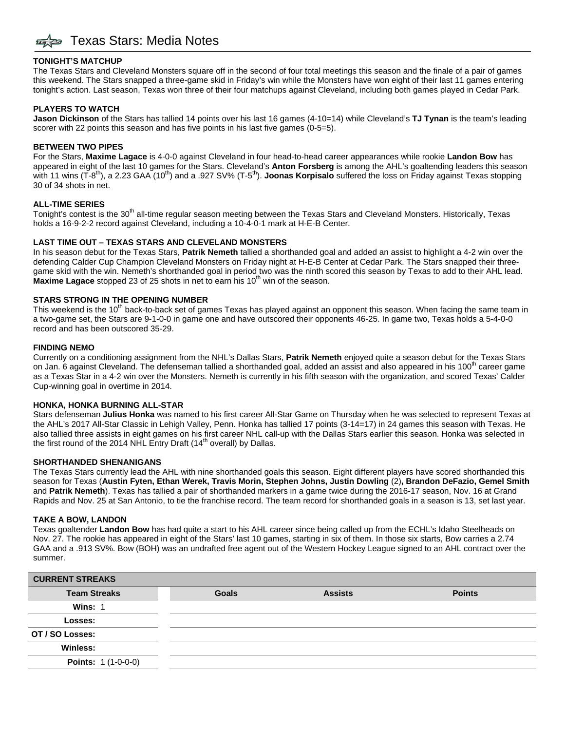# Texas Stars: Media Notes

**TONIGHT'S MATCHUP**

The Texas Stars and Cleveland Monsters square off in the second of four total meetings this season and the finale of a pair of games this weekend. The Stars snapped a three-game skid in Friday's win while the Monsters have won eight of their last 11 games entering tonight's action. Last season, Texas won three of their four matchups against Cleveland, including both games played in Cedar Park.

**PLAYERS TO WATCH**

**Jason Dickinson** of the Stars has tallied 14 points over his last 16 games (4-10=14) while Cleveland's **TJ Tynan** is the team's leading scorer with 22 points this season and has five points in his last five games (0-5=5).

**BETWEEN TWO PIPES**

For the Stars, **Maxime Lagace** is 4-0-0 against Cleveland in four head-to-head career appearances while rookie **Landon Bow** has appeared in eight of the last 10 games for the Stars. Cleveland's **Anton Forsberg** is among the AHL's goaltending leaders this season with 11 wins (T-8th), a 2.23 GAA (10th) and a .927 SV% (T-5th). **Joonas Korpisalo** suffered the loss on Friday against Texas stopping 30 of 34 shots in net.

**ALL-TIME SERIES**

Tonight's contest is the 30th all-time regular season meeting between the Texas Stars and Cleveland Monsters. Historically, Texas holds a 16-9-2-2 record against Cleveland, including a 10-4-0-1 mark at H-E-B Center.

**LAST TIME OUT – TEXAS STARS AND CLEVELAND MONSTERS**

In his season debut for the Texas Stars, **Patrik Nemeth** tallied a shorthanded goal and added an assist to highlight a 4-2 win over the defending Calder Cup Champion Cleveland Monsters on Friday night at H-E-B Center at Cedar Park. The Stars snapped their three-game skid with the win. Nemeth's shorthanded goal in period two was the ninth scored this season by Texas to add to their AHL lead. **Maxime Lagace** stopped 23 of 25 shots in net to earn his 10th win of the season.

**STARS STRONG IN THE OPENING NUMBER**

This weekend is the 10th back-to-back set of games Texas has played against an opponent this season. When facing the same team in a two-game set, the Stars are 9-1-0-0 in game one and have outscored their opponents 46-25. In game two, Texas holds a 5-4-0-0 record and has been outscored 35-29.

**FINDING NEMO**

Currently on a conditioning assignment from the NHL's Dallas Stars, **Patrik Nemeth** enjoyed quite a season debut for the Texas Stars on Jan. 6 against Cleveland. The defenseman tallied a shorthanded goal, added an assist and also appeared in his 100th career game as a Texas Star in a 4-2 win over the Monsters. Nemeth is currently in his fifth season with the organization, and scored Texas' Calder Cup-winning goal in overtime in 2014.

**HONKA, HONKA BURNING ALL-STAR**

Stars defenseman **Julius Honka** was named to his first career All-Star Game on Thursday when he was selected to represent Texas at the AHL's 2017 All-Star Classic in Lehigh Valley, Penn. Honka has tallied 17 points (3-14=17) in 24 games this season with Texas. He also tallied three assists in eight games on his first career NHL call-up with the Dallas Stars earlier this season. Honka was selected in the first round of the 2014 NHL Entry Draft (14th overall) by Dallas.

**SHORTHANDED SHENANIGANS**

The Texas Stars currently lead the AHL with nine shorthanded goals this season. Eight different players have scored shorthanded this season for Texas (**Austin Fyten, Ethan Werek, Travis Morin, Stephen Johns, Justin Dowling** (2)**, Brandon DeFazio, Gemel Smith** and **Patrik Nemeth**). Texas has tallied a pair of shorthanded markers in a game twice during the 2016-17 season, Nov. 16 at Grand Rapids and Nov. 25 at San Antonio, to tie the franchise record. The team record for shorthanded goals in a season is 13, set last year.

**TAKE A BOW, LANDON**

Texas goaltender **Landon Bow** has had quite a start to his AHL career since being called up from the ECHL's Idaho Steelheads on Nov. 27. The rookie has appeared in eight of the Stars' last 10 games, starting in six of them. In those six starts, Bow carries a 2.74 GAA and a .913 SV%. Bow (BOH) was an undrafted free agent out of the Western Hockey League signed to an AHL contract over the summer.

**CURRENT STREAKS**

| Team Streaks | Goals | Assists | Points |
|---|---|---|---|
| **Wins:** 1 | | | |
| **Losses:** | | | |
| **OT / SO Losses:** | | | |
| **Winless:** | | | |
| **Points:** 1 (1-0-0-0) | | | |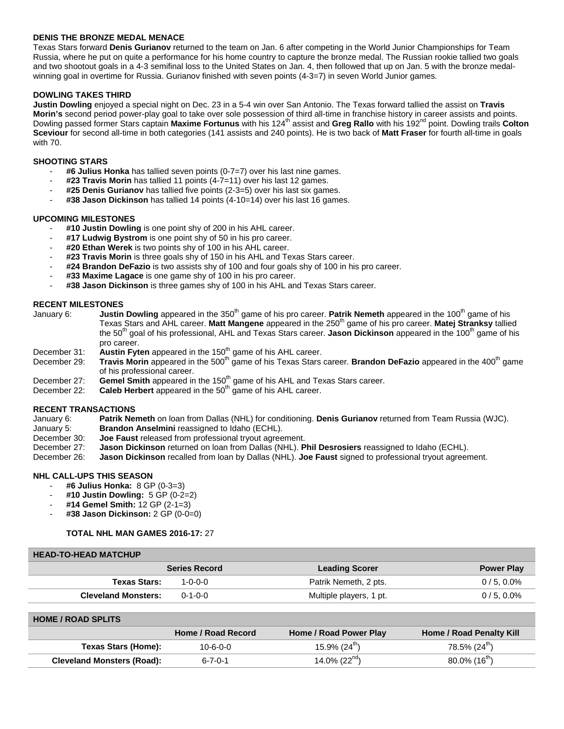### DENIS THE BRONZE MEDAL MENACE

Texas Stars forward **Denis Gurianov** returned to the team on Jan. 6 after competing in the World Junior Championships for Team Russia, where he put on quite a performance for his home country to capture the bronze medal. The Russian rookie tallied two goals and two shootout goals in a 4-3 semifinal loss to the United States on Jan. 4, then followed that up on Jan. 5 with the bronze medal-winning goal in overtime for Russia. Gurianov finished with seven points (4-3=7) in seven World Junior games.

### DOWLING TAKES THIRD

**Justin Dowling** enjoyed a special night on Dec. 23 in a 5-4 win over San Antonio. The Texas forward tallied the assist on **Travis Morin's** second period power-play goal to take over sole possession of third all-time in franchise history in career assists and points. Dowling passed former Stars captain **Maxime Fortunus** with his 124th assist and **Greg Rallo** with his 192nd point. Dowling trails **Colton Sceviour** for second all-time in both categories (141 assists and 240 points). He is two back of **Matt Fraser** for fourth all-time in goals with 70.

### SHOOTING STARS

- **#6 Julius Honka** has tallied seven points (0-7=7) over his last nine games.
- **#23 Travis Morin** has tallied 11 points (4-7=11) over his last 12 games.
- **#25 Denis Gurianov** has tallied five points (2-3=5) over his last six games.
- **#38 Jason Dickinson** has tallied 14 points (4-10=14) over his last 16 games.

### UPCOMING MILESTONES

- **#10 Justin Dowling** is one point shy of 200 in his AHL career.
- **#17 Ludwig Bystrom** is one point shy of 50 in his pro career.
- **#20 Ethan Werek** is two points shy of 100 in his AHL career.
- **#23 Travis Morin** is three goals shy of 150 in his AHL and Texas Stars career.
- **#24 Brandon DeFazio** is two assists shy of 100 and four goals shy of 100 in his pro career.
- **#33 Maxime Lagace** is one game shy of 100 in his pro career.
- **#38 Jason Dickinson** is three games shy of 100 in his AHL and Texas Stars career.

### RECENT MILESTONES

January 6: **Justin Dowling** appeared in the 350th game of his pro career. **Patrik Nemeth** appeared in the 100th game of his Texas Stars and AHL career. **Matt Mangene** appeared in the 250th game of his pro career. **Matej Stranksy** tallied the 50th goal of his professional, AHL and Texas Stars career. **Jason Dickinson** appeared in the 100th game of his pro career.

December 31: **Austin Fyten** appeared in the 150th game of his AHL career.

December 29: **Travis Morin** appeared in the 500th game of his Texas Stars career. **Brandon DeFazio** appeared in the 400th game of his professional career.

December 27: **Gemel Smith** appeared in the 150th game of his AHL and Texas Stars career.

December 22: **Caleb Herbert** appeared in the 50th game of his AHL career.

### RECENT TRANSACTIONS

January 6: **Patrik Nemeth** on loan from Dallas (NHL) for conditioning. **Denis Gurianov** returned from Team Russia (WJC).

January 5: **Brandon Anselmini** reassigned to Idaho (ECHL).

December 30: **Joe Faust** released from professional tryout agreement.

December 27: **Jason Dickinson** returned on loan from Dallas (NHL). **Phil Desrosiers** reassigned to Idaho (ECHL).

December 26: **Jason Dickinson** recalled from loan by Dallas (NHL). **Joe Faust** signed to professional tryout agreement.

### NHL CALL-UPS THIS SEASON

- **#6 Julius Honka:** 8 GP (0-3=3)
- **#10 Justin Dowling:** 5 GP (0-2=2)
- **#14 Gemel Smith:** 12 GP (2-1=3)
- **#38 Jason Dickinson:** 2 GP (0-0=0)

**TOTAL NHL MAN GAMES 2016-17:** 27

**HEAD-TO-HEAD MATCHUP**

| | Series Record | Leading Scorer | Power Play |
|---|---|---|---|
| **Texas Stars:** | 1-0-0-0 | Patrik Nemeth, 2 pts. | 0 / 5, 0.0% |
| **Cleveland Monsters:** | 0-1-0-0 | Multiple players, 1 pt. | 0 / 5, 0.0% |

**HOME / ROAD SPLITS**

| | Home / Road Record | Home / Road Power Play | Home / Road Penalty Kill |
|---|---|---|---|
| **Texas Stars (Home):** | 10-6-0-0 | 15.9% (24th) | 78.5% (24th) |
| **Cleveland Monsters (Road):** | 6-7-0-1 | 14.0% (22nd) | 80.0% (16th) |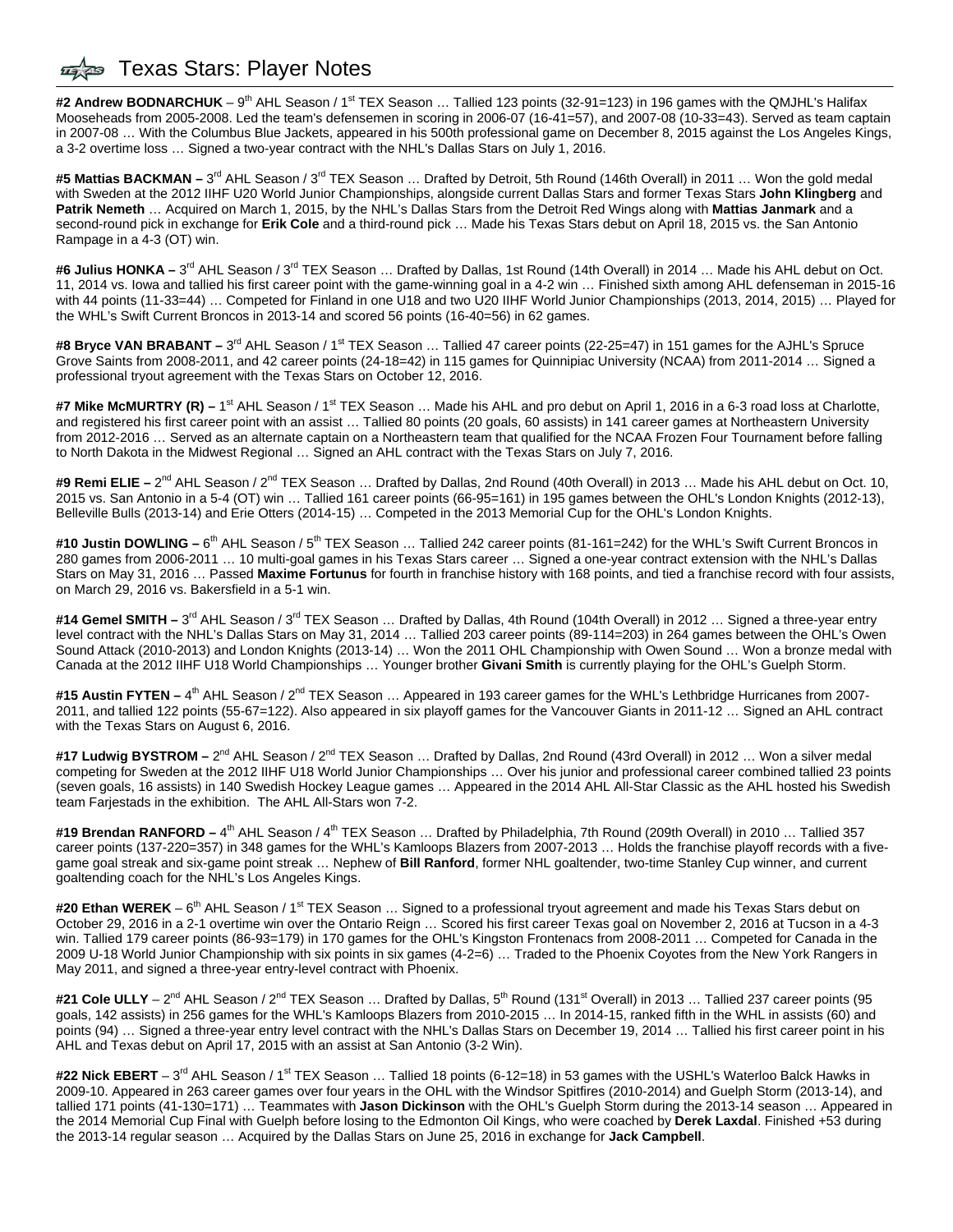# Texas Stars: Player Notes

**#2 Andrew BODNARCHUK** – 9th AHL Season / 1st TEX Season … Tallied 123 points (32-91=123) in 196 games with the QMJHL's Halifax Mooseheads from 2005-2008. Led the team's defensemen in scoring in 2006-07 (16-41=57), and 2007-08 (10-33=43). Served as team captain in 2007-08 … With the Columbus Blue Jackets, appeared in his 500th professional game on December 8, 2015 against the Los Angeles Kings, a 3-2 overtime loss … Signed a two-year contract with the NHL's Dallas Stars on July 1, 2016.

**#5 Mattias BACKMAN –** 3rd AHL Season / 3rd TEX Season … Drafted by Detroit, 5th Round (146th Overall) in 2011 … Won the gold medal with Sweden at the 2012 IIHF U20 World Junior Championships, alongside current Dallas Stars and former Texas Stars **John Klingberg** and **Patrik Nemeth** … Acquired on March 1, 2015, by the NHL's Dallas Stars from the Detroit Red Wings along with **Mattias Janmark** and a second-round pick in exchange for **Erik Cole** and a third-round pick … Made his Texas Stars debut on April 18, 2015 vs. the San Antonio Rampage in a 4-3 (OT) win.

**#6 Julius HONKA –** 3rd AHL Season / 3rd TEX Season … Drafted by Dallas, 1st Round (14th Overall) in 2014 … Made his AHL debut on Oct. 11, 2014 vs. Iowa and tallied his first career point with the game-winning goal in a 4-2 win … Finished sixth among AHL defenseman in 2015-16 with 44 points (11-33=44) … Competed for Finland in one U18 and two U20 IIHF World Junior Championships (2013, 2014, 2015) … Played for the WHL's Swift Current Broncos in 2013-14 and scored 56 points (16-40=56) in 62 games.

**#8 Bryce VAN BRABANT –** 3rd AHL Season / 1st TEX Season … Tallied 47 career points (22-25=47) in 151 games for the AJHL's Spruce Grove Saints from 2008-2011, and 42 career points (24-18=42) in 115 games for Quinnipiac University (NCAA) from 2011-2014 … Signed a professional tryout agreement with the Texas Stars on October 12, 2016.

**#7 Mike McMURTRY (R) –** 1st AHL Season / 1st TEX Season … Made his AHL and pro debut on April 1, 2016 in a 6-3 road loss at Charlotte, and registered his first career point with an assist … Tallied 80 points (20 goals, 60 assists) in 141 career games at Northeastern University from 2012-2016 … Served as an alternate captain on a Northeastern team that qualified for the NCAA Frozen Four Tournament before falling to North Dakota in the Midwest Regional … Signed an AHL contract with the Texas Stars on July 7, 2016.

**#9 Remi ELIE –** 2nd AHL Season / 2nd TEX Season … Drafted by Dallas, 2nd Round (40th Overall) in 2013 … Made his AHL debut on Oct. 10, 2015 vs. San Antonio in a 5-4 (OT) win … Tallied 161 career points (66-95=161) in 195 games between the OHL's London Knights (2012-13), Belleville Bulls (2013-14) and Erie Otters (2014-15) … Competed in the 2013 Memorial Cup for the OHL's London Knights.

**#10 Justin DOWLING –** 6th AHL Season / 5th TEX Season … Tallied 242 career points (81-161=242) for the WHL's Swift Current Broncos in 280 games from 2006-2011 … 10 multi-goal games in his Texas Stars career … Signed a one-year contract extension with the NHL's Dallas Stars on May 31, 2016 … Passed **Maxime Fortunus** for fourth in franchise history with 168 points, and tied a franchise record with four assists, on March 29, 2016 vs. Bakersfield in a 5-1 win.

**#14 Gemel SMITH –** 3rd AHL Season / 3rd TEX Season … Drafted by Dallas, 4th Round (104th Overall) in 2012 … Signed a three-year entry level contract with the NHL's Dallas Stars on May 31, 2014 … Tallied 203 career points (89-114=203) in 264 games between the OHL's Owen Sound Attack (2010-2013) and London Knights (2013-14) … Won the 2011 OHL Championship with Owen Sound … Won a bronze medal with Canada at the 2012 IIHF U18 World Championships … Younger brother **Givani Smith** is currently playing for the OHL's Guelph Storm.

**#15 Austin FYTEN –** 4th AHL Season / 2nd TEX Season … Appeared in 193 career games for the WHL's Lethbridge Hurricanes from 2007-2011, and tallied 122 points (55-67=122). Also appeared in six playoff games for the Vancouver Giants in 2011-12 … Signed an AHL contract with the Texas Stars on August 6, 2016.

**#17 Ludwig BYSTROM –** 2nd AHL Season / 2nd TEX Season … Drafted by Dallas, 2nd Round (43rd Overall) in 2012 … Won a silver medal competing for Sweden at the 2012 IIHF U18 World Junior Championships … Over his junior and professional career combined tallied 23 points (seven goals, 16 assists) in 140 Swedish Hockey League games … Appeared in the 2014 AHL All-Star Classic as the AHL hosted his Swedish team Farjestads in the exhibition. The AHL All-Stars won 7-2.

**#19 Brendan RANFORD –** 4th AHL Season / 4th TEX Season … Drafted by Philadelphia, 7th Round (209th Overall) in 2010 … Tallied 357 career points (137-220=357) in 348 games for the WHL's Kamloops Blazers from 2007-2013 … Holds the franchise playoff records with a five-game goal streak and six-game point streak … Nephew of **Bill Ranford**, former NHL goaltender, two-time Stanley Cup winner, and current goaltending coach for the NHL's Los Angeles Kings.

**#20 Ethan WEREK** – 6th AHL Season / 1st TEX Season … Signed to a professional tryout agreement and made his Texas Stars debut on October 29, 2016 in a 2-1 overtime win over the Ontario Reign … Scored his first career Texas goal on November 2, 2016 at Tucson in a 4-3 win. Tallied 179 career points (86-93=179) in 170 games for the OHL's Kingston Frontenacs from 2008-2011 … Competed for Canada in the 2009 U-18 World Junior Championship with six points in six games (4-2=6) … Traded to the Phoenix Coyotes from the New York Rangers in May 2011, and signed a three-year entry-level contract with Phoenix.

**#21 Cole ULLY** – 2nd AHL Season / 2nd TEX Season … Drafted by Dallas, 5th Round (131st Overall) in 2013 … Tallied 237 career points (95 goals, 142 assists) in 256 games for the WHL's Kamloops Blazers from 2010-2015 … In 2014-15, ranked fifth in the WHL in assists (60) and points (94) … Signed a three-year entry level contract with the NHL's Dallas Stars on December 19, 2014 … Tallied his first career point in his AHL and Texas debut on April 17, 2015 with an assist at San Antonio (3-2 Win).

**#22 Nick EBERT** – 3rd AHL Season / 1st TEX Season … Tallied 18 points (6-12=18) in 53 games with the USHL's Waterloo Balck Hawks in 2009-10. Appeared in 263 career games over four years in the OHL with the Windsor Spitfires (2010-2014) and Guelph Storm (2013-14), and tallied 171 points (41-130=171) … Teammates with **Jason Dickinson** with the OHL's Guelph Storm during the 2013-14 season … Appeared in the 2014 Memorial Cup Final with Guelph before losing to the Edmonton Oil Kings, who were coached by **Derek Laxdal**. Finished +53 during the 2013-14 regular season … Acquired by the Dallas Stars on June 25, 2016 in exchange for **Jack Campbell**.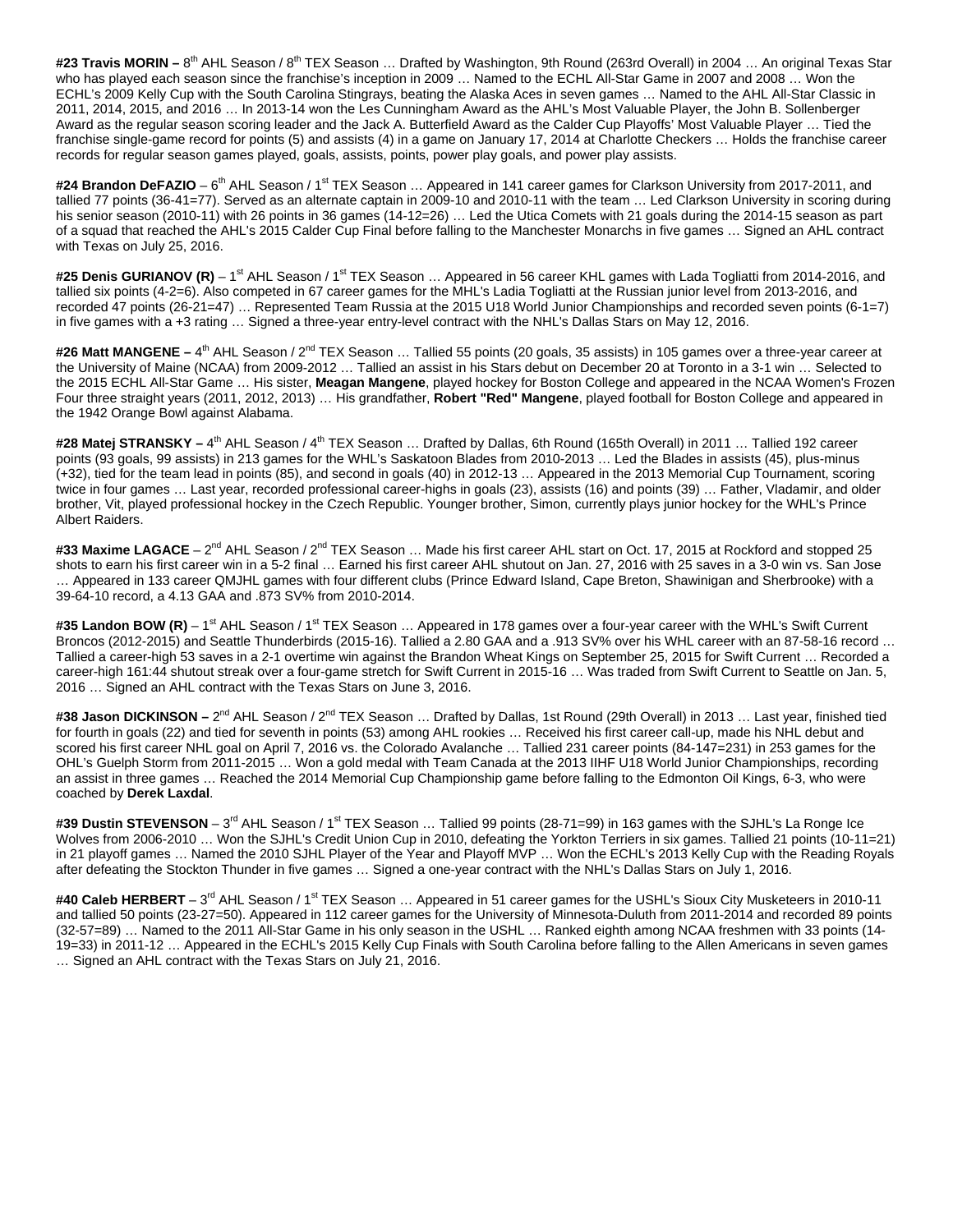**#23 Travis MORIN –** 8th AHL Season / 8th TEX Season … Drafted by Washington, 9th Round (263rd Overall) in 2004 … An original Texas Star who has played each season since the franchise's inception in 2009 … Named to the ECHL All-Star Game in 2007 and 2008 … Won the ECHL's 2009 Kelly Cup with the South Carolina Stingrays, beating the Alaska Aces in seven games … Named to the AHL All-Star Classic in 2011, 2014, 2015, and 2016 … In 2013-14 won the Les Cunningham Award as the AHL's Most Valuable Player, the John B. Sollenberger Award as the regular season scoring leader and the Jack A. Butterfield Award as the Calder Cup Playoffs' Most Valuable Player … Tied the franchise single-game record for points (5) and assists (4) in a game on January 17, 2014 at Charlotte Checkers … Holds the franchise career records for regular season games played, goals, assists, points, power play goals, and power play assists.

**#24 Brandon DeFAZIO** – 6th AHL Season / 1st TEX Season … Appeared in 141 career games for Clarkson University from 2017-2011, and tallied 77 points (36-41=77). Served as an alternate captain in 2009-10 and 2010-11 with the team … Led Clarkson University in scoring during his senior season (2010-11) with 26 points in 36 games (14-12=26) … Led the Utica Comets with 21 goals during the 2014-15 season as part of a squad that reached the AHL's 2015 Calder Cup Final before falling to the Manchester Monarchs in five games … Signed an AHL contract with Texas on July 25, 2016.

**#25 Denis GURIANOV (R)** – 1st AHL Season / 1st TEX Season … Appeared in 56 career KHL games with Lada Togliatti from 2014-2016, and tallied six points (4-2=6). Also competed in 67 career games for the MHL's Ladia Togliatti at the Russian junior level from 2013-2016, and recorded 47 points (26-21=47) … Represented Team Russia at the 2015 U18 World Junior Championships and recorded seven points (6-1=7) in five games with a +3 rating … Signed a three-year entry-level contract with the NHL's Dallas Stars on May 12, 2016.

**#26 Matt MANGENE –** 4th AHL Season / 2nd TEX Season … Tallied 55 points (20 goals, 35 assists) in 105 games over a three-year career at the University of Maine (NCAA) from 2009-2012 … Tallied an assist in his Stars debut on December 20 at Toronto in a 3-1 win … Selected to the 2015 ECHL All-Star Game … His sister, **Meagan Mangene**, played hockey for Boston College and appeared in the NCAA Women's Frozen Four three straight years (2011, 2012, 2013) … His grandfather, **Robert "Red" Mangene**, played football for Boston College and appeared in the 1942 Orange Bowl against Alabama.

**#28 Matej STRANSKY –** 4th AHL Season / 4th TEX Season … Drafted by Dallas, 6th Round (165th Overall) in 2011 … Tallied 192 career points (93 goals, 99 assists) in 213 games for the WHL's Saskatoon Blades from 2010-2013 … Led the Blades in assists (45), plus-minus (+32), tied for the team lead in points (85), and second in goals (40) in 2012-13 … Appeared in the 2013 Memorial Cup Tournament, scoring twice in four games … Last year, recorded professional career-highs in goals (23), assists (16) and points (39) … Father, Vladamir, and older brother, Vit, played professional hockey in the Czech Republic. Younger brother, Simon, currently plays junior hockey for the WHL's Prince Albert Raiders.

**#33 Maxime LAGACE** – 2nd AHL Season / 2nd TEX Season … Made his first career AHL start on Oct. 17, 2015 at Rockford and stopped 25 shots to earn his first career win in a 5-2 final … Earned his first career AHL shutout on Jan. 27, 2016 with 25 saves in a 3-0 win vs. San Jose … Appeared in 133 career QMJHL games with four different clubs (Prince Edward Island, Cape Breton, Shawinigan and Sherbrooke) with a 39-64-10 record, a 4.13 GAA and .873 SV% from 2010-2014.

**#35 Landon BOW (R)** – 1st AHL Season / 1st TEX Season … Appeared in 178 games over a four-year career with the WHL's Swift Current Broncos (2012-2015) and Seattle Thunderbirds (2015-16). Tallied a 2.80 GAA and a .913 SV% over his WHL career with an 87-58-16 record … Tallied a career-high 53 saves in a 2-1 overtime win against the Brandon Wheat Kings on September 25, 2015 for Swift Current … Recorded a career-high 161:44 shutout streak over a four-game stretch for Swift Current in 2015-16 … Was traded from Swift Current to Seattle on Jan. 5, 2016 … Signed an AHL contract with the Texas Stars on June 3, 2016.

**#38 Jason DICKINSON –** 2nd AHL Season / 2nd TEX Season … Drafted by Dallas, 1st Round (29th Overall) in 2013 … Last year, finished tied for fourth in goals (22) and tied for seventh in points (53) among AHL rookies … Received his first career call-up, made his NHL debut and scored his first career NHL goal on April 7, 2016 vs. the Colorado Avalanche … Tallied 231 career points (84-147=231) in 253 games for the OHL's Guelph Storm from 2011-2015 … Won a gold medal with Team Canada at the 2013 IIHF U18 World Junior Championships, recording an assist in three games … Reached the 2014 Memorial Cup Championship game before falling to the Edmonton Oil Kings, 6-3, who were coached by **Derek Laxdal**.

**#39 Dustin STEVENSON** – 3rd AHL Season / 1st TEX Season … Tallied 99 points (28-71=99) in 163 games with the SJHL's La Ronge Ice Wolves from 2006-2010 … Won the SJHL's Credit Union Cup in 2010, defeating the Yorkton Terriers in six games. Tallied 21 points (10-11=21) in 21 playoff games … Named the 2010 SJHL Player of the Year and Playoff MVP … Won the ECHL's 2013 Kelly Cup with the Reading Royals after defeating the Stockton Thunder in five games … Signed a one-year contract with the NHL's Dallas Stars on July 1, 2016.

**#40 Caleb HERBERT** – 3rd AHL Season / 1st TEX Season … Appeared in 51 career games for the USHL's Sioux City Musketeers in 2010-11 and tallied 50 points (23-27=50). Appeared in 112 career games for the University of Minnesota-Duluth from 2011-2014 and recorded 89 points (32-57=89) … Named to the 2011 All-Star Game in his only season in the USHL … Ranked eighth among NCAA freshmen with 33 points (14-19=33) in 2011-12 … Appeared in the ECHL's 2015 Kelly Cup Finals with South Carolina before falling to the Allen Americans in seven games … Signed an AHL contract with the Texas Stars on July 21, 2016.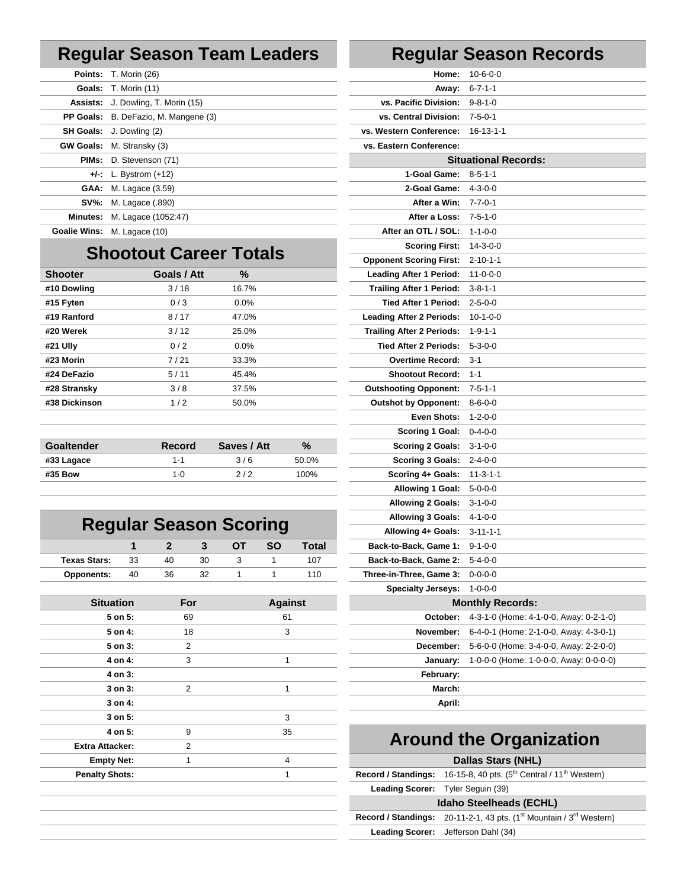## Regular Season Team Leaders

| | |
|---|---|
| **Points:** | T. Morin (26) |
| **Goals:** | T. Morin (11) |
| **Assists:** | J. Dowling, T. Morin (15) |
| **PP Goals:** | B. DeFazio, M. Mangene (3) |
| **SH Goals:** | J. Dowling (2) |
| **GW Goals:** | M. Stransky (3) |
| **PIMs:** | D. Stevenson (71) |
| **+/-:** | L. Bystrom (+12) |
| **GAA:** | M. Lagace (3.59) |
| **SV%:** | M. Lagace (.890) |
| **Minutes:** | M. Lagace (1052:47) |
| **Goalie Wins:** | M. Lagace (10) |

## Shootout Career Totals

| Shooter | Goals / Att | % |
|---|---|---|
| #10 Dowling | 3 / 18 | 16.7% |
| #15 Fyten | 0 / 3 | 0.0% |
| #19 Ranford | 8 / 17 | 47.0% |
| #20 Werek | 3 / 12 | 25.0% |
| #21 Ully | 0 / 2 | 0.0% |
| #23 Morin | 7 / 21 | 33.3% |
| #24 DeFazio | 5 / 11 | 45.4% |
| #28 Stransky | 3 / 8 | 37.5% |
| #38 Dickinson | 1 / 2 | 50.0% |

| Goaltender | Record | Saves / Att | % |
|---|---|---|---|
| #33 Lagace | 1-1 | 3 / 6 | 50.0% |
| #35 Bow | 1-0 | 2 / 2 | 100% |

## Regular Season Scoring

| | 1 | 2 | 3 | OT | SO | Total |
|---|---|---|---|---|---|---|
| **Texas Stars:** | 33 | 40 | 30 | 3 | 1 | 107 |
| **Opponents:** | 40 | 36 | 32 | 1 | 1 | 110 |

| Situation | For | Against |
|---|---|---|
| 5 on 5: | 69 | 61 |
| 5 on 4: | 18 | 3 |
| 5 on 3: | 2 | |
| 4 on 4: | 3 | 1 |
| 4 on 3: | | |
| 3 on 3: | 2 | 1 |
| 3 on 4: | | |
| 3 on 5: | | 3 |
| 4 on 5: | 9 | 35 |
| Extra Attacker: | 2 | |
| Empty Net: | 1 | 4 |
| Penalty Shots: | | 1 |

## Regular Season Records

| | |
|---|---|
| **Home:** | 10-6-0-0 |
| **Away:** | 6-7-1-1 |
| **vs. Pacific Division:** | 9-8-1-0 |
| **vs. Central Division:** | 7-5-0-1 |
| **vs. Western Conference:** | 16-13-1-1 |
| **vs. Eastern Conference:** | |
| **Situational Records:** | |
| **1-Goal Game:** | 8-5-1-1 |
| **2-Goal Game:** | 4-3-0-0 |
| **After a Win:** | 7-7-0-1 |
| **After a Loss:** | 7-5-1-0 |
| **After an OTL / SOL:** | 1-1-0-0 |
| **Scoring First:** | 14-3-0-0 |
| **Opponent Scoring First:** | 2-10-1-1 |
| **Leading After 1 Period:** | 11-0-0-0 |
| **Trailing After 1 Period:** | 3-8-1-1 |
| **Tied After 1 Period:** | 2-5-0-0 |
| **Leading After 2 Periods:** | 10-1-0-0 |
| **Trailing After 2 Periods:** | 1-9-1-1 |
| **Tied After 2 Periods:** | 5-3-0-0 |
| **Overtime Record:** | 3-1 |
| **Shootout Record:** | 1-1 |
| **Outshooting Opponent:** | 7-5-1-1 |
| **Outshot by Opponent:** | 8-6-0-0 |
| **Even Shots:** | 1-2-0-0 |
| **Scoring 1 Goal:** | 0-4-0-0 |
| **Scoring 2 Goals:** | 3-1-0-0 |
| **Scoring 3 Goals:** | 2-4-0-0 |
| **Scoring 4+ Goals:** | 11-3-1-1 |
| **Allowing 1 Goal:** | 5-0-0-0 |
| **Allowing 2 Goals:** | 3-1-0-0 |
| **Allowing 3 Goals:** | 4-1-0-0 |
| **Allowing 4+ Goals:** | 3-11-1-1 |
| **Back-to-Back, Game 1:** | 9-1-0-0 |
| **Back-to-Back, Game 2:** | 5-4-0-0 |
| **Three-in-Three, Game 3:** | 0-0-0-0 |
| **Specialty Jerseys:** | 1-0-0-0 |
| **Monthly Records:** | |
| **October:** | 4-3-1-0 (Home: 4-1-0-0, Away: 0-2-1-0) |
| **November:** | 6-4-0-1 (Home: 2-1-0-0, Away: 4-3-0-1) |
| **December:** | 5-6-0-0 (Home: 3-4-0-0, Away: 2-2-0-0) |
| **January:** | 1-0-0-0 (Home: 1-0-0-0, Away: 0-0-0-0) |
| **February:** | |
| **March:** | |
| **April:** | |

## Around the Organization

| | |
|---|---|
| **Dallas Stars (NHL)** | |
| **Record / Standings:** | 16-15-8, 40 pts. (5th Central / 11th Western) |
| **Leading Scorer:** | Tyler Seguin (39) |
| **Idaho Steelheads (ECHL)** | |
| **Record / Standings:** | 20-11-2-1, 43 pts. (1st Mountain / 3rd Western) |
| **Leading Scorer:** | Jefferson Dahl (34) |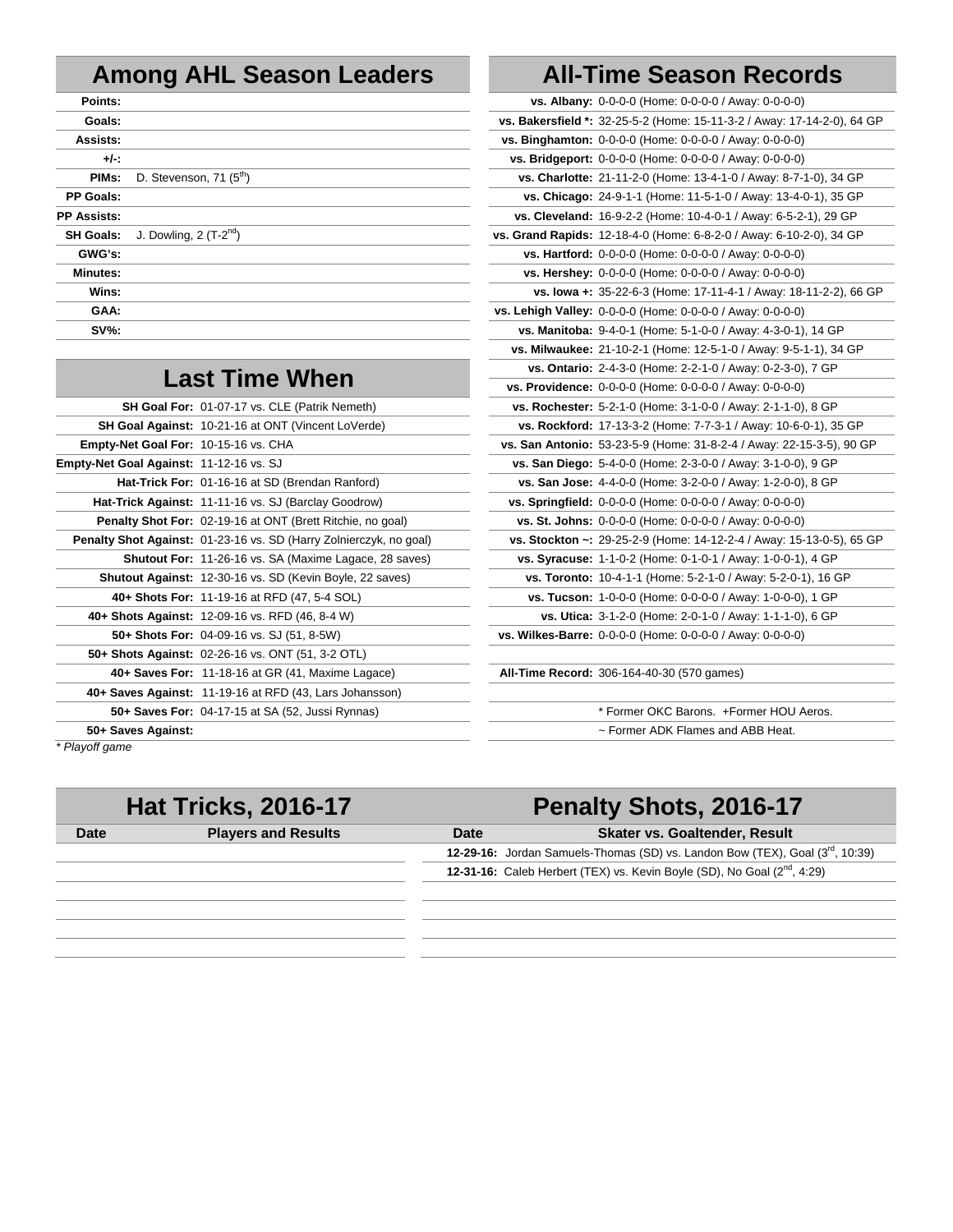## Among AHL Season Leaders

| | |
|---|---|
| **Points:** | |
| **Goals:** | |
| **Assists:** | |
| **+/-:** | |
| **PIMs:** | D. Stevenson, 71 (5th) |
| **PP Goals:** | |
| **PP Assists:** | |
| **SH Goals:** | J. Dowling, 2 (T-2nd) |
| **GWG's:** | |
| **Minutes:** | |
| **Wins:** | |
| **GAA:** | |
| **SV%:** | |

## Last Time When

| | |
|---|---|
| **SH Goal For:** | 01-07-17 vs. CLE (Patrik Nemeth) |
| **SH Goal Against:** | 10-21-16 at ONT (Vincent LoVerde) |
| **Empty-Net Goal For:** | 10-15-16 vs. CHA |
| **Empty-Net Goal Against:** | 11-12-16 vs. SJ |
| **Hat-Trick For:** | 01-16-16 at SD (Brendan Ranford) |
| **Hat-Trick Against:** | 11-11-16 vs. SJ (Barclay Goodrow) |
| **Penalty Shot For:** | 02-19-16 at ONT (Brett Ritchie, no goal) |
| **Penalty Shot Against:** | 01-23-16 vs. SD (Harry Zolnierczyk, no goal) |
| **Shutout For:** | 11-26-16 vs. SA (Maxime Lagace, 28 saves) |
| **Shutout Against:** | 12-30-16 vs. SD (Kevin Boyle, 22 saves) |
| **40+ Shots For:** | 11-19-16 at RFD (47, 5-4 SOL) |
| **40+ Shots Against:** | 12-09-16 vs. RFD (46, 8-4 W) |
| **50+ Shots For:** | 04-09-16 vs. SJ (51, 8-5W) |
| **50+ Shots Against:** | 02-26-16 vs. ONT (51, 3-2 OTL) |
| **40+ Saves For:** | 11-18-16 at GR (41, Maxime Lagace) |
| **40+ Saves Against:** | 11-19-16 at RFD (43, Lars Johansson) |
| **50+ Saves For:** | 04-17-15 at SA (52, Jussi Rynnas) |
| **50+ Saves Against:** | |

*\* Playoff game*

## All-Time Season Records

| | |
|---|---|
| **vs. Albany:** | 0-0-0-0 (Home: 0-0-0-0 / Away: 0-0-0-0) |
| **vs. Bakersfield \*:** | 32-25-5-2 (Home: 15-11-3-2 / Away: 17-14-2-0), 64 GP |
| **vs. Binghamton:** | 0-0-0-0 (Home: 0-0-0-0 / Away: 0-0-0-0) |
| **vs. Bridgeport:** | 0-0-0-0 (Home: 0-0-0-0 / Away: 0-0-0-0) |
| **vs. Charlotte:** | 21-11-2-0 (Home: 13-4-1-0 / Away: 8-7-1-0), 34 GP |
| **vs. Chicago:** | 24-9-1-1 (Home: 11-5-1-0 / Away: 13-4-0-1), 35 GP |
| **vs. Cleveland:** | 16-9-2-2 (Home: 10-4-0-1 / Away: 6-5-2-1), 29 GP |
| **vs. Grand Rapids:** | 12-18-4-0 (Home: 6-8-2-0 / Away: 6-10-2-0), 34 GP |
| **vs. Hartford:** | 0-0-0-0 (Home: 0-0-0-0 / Away: 0-0-0-0) |
| **vs. Hershey:** | 0-0-0-0 (Home: 0-0-0-0 / Away: 0-0-0-0) |
| **vs. Iowa +:** | 35-22-6-3 (Home: 17-11-4-1 / Away: 18-11-2-2), 66 GP |
| **vs. Lehigh Valley:** | 0-0-0-0 (Home: 0-0-0-0 / Away: 0-0-0-0) |
| **vs. Manitoba:** | 9-4-0-1 (Home: 5-1-0-0 / Away: 4-3-0-1), 14 GP |
| **vs. Milwaukee:** | 21-10-2-1 (Home: 12-5-1-0 / Away: 9-5-1-1), 34 GP |
| **vs. Ontario:** | 2-4-3-0 (Home: 2-2-1-0 / Away: 0-2-3-0), 7 GP |
| **vs. Providence:** | 0-0-0-0 (Home: 0-0-0-0 / Away: 0-0-0-0) |
| **vs. Rochester:** | 5-2-1-0 (Home: 3-1-0-0 / Away: 2-1-1-0), 8 GP |
| **vs. Rockford:** | 17-13-3-2 (Home: 7-7-3-1 / Away: 10-6-0-1), 35 GP |
| **vs. San Antonio:** | 53-23-5-9 (Home: 31-8-2-4 / Away: 22-15-3-5), 90 GP |
| **vs. San Diego:** | 5-4-0-0 (Home: 2-3-0-0 / Away: 3-1-0-0), 9 GP |
| **vs. San Jose:** | 4-4-0-0 (Home: 3-2-0-0 / Away: 1-2-0-0), 8 GP |
| **vs. Springfield:** | 0-0-0-0 (Home: 0-0-0-0 / Away: 0-0-0-0) |
| **vs. St. Johns:** | 0-0-0-0 (Home: 0-0-0-0 / Away: 0-0-0-0) |
| **vs. Stockton ~:** | 29-25-2-9 (Home: 14-12-2-4 / Away: 15-13-0-5), 65 GP |
| **vs. Syracuse:** | 1-1-0-2 (Home: 0-1-0-1 / Away: 1-0-0-1), 4 GP |
| **vs. Toronto:** | 10-4-1-1 (Home: 5-2-1-0 / Away: 5-2-0-1), 16 GP |
| **vs. Tucson:** | 1-0-0-0 (Home: 0-0-0-0 / Away: 1-0-0-0), 1 GP |
| **vs. Utica:** | 3-1-2-0 (Home: 2-0-1-0 / Away: 1-1-1-0), 6 GP |
| **vs. Wilkes-Barre:** | 0-0-0-0 (Home: 0-0-0-0 / Away: 0-0-0-0) |
| | |
| **All-Time Record:** | 306-164-40-30 (570 games) |
| | |
| | \* Former OKC Barons. +Former HOU Aeros. |
| | ~ Former ADK Flames and ABB Heat. |

## Hat Tricks, 2016-17

| Date | Players and Results |
|---|---|
| | |

## Penalty Shots, 2016-17

| Date | Skater vs. Goaltender, Result |
|---|---|
| **12-29-16:** | Jordan Samuels-Thomas (SD) vs. Landon Bow (TEX), Goal (3rd, 10:39) |
| **12-31-16:** | Caleb Herbert (TEX) vs. Kevin Boyle (SD), No Goal (2nd, 4:29) |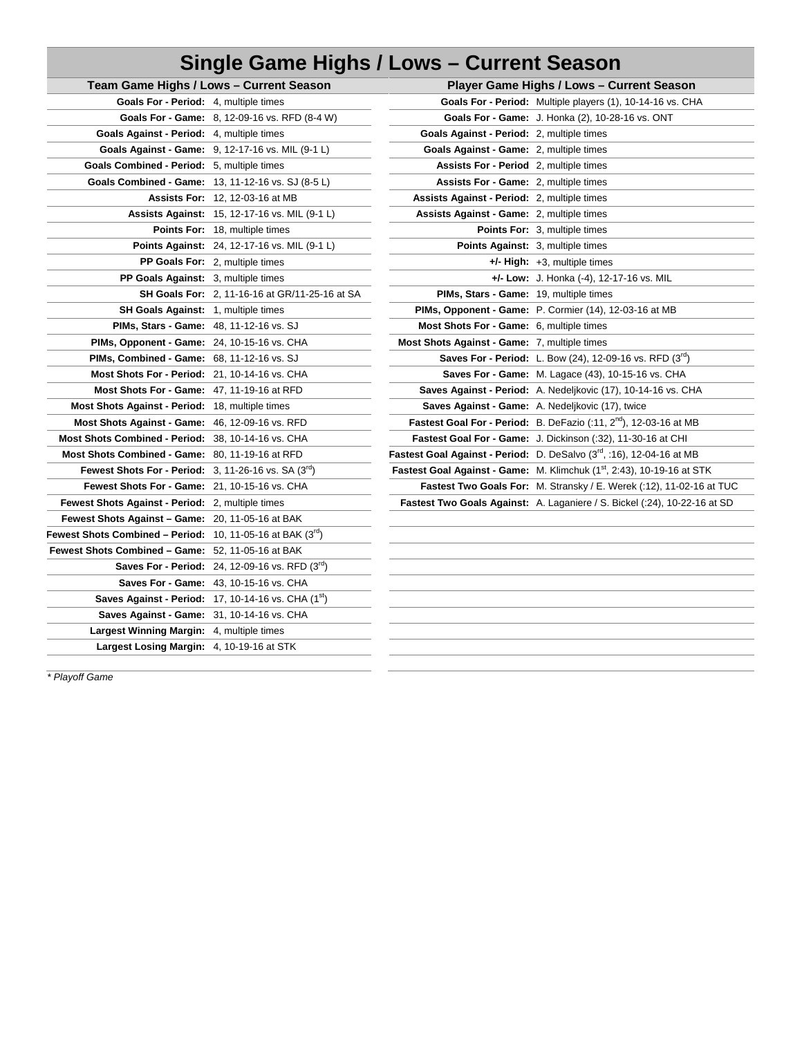# Single Game Highs / Lows – Current Season

## Team Game Highs / Lows – Current Season

| | |
|---|---|
| **Goals For - Period:** | 4, multiple times |
| **Goals For - Game:** | 8, 12-09-16 vs. RFD (8-4 W) |
| **Goals Against - Period:** | 4, multiple times |
| **Goals Against - Game:** | 9, 12-17-16 vs. MIL (9-1 L) |
| **Goals Combined - Period:** | 5, multiple times |
| **Goals Combined - Game:** | 13, 11-12-16 vs. SJ (8-5 L) |
| **Assists For:** | 12, 12-03-16 at MB |
| **Assists Against:** | 15, 12-17-16 vs. MIL (9-1 L) |
| **Points For:** | 18, multiple times |
| **Points Against:** | 24, 12-17-16 vs. MIL (9-1 L) |
| **PP Goals For:** | 2, multiple times |
| **PP Goals Against:** | 3, multiple times |
| **SH Goals For:** | 2, 11-16-16 at GR/11-25-16 at SA |
| **SH Goals Against:** | 1, multiple times |
| **PIMs, Stars - Game:** | 48, 11-12-16 vs. SJ |
| **PIMs, Opponent - Game:** | 24, 10-15-16 vs. CHA |
| **PIMs, Combined - Game:** | 68, 11-12-16 vs. SJ |
| **Most Shots For - Period:** | 21, 10-14-16 vs. CHA |
| **Most Shots For - Game:** | 47, 11-19-16 at RFD |
| **Most Shots Against - Period:** | 18, multiple times |
| **Most Shots Against - Game:** | 46, 12-09-16 vs. RFD |
| **Most Shots Combined - Period:** | 38, 10-14-16 vs. CHA |
| **Most Shots Combined - Game:** | 80, 11-19-16 at RFD |
| **Fewest Shots For - Period:** | 3, 11-26-16 vs. SA (3rd) |
| **Fewest Shots For - Game:** | 21, 10-15-16 vs. CHA |
| **Fewest Shots Against - Period:** | 2, multiple times |
| **Fewest Shots Against – Game:** | 20, 11-05-16 at BAK |
| **Fewest Shots Combined – Period:** | 10, 11-05-16 at BAK (3rd) |
| **Fewest Shots Combined – Game:** | 52, 11-05-16 at BAK |
| **Saves For - Period:** | 24, 12-09-16 vs. RFD (3rd) |
| **Saves For - Game:** | 43, 10-15-16 vs. CHA |
| **Saves Against - Period:** | 17, 10-14-16 vs. CHA (1st) |
| **Saves Against - Game:** | 31, 10-14-16 vs. CHA |
| **Largest Winning Margin:** | 4, multiple times |
| **Largest Losing Margin:** | 4, 10-19-16 at STK |

*\* Playoff Game*

## Player Game Highs / Lows – Current Season

| | |
|---|---|
| **Goals For - Period:** | Multiple players (1), 10-14-16 vs. CHA |
| **Goals For - Game:** | J. Honka (2), 10-28-16 vs. ONT |
| **Goals Against - Period:** | 2, multiple times |
| **Goals Against - Game:** | 2, multiple times |
| **Assists For - Period** | 2, multiple times |
| **Assists For - Game:** | 2, multiple times |
| **Assists Against - Period:** | 2, multiple times |
| **Assists Against - Game:** | 2, multiple times |
| **Points For:** | 3, multiple times |
| **Points Against:** | 3, multiple times |
| **+/- High:** | +3, multiple times |
| **+/- Low:** | J. Honka (-4), 12-17-16 vs. MIL |
| **PIMs, Stars - Game:** | 19, multiple times |
| **PIMs, Opponent - Game:** | P. Cormier (14), 12-03-16 at MB |
| **Most Shots For - Game:** | 6, multiple times |
| **Most Shots Against - Game:** | 7, multiple times |
| **Saves For - Period:** | L. Bow (24), 12-09-16 vs. RFD (3rd) |
| **Saves For - Game:** | M. Lagace (43), 10-15-16 vs. CHA |
| **Saves Against - Period:** | A. Nedeljkovic (17), 10-14-16 vs. CHA |
| **Saves Against - Game:** | A. Nedeljkovic (17), twice |
| **Fastest Goal For - Period:** | B. DeFazio (:11, 2nd), 12-03-16 at MB |
| **Fastest Goal For - Game:** | J. Dickinson (:32), 11-30-16 at CHI |
| **Fastest Goal Against - Period:** | D. DeSalvo (3rd, :16), 12-04-16 at MB |
| **Fastest Goal Against - Game:** | M. Klimchuk (1st, 2:43), 10-19-16 at STK |
| **Fastest Two Goals For:** | M. Stransky / E. Werek (:12), 11-02-16 at TUC |
| **Fastest Two Goals Against:** | A. Laganiere / S. Bickel (:24), 10-22-16 at SD |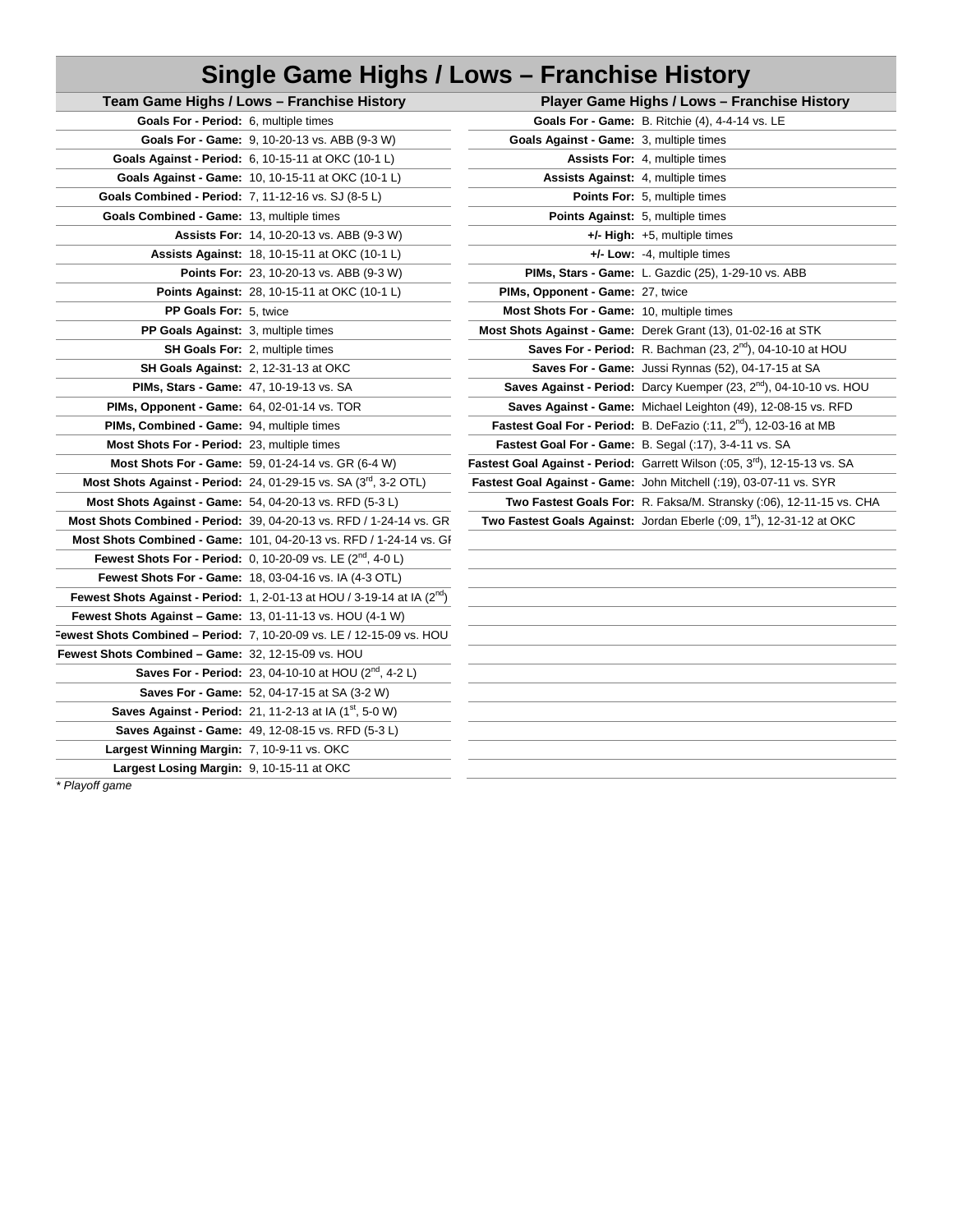# Single Game Highs / Lows – Franchise History

## Team Game Highs / Lows – Franchise History

| Category | Record |
|---|---|
| **Goals For - Period:** | 6, multiple times |
| **Goals For - Game:** | 9, 10-20-13 vs. ABB (9-3 W) |
| **Goals Against - Period:** | 6, 10-15-11 at OKC (10-1 L) |
| **Goals Against - Game:** | 10, 10-15-11 at OKC (10-1 L) |
| **Goals Combined - Period:** | 7, 11-12-16 vs. SJ (8-5 L) |
| **Goals Combined - Game:** | 13, multiple times |
| **Assists For:** | 14, 10-20-13 vs. ABB (9-3 W) |
| **Assists Against:** | 18, 10-15-11 at OKC (10-1 L) |
| **Points For:** | 23, 10-20-13 vs. ABB (9-3 W) |
| **Points Against:** | 28, 10-15-11 at OKC (10-1 L) |
| **PP Goals For:** | 5, twice |
| **PP Goals Against:** | 3, multiple times |
| **SH Goals For:** | 2, multiple times |
| **SH Goals Against:** | 2, 12-31-13 at OKC |
| **PIMs, Stars - Game:** | 47, 10-19-13 vs. SA |
| **PIMs, Opponent - Game:** | 64, 02-01-14 vs. TOR |
| **PIMs, Combined - Game:** | 94, multiple times |
| **Most Shots For - Period:** | 23, multiple times |
| **Most Shots For - Game:** | 59, 01-24-14 vs. GR (6-4 W) |
| **Most Shots Against - Period:** | 24, 01-29-15 vs. SA (3rd, 3-2 OTL) |
| **Most Shots Against - Game:** | 54, 04-20-13 vs. RFD (5-3 L) |
| **Most Shots Combined - Period:** | 39, 04-20-13 vs. RFD / 1-24-14 vs. GR |
| **Most Shots Combined - Game:** | 101, 04-20-13 vs. RFD / 1-24-14 vs. GR |
| **Fewest Shots For - Period:** | 0, 10-20-09 vs. LE (2nd, 4-0 L) |
| **Fewest Shots For - Game:** | 18, 03-04-16 vs. IA (4-3 OTL) |
| **Fewest Shots Against - Period:** | 1, 2-01-13 at HOU / 3-19-14 at IA (2nd) |
| **Fewest Shots Against – Game:** | 13, 01-11-13 vs. HOU (4-1 W) |
| **Fewest Shots Combined – Period:** | 7, 10-20-09 vs. LE / 12-15-09 vs. HOU |
| **Fewest Shots Combined – Game:** | 32, 12-15-09 vs. HOU |
| **Saves For - Period:** | 23, 04-10-10 at HOU (2nd, 4-2 L) |
| **Saves For - Game:** | 52, 04-17-15 at SA (3-2 W) |
| **Saves Against - Period:** | 21, 11-2-13 at IA (1st, 5-0 W) |
| **Saves Against - Game:** | 49, 12-08-15 vs. RFD (5-3 L) |
| **Largest Winning Margin:** | 7, 10-9-11 vs. OKC |
| **Largest Losing Margin:** | 9, 10-15-11 at OKC |

*\* Playoff game*

## Player Game Highs / Lows – Franchise History

| Category | Record |
|---|---|
| **Goals For - Game:** | B. Ritchie (4), 4-4-14 vs. LE |
| **Goals Against - Game:** | 3, multiple times |
| **Assists For:** | 4, multiple times |
| **Assists Against:** | 4, multiple times |
| **Points For:** | 5, multiple times |
| **Points Against:** | 5, multiple times |
| **+/- High:** | +5, multiple times |
| **+/- Low:** | -4, multiple times |
| **PIMs, Stars - Game:** | L. Gazdic (25), 1-29-10 vs. ABB |
| **PIMs, Opponent - Game:** | 27, twice |
| **Most Shots For - Game:** | 10, multiple times |
| **Most Shots Against - Game:** | Derek Grant (13), 01-02-16 at STK |
| **Saves For - Period:** | R. Bachman (23, 2nd), 04-10-10 at HOU |
| **Saves For - Game:** | Jussi Rynnas (52), 04-17-15 at SA |
| **Saves Against - Period:** | Darcy Kuemper (23, 2nd), 04-10-10 vs. HOU |
| **Saves Against - Game:** | Michael Leighton (49), 12-08-15 vs. RFD |
| **Fastest Goal For - Period:** | B. DeFazio (:11, 2nd), 12-03-16 at MB |
| **Fastest Goal For - Game:** | B. Segal (:17), 3-4-11 vs. SA |
| **Fastest Goal Against - Period:** | Garrett Wilson (:05, 3rd), 12-15-13 vs. SA |
| **Fastest Goal Against - Game:** | John Mitchell (:19), 03-07-11 vs. SYR |
| **Two Fastest Goals For:** | R. Faksa/M. Stransky (:06), 12-11-15 vs. CHA |
| **Two Fastest Goals Against:** | Jordan Eberle (:09, 1st), 12-31-12 at OKC |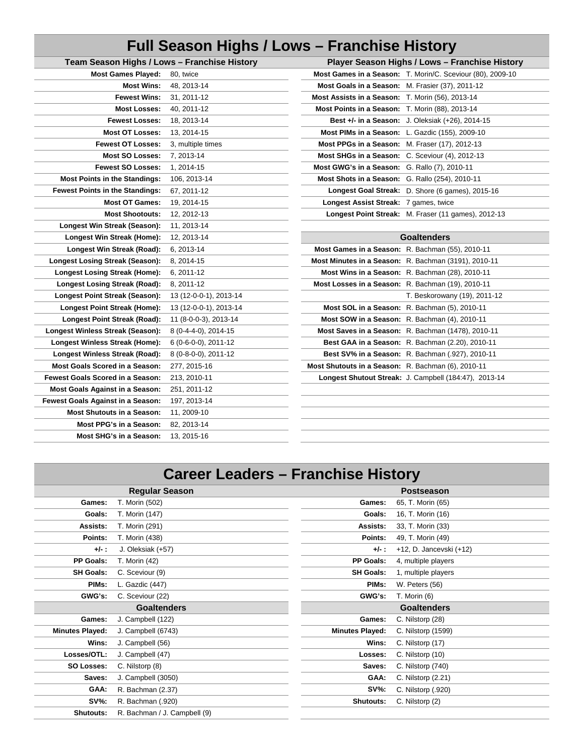# Full Season Highs / Lows – Franchise History

## Team Season Highs / Lows – Franchise History

| | |
|---|---|
| **Most Games Played:** | 80, twice |
| **Most Wins:** | 48, 2013-14 |
| **Fewest Wins:** | 31, 2011-12 |
| **Most Losses:** | 40, 2011-12 |
| **Fewest Losses:** | 18, 2013-14 |
| **Most OT Losses:** | 13, 2014-15 |
| **Fewest OT Losses:** | 3, multiple times |
| **Most SO Losses:** | 7, 2013-14 |
| **Fewest SO Losses:** | 1, 2014-15 |
| **Most Points in the Standings:** | 106, 2013-14 |
| **Fewest Points in the Standings:** | 67, 2011-12 |
| **Most OT Games:** | 19, 2014-15 |
| **Most Shootouts:** | 12, 2012-13 |
| **Longest Win Streak (Season):** | 11, 2013-14 |
| **Longest Win Streak (Home):** | 12, 2013-14 |
| **Longest Win Streak (Road):** | 6, 2013-14 |
| **Longest Losing Streak (Season):** | 8, 2014-15 |
| **Longest Losing Streak (Home):** | 6, 2011-12 |
| **Longest Losing Streak (Road):** | 8, 2011-12 |
| **Longest Point Streak (Season):** | 13 (12-0-0-1), 2013-14 |
| **Longest Point Streak (Home):** | 13 (12-0-0-1), 2013-14 |
| **Longest Point Streak (Road):** | 11 (8-0-0-3), 2013-14 |
| **Longest Winless Streak (Season):** | 8 (0-4-4-0), 2014-15 |
| **Longest Winless Streak (Home):** | 6 (0-6-0-0), 2011-12 |
| **Longest Winless Streak (Road):** | 8 (0-8-0-0), 2011-12 |
| **Most Goals Scored in a Season:** | 277, 2015-16 |
| **Fewest Goals Scored in a Season:** | 213, 2010-11 |
| **Most Goals Against in a Season:** | 251, 2011-12 |
| **Fewest Goals Against in a Season:** | 197, 2013-14 |
| **Most Shutouts in a Season:** | 11, 2009-10 |
| **Most PPG's in a Season:** | 82, 2013-14 |
| **Most SHG's in a Season:** | 13, 2015-16 |

## Player Season Highs / Lows – Franchise History

| | |
|---|---|
| **Most Games in a Season:** | T. Morin/C. Sceviour (80), 2009-10 |
| **Most Goals in a Season:** | M. Frasier (37), 2011-12 |
| **Most Assists in a Season:** | T. Morin (56), 2013-14 |
| **Most Points in a Season:** | T. Morin (88), 2013-14 |
| **Best +/- in a Season:** | J. Oleksiak (+26), 2014-15 |
| **Most PIMs in a Season:** | L. Gazdic (155), 2009-10 |
| **Most PPGs in a Season:** | M. Fraser (17), 2012-13 |
| **Most SHGs in a Season:** | C. Sceviour (4), 2012-13 |
| **Most GWG's in a Season:** | G. Rallo (7), 2010-11 |
| **Most Shots in a Season:** | G. Rallo (254), 2010-11 |
| **Longest Goal Streak:** | D. Shore (6 games), 2015-16 |
| **Longest Assist Streak:** | 7 games, twice |
| **Longest Point Streak:** | M. Fraser (11 games), 2012-13 |

### Goaltenders

| | |
|---|---|
| **Most Games in a Season:** | R. Bachman (55), 2010-11 |
| **Most Minutes in a Season:** | R. Bachman (3191), 2010-11 |
| **Most Wins in a Season:** | R. Bachman (28), 2010-11 |
| **Most Losses in a Season:** | R. Bachman (19), 2010-11 |
| | T. Beskorowany (19), 2011-12 |
| **Most SOL in a Season:** | R. Bachman (5), 2010-11 |
| **Most SOW in a Season:** | R. Bachman (4), 2010-11 |
| **Most Saves in a Season:** | R. Bachman (1478), 2010-11 |
| **Best GAA in a Season:** | R. Bachman (2.20), 2010-11 |
| **Best SV% in a Season:** | R. Bachman (.927), 2010-11 |
| **Most Shutouts in a Season:** | R. Bachman (6), 2010-11 |
| **Longest Shutout Streak:** | J. Campbell (184:47), 2013-14 |

# Career Leaders – Franchise History

## Regular Season

| | |
|---|---|
| **Games:** | T. Morin (502) |
| **Goals:** | T. Morin (147) |
| **Assists:** | T. Morin (291) |
| **Points:** | T. Morin (438) |
| **+/- :** | J. Oleksiak (+57) |
| **PP Goals:** | T. Morin (42) |
| **SH Goals:** | C. Sceviour (9) |
| **PIMs:** | L. Gazdic (447) |
| **GWG's:** | C. Sceviour (22) |

### Goaltenders

| | |
|---|---|
| **Games:** | J. Campbell (122) |
| **Minutes Played:** | J. Campbell (6743) |
| **Wins:** | J. Campbell (56) |
| **Losses/OTL:** | J. Campbell (47) |
| **SO Losses:** | C. Nilstorp (8) |
| **Saves:** | J. Campbell (3050) |
| **GAA:** | R. Bachman (2.37) |
| **SV%:** | R. Bachman (.920) |
| **Shutouts:** | R. Bachman / J. Campbell (9) |

## Postseason

| | |
|---|---|
| **Games:** | 65, T. Morin (65) |
| **Goals:** | 16, T. Morin (16) |
| **Assists:** | 33, T. Morin (33) |
| **Points:** | 49, T. Morin (49) |
| **+/- :** | +12, D. Jancevski (+12) |
| **PP Goals:** | 4, multiple players |
| **SH Goals:** | 1, multiple players |
| **PIMs:** | W. Peters (56) |
| **GWG's:** | T. Morin (6) |

### Goaltenders

| | |
|---|---|
| **Games:** | C. Nilstorp (28) |
| **Minutes Played:** | C. Nilstorp (1599) |
| **Wins:** | C. Nilstorp (17) |
| **Losses:** | C. Nilstorp (10) |
| **Saves:** | C. Nilstorp (740) |
| **GAA:** | C. Nilstorp (2.21) |
| **SV%:** | C. Nilstorp (.920) |
| **Shutouts:** | C. Nilstorp (2) |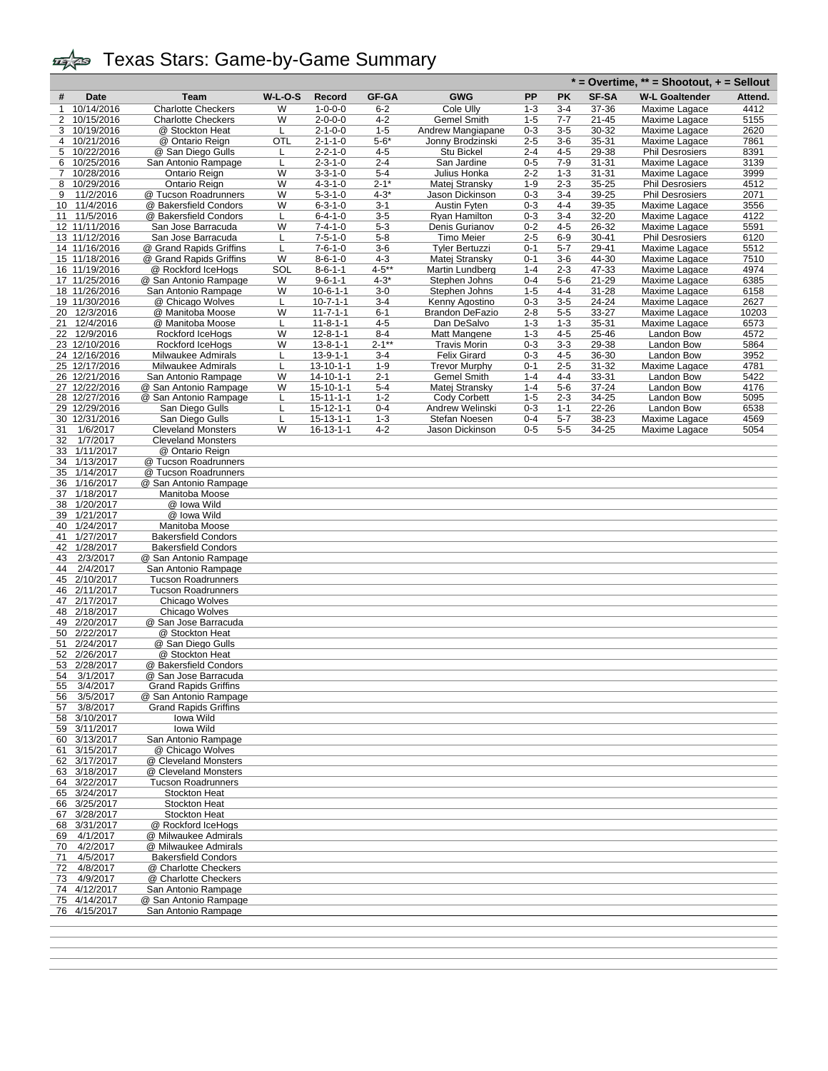# Texas Stars: Game-by-Game Summary

\* = Overtime, ** = Shootout, + = Sellout

| # | Date | Team | W-L-O-S | Record | GF-GA | GWG | PP | PK | SF-SA | W-L Goaltender | Attend. |
|---|---|---|---|---|---|---|---|---|---|---|---|
| 1 | 10/14/2016 | Charlotte Checkers | W | 1-0-0-0 | 6-2 | Cole Ully | 1-3 | 3-4 | 37-36 | Maxime Lagace | 4412 |
| 2 | 10/15/2016 | Charlotte Checkers | W | 2-0-0-0 | 4-2 | Gemel Smith | 1-5 | 7-7 | 21-45 | Maxime Lagace | 5155 |
| 3 | 10/19/2016 | @ Stockton Heat | L | 2-1-0-0 | 1-5 | Andrew Mangiapane | 0-3 | 3-5 | 30-32 | Maxime Lagace | 2620 |
| 4 | 10/21/2016 | @ Ontario Reign | OTL | 2-1-1-0 | 5-6* | Jonny Brodzinski | 2-5 | 3-6 | 35-31 | Maxime Lagace | 7861 |
| 5 | 10/22/2016 | @ San Diego Gulls | L | 2-2-1-0 | 4-5 | Stu Bickel | 2-4 | 4-5 | 29-38 | Phil Desrosiers | 8391 |
| 6 | 10/25/2016 | San Antonio Rampage | L | 2-3-1-0 | 2-4 | San Jardine | 0-5 | 7-9 | 31-35 | Maxime Lagace | 3139 |
| 7 | 10/28/2016 | Ontario Reign | W | 3-3-1-0 | 5-4 | Julius Honka | 2-2 | 1-3 | 31-31 | Maxime Lagace | 3999 |
| 8 | 10/29/2016 | Ontario Reign | W | 4-3-1-0 | 2-1* | Matej Stransky | 1-9 | 2-3 | 35-25 | Phil Desrosiers | 4512 |
| 9 | 11/2/2016 | @ Tucson Roadrunners | W | 5-3-1-0 | 4-3* | Jason Dickinson | 0-3 | 3-4 | 39-25 | Phil Desrosiers | 2071 |
| 10 | 11/4/2016 | @ Bakersfield Condors | W | 6-3-1-0 | 3-1 | Austin Fyten | 0-3 | 4-4 | 39-35 | Maxime Lagace | 3556 |
| 11 | 11/5/2016 | @ Bakersfield Condors | L | 6-4-1-0 | 3-5 | Ryan Hamilton | 0-3 | 3-4 | 32-20 | Maxime Lagace | 4122 |
| 12 | 11/11/2016 | San Jose Barracuda | W | 7-4-1-0 | 5-3 | Denis Gurianov | 0-2 | 4-5 | 26-32 | Maxime Lagace | 5591 |
| 13 | 11/12/2016 | San Jose Barracuda | L | 7-5-1-0 | 5-8 | Timo Meier | 2-5 | 6-9 | 30-41 | Phil Desrosiers | 6120 |
| 14 | 11/16/2016 | @ Grand Rapids Griffins | L | 7-6-1-0 | 3-6 | Tyler Bertuzzi | 0-1 | 5-7 | 29-41 | Maxime Lagace | 5512 |
| 15 | 11/18/2016 | @ Grand Rapids Griffins | W | 8-6-1-0 | 4-3 | Matej Stransky | 0-1 | 3-6 | 44-30 | Maxime Lagace | 7510 |
| 16 | 11/19/2016 | @ Rockford IceHogs | SOL | 8-6-1-1 | 4-5** | Martin Lundberg | 1-4 | 2-3 | 47-33 | Maxime Lagace | 4974 |
| 17 | 11/25/2016 | @ San Antonio Rampage | W | 9-6-1-1 | 4-3* | Stephen Johns | 0-4 | 5-6 | 21-29 | Maxime Lagace | 6385 |
| 18 | 11/26/2016 | San Antonio Rampage | W | 10-6-1-1 | 3-0 | Stephen Johns | 1-5 | 4-4 | 31-28 | Maxime Lagace | 6158 |
| 19 | 11/30/2016 | @ Chicago Wolves | L | 10-7-1-1 | 3-4 | Kenny Agostino | 0-3 | 3-5 | 24-24 | Maxime Lagace | 2627 |
| 20 | 12/3/2016 | @ Manitoba Moose | W | 11-7-1-1 | 6-1 | Brandon DeFazio | 2-8 | 5-5 | 33-27 | Maxime Lagace | 10203 |
| 21 | 12/4/2016 | @ Manitoba Moose | L | 11-8-1-1 | 4-5 | Dan DeSalvo | 1-3 | 1-3 | 35-31 | Maxime Lagace | 6573 |
| 22 | 12/9/2016 | Rockford IceHogs | W | 12-8-1-1 | 8-4 | Matt Mangene | 1-3 | 4-5 | 25-46 | Landon Bow | 4572 |
| 23 | 12/10/2016 | Rockford IceHogs | W | 13-8-1-1 | 2-1** | Travis Morin | 0-3 | 3-3 | 29-38 | Landon Bow | 5864 |
| 24 | 12/16/2016 | Milwaukee Admirals | L | 13-9-1-1 | 3-4 | Felix Girard | 0-3 | 4-5 | 36-30 | Landon Bow | 3952 |
| 25 | 12/17/2016 | Milwaukee Admirals | L | 13-10-1-1 | 1-9 | Trevor Murphy | 0-1 | 2-5 | 31-32 | Maxime Lagace | 4781 |
| 26 | 12/21/2016 | San Antonio Rampage | W | 14-10-1-1 | 2-1 | Gemel Smith | 1-4 | 4-4 | 33-31 | Landon Bow | 5422 |
| 27 | 12/22/2016 | @ San Antonio Rampage | W | 15-10-1-1 | 5-4 | Matej Stransky | 1-4 | 5-6 | 37-24 | Landon Bow | 4176 |
| 28 | 12/27/2016 | @ San Antonio Rampage | L | 15-11-1-1 | 1-2 | Cody Corbett | 1-5 | 2-3 | 34-25 | Landon Bow | 5095 |
| 29 | 12/29/2016 | San Diego Gulls | L | 15-12-1-1 | 0-4 | Andrew Welinski | 0-3 | 1-1 | 22-26 | Landon Bow | 6538 |
| 30 | 12/31/2016 | San Diego Gulls | L | 15-13-1-1 | 1-3 | Stefan Noesen | 0-4 | 5-7 | 38-23 | Maxime Lagace | 4569 |
| 31 | 1/6/2017 | Cleveland Monsters | W | 16-13-1-1 | 4-2 | Jason Dickinson | 0-5 | 5-5 | 34-25 | Maxime Lagace | 5054 |
| 32 | 1/7/2017 | Cleveland Monsters | | | | | | | | | |
| 33 | 1/11/2017 | @ Ontario Reign | | | | | | | | | |
| 34 | 1/13/2017 | @ Tucson Roadrunners | | | | | | | | | |
| 35 | 1/14/2017 | @ Tucson Roadrunners | | | | | | | | | |
| 36 | 1/16/2017 | @ San Antonio Rampage | | | | | | | | | |
| 37 | 1/18/2017 | Manitoba Moose | | | | | | | | | |
| 38 | 1/20/2017 | @ Iowa Wild | | | | | | | | | |
| 39 | 1/21/2017 | @ Iowa Wild | | | | | | | | | |
| 40 | 1/24/2017 | Manitoba Moose | | | | | | | | | |
| 41 | 1/27/2017 | Bakersfield Condors | | | | | | | | | |
| 42 | 1/28/2017 | Bakersfield Condors | | | | | | | | | |
| 43 | 2/3/2017 | @ San Antonio Rampage | | | | | | | | | |
| 44 | 2/4/2017 | San Antonio Rampage | | | | | | | | | |
| 45 | 2/10/2017 | Tucson Roadrunners | | | | | | | | | |
| 46 | 2/11/2017 | Tucson Roadrunners | | | | | | | | | |
| 47 | 2/17/2017 | Chicago Wolves | | | | | | | | | |
| 48 | 2/18/2017 | Chicago Wolves | | | | | | | | | |
| 49 | 2/20/2017 | @ San Jose Barracuda | | | | | | | | | |
| 50 | 2/22/2017 | @ Stockton Heat | | | | | | | | | |
| 51 | 2/24/2017 | @ San Diego Gulls | | | | | | | | | |
| 52 | 2/26/2017 | @ Stockton Heat | | | | | | | | | |
| 53 | 2/28/2017 | @ Bakersfield Condors | | | | | | | | | |
| 54 | 3/1/2017 | @ San Jose Barracuda | | | | | | | | | |
| 55 | 3/4/2017 | Grand Rapids Griffins | | | | | | | | | |
| 56 | 3/5/2017 | @ San Antonio Rampage | | | | | | | | | |
| 57 | 3/8/2017 | Grand Rapids Griffins | | | | | | | | | |
| 58 | 3/10/2017 | Iowa Wild | | | | | | | | | |
| 59 | 3/11/2017 | Iowa Wild | | | | | | | | | |
| 60 | 3/13/2017 | San Antonio Rampage | | | | | | | | | |
| 61 | 3/15/2017 | @ Chicago Wolves | | | | | | | | | |
| 62 | 3/17/2017 | @ Cleveland Monsters | | | | | | | | | |
| 63 | 3/18/2017 | @ Cleveland Monsters | | | | | | | | | |
| 64 | 3/22/2017 | Tucson Roadrunners | | | | | | | | | |
| 65 | 3/24/2017 | Stockton Heat | | | | | | | | | |
| 66 | 3/25/2017 | Stockton Heat | | | | | | | | | |
| 67 | 3/28/2017 | Stockton Heat | | | | | | | | | |
| 68 | 3/31/2017 | @ Rockford IceHogs | | | | | | | | | |
| 69 | 4/1/2017 | @ Milwaukee Admirals | | | | | | | | | |
| 70 | 4/2/2017 | @ Milwaukee Admirals | | | | | | | | | |
| 71 | 4/5/2017 | Bakersfield Condors | | | | | | | | | |
| 72 | 4/8/2017 | @ Charlotte Checkers | | | | | | | | | |
| 73 | 4/9/2017 | @ Charlotte Checkers | | | | | | | | | |
| 74 | 4/12/2017 | San Antonio Rampage | | | | | | | | | |
| 75 | 4/14/2017 | @ San Antonio Rampage | | | | | | | | | |
| 76 | 4/15/2017 | San Antonio Rampage | | | | | | | | | |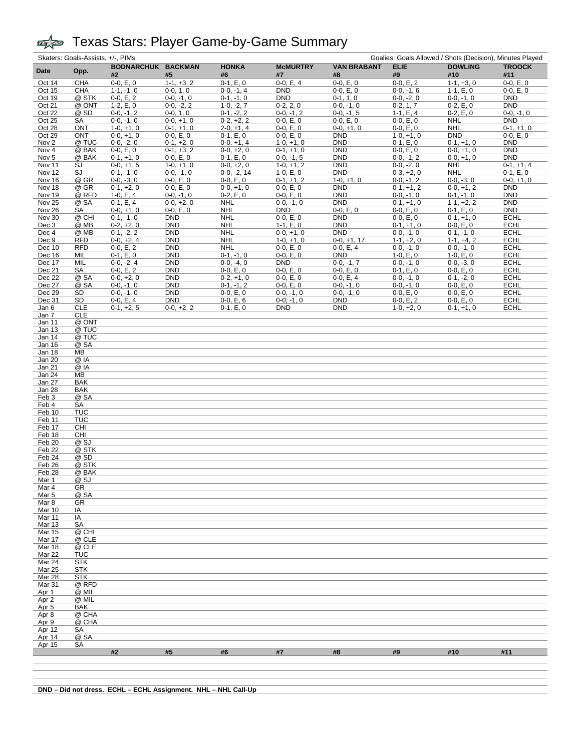# Texas Stars: Player Game-by-Game Summary

Skaters: Goals-Assists, +/-, PIMs — Goalies: Goals Allowed / Shots (Decision), Minutes Played

| Date | Opp. | BODNARCHUK #2 | BACKMAN #5 | HONKA #6 | McMURTRY #7 | VAN BRABANT #8 | ELIE #9 | DOWLING #10 | TROOCK #11 |
|---|---|---|---|---|---|---|---|---|---|
| Oct 14 | CHA | 0-0, E, 0 | 1-1, +3, 2 | 0-1, E, 0 | 0-0, E, 4 | 0-0, E, 0 | 0-0, E, 2 | 1-1, +3, 0 | 0-0, E, 0 |
| Oct 15 | CHA | 1-1, -1, 0 | 0-0, 1, 0 | 0-0, -1, 4 | DND | 0-0, E, 0 | 0-0, -1, 6 | 1-1, E, 0 | 0-0, E, 0 |
| Oct 19 | @ STK | 0-0, E, 2 | 0-0, -1, 0 | 0-1, -1, 0 | DND | 0-1, 1, 0 | 0-0, -2, 0 | 0-0, -1, 0 | DND |
| Oct 21 | @ ONT | 1-2, E, 0 | 0-0, -2, 2 | 1-0, -2, 7 | 0-2, 2, 0 | 0-0, -1, 0 | 0-2, 1, 7 | 0-2, E, 0 | DND |
| Oct 22 | @ SD | 0-0, -1, 2 | 0-0, 1, 0 | 0-1, -2, 2 | 0-0, -1, 2 | 0-0, -1, 5 | 1-1, E, 4 | 0-2, E, 0 | 0-0, -1, 0 |
| Oct 25 | SA | 0-0, -1, 0 | 0-0, +1, 0 | 0-2, +2, 2 | 0-0, E, 0 | 0-0, E, 0 | 0-0, E, 0 | NHL | DND |
| Oct 28 | ONT | 1-0, +1, 0 | 0-1, +1, 0 | 2-0, +1, 4 | 0-0, E, 0 | 0-0, +1, 0 | 0-0, E, 0 | NHL | 0-1, +1, 0 |
| Oct 29 | ONT | 0-0, +1, 0 | 0-0, E, 0 | 0-1, E, 0 | 0-0, E, 0 | DND | 1-0, +1, 0 | DND | 0-0, E, 0 |
| Nov 2 | @ TUC | 0-0, -2, 0 | 0-1, +2, 0 | 0-0, +1, 4 | 1-0, +1, 0 | DND | 0-1, E, 0 | 0-1, +1, 0 | DND |
| Nov 4 | @ BAK | 0-0, E, 0 | 0-1, +3, 2 | 0-0, +2, 0 | 0-1, +1, 0 | DND | 0-0, E, 0 | 0-0, +1, 0 | DND |
| Nov 5 | @ BAK | 0-1, +1, 0 | 0-0, E, 0 | 0-1, E, 0 | 0-0, -1, 5 | DND | 0-0, -1, 2 | 0-0, +1, 0 | DND |
| Nov 11 | SJ | 0-0, +1, 5 | 1-0, +1, 0 | 0-0, +2, 0 | 1-0, +1, 2 | DND | 0-0, -2, 0 | NHL | 0-1, +1, 4 |
| Nov 12 | SJ | 0-1, -1, 0 | 0-0, -1, 0 | 0-0, -2, 14 | 1-0, E, 0 | DND | 0-3, +2, 0 | NHL | 0-1, E, 0 |
| Nov 16 | @ GR | 0-0, -3, 0 | 0-0, E, 0 | 0-0, E, 0 | 0-1, +1, 2 | 1-0, +1, 0 | 0-0, -1, 2 | 0-0, -3, 0 | 0-0, +1, 0 |
| Nov 18 | @ GR | 0-1, +2, 0 | 0-0, E, 0 | 0-0, +1, 0 | 0-0, E, 0 | DND | 0-1, +1, 2 | 0-0, +1, 2 | DND |
| Nov 19 | @ RFD | 1-0, E, 4 | 0-0, -1, 0 | 0-2, E, 0 | 0-0, E, 0 | DND | 0-0, -1, 0 | 0-1, -1, 0 | DND |
| Nov 25 | @ SA | 0-1, E, 4 | 0-0, +2, 0 | NHL | 0-0, -1, 0 | DND | 0-1, +1, 0 | 1-1, +2, 2 | DND |
| Nov 26 | SA | 0-0, +1, 0 | 0-0, E, 0 | NHL | DND | 0-0, E, 0 | 0-0, E, 0 | 0-1, E, 0 | DND |
| Nov 30 | @ CHI | 0-1, -1, 0 | DND | NHL | 0-0, E, 0 | DND | 0-0, E, 0 | 0-1, +1, 0 | ECHL |
| Dec 3 | @ MB | 0-2, +2, 0 | DND | NHL | 1-1, E, 0 | DND | 0-1, +1, 0 | 0-0, E, 0 | ECHL |
| Dec 4 | @ MB | 0-1, -2, 2 | DND | NHL | 0-0, +1, 0 | DND | 0-0, -1, 0 | 0-1, -1, 0 | ECHL |
| Dec 9 | RFD | 0-0, +2, 4 | DND | NHL | 1-0, +1, 0 | 0-0, +1, 17 | 1-1, +2, 0 | 1-1, +4, 2 | ECHL |
| Dec 10 | RFD | 0-0, E, 2 | DND | NHL | 0-0, E, 0 | 0-0, E, 4 | 0-0, -1, 0 | 0-0, -1, 0 | ECHL |
| Dec 16 | MIL | 0-1, E, 0 | DND | 0-1, -1, 0 | 0-0, E, 0 | DND | 1-0, E, 0 | 1-0, E, 0 | ECHL |
| Dec 17 | MIL | 0-0, -2, 4 | DND | 0-0, -4, 0 | DND | 0-0, -1, 7 | 0-0, -1, 0 | 0-0, -3, 0 | ECHL |
| Dec 21 | SA | 0-0, E, 2 | DND | 0-0, E, 0 | 0-0, E, 0 | 0-0, E, 0 | 0-1, E, 0 | 0-0, E, 0 | ECHL |
| Dec 22 | @ SA | 0-0, +2, 0 | DND | 0-2, +1, 0 | 0-0, E, 0 | 0-0, E, 4 | 0-0, -1, 0 | 0-1, -2, 0 | ECHL |
| Dec 27 | @ SA | 0-0, -1, 0 | DND | 0-1, -1, 2 | 0-0, E, 0 | 0-0, -1, 0 | 0-0, -1, 0 | 0-0, E, 0 | ECHL |
| Dec 29 | SD | 0-0, -1, 0 | DND | 0-0, E, 0 | 0-0, -1, 0 | 0-0, -1, 0 | 0-0, E, 0 | 0-0, E, 0 | ECHL |
| Dec 31 | SD | 0-0, E, 4 | DND | 0-0, E, 6 | 0-0, -1, 0 | DND | 0-0, E, 2 | 0-0, E, 0 | ECHL |
| Jan 6 | CLE | 0-1, +2, 5 | 0-0, +2, 2 | 0-1, E, 0 | DND | DND | 1-0, +2, 0 | 0-1, +1, 0 | ECHL |
| Jan 7 | CLE | | | | | | | | |
| Jan 11 | @ ONT | | | | | | | | |
| Jan 13 | @ TUC | | | | | | | | |
| Jan 14 | @ TUC | | | | | | | | |
| Jan 16 | @ SA | | | | | | | | |
| Jan 18 | MB | | | | | | | | |
| Jan 20 | @ IA | | | | | | | | |
| Jan 21 | @ IA | | | | | | | | |
| Jan 24 | MB | | | | | | | | |
| Jan 27 | BAK | | | | | | | | |
| Jan 28 | BAK | | | | | | | | |
| Feb 3 | @ SA | | | | | | | | |
| Feb 4 | SA | | | | | | | | |
| Feb 10 | TUC | | | | | | | | |
| Feb 11 | TUC | | | | | | | | |
| Feb 17 | CHI | | | | | | | | |
| Feb 18 | CHI | | | | | | | | |
| Feb 20 | @ SJ | | | | | | | | |
| Feb 22 | @ STK | | | | | | | | |
| Feb 24 | @ SD | | | | | | | | |
| Feb 26 | @ STK | | | | | | | | |
| Feb 28 | @ BAK | | | | | | | | |
| Mar 1 | @ SJ | | | | | | | | |
| Mar 4 | GR | | | | | | | | |
| Mar 5 | @ SA | | | | | | | | |
| Mar 8 | GR | | | | | | | | |
| Mar 10 | IA | | | | | | | | |
| Mar 11 | IA | | | | | | | | |
| Mar 13 | SA | | | | | | | | |
| Mar 15 | @ CHI | | | | | | | | |
| Mar 17 | @ CLE | | | | | | | | |
| Mar 18 | @ CLE | | | | | | | | |
| Mar 22 | TUC | | | | | | | | |
| Mar 24 | STK | | | | | | | | |
| Mar 25 | STK | | | | | | | | |
| Mar 28 | STK | | | | | | | | |
| Mar 31 | @ RFD | | | | | | | | |
| Apr 1 | @ MIL | | | | | | | | |
| Apr 2 | @ MIL | | | | | | | | |
| Apr 5 | BAK | | | | | | | | |
| Apr 8 | @ CHA | | | | | | | | |
| Apr 9 | @ CHA | | | | | | | | |
| Apr 12 | SA | | | | | | | | |
| Apr 14 | @ SA | | | | | | | | |
| Apr 15 | SA | | | | | | | | |
| | | #2 | #5 | #6 | #7 | #8 | #9 | #10 | #11 |

**DND – Did not dress. ECHL – ECHL Assignment. NHL – NHL Call-Up**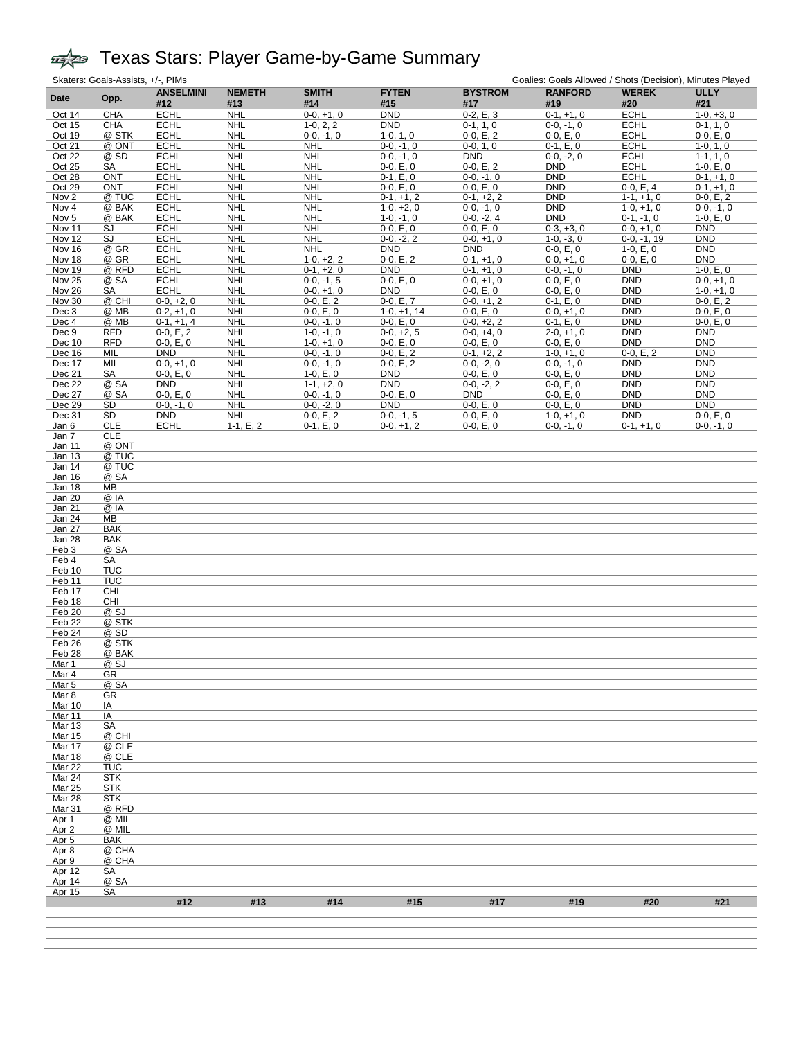# Texas Stars: Player Game-by-Game Summary

Skaters: Goals-Assists, +/-, PIMs | Goalies: Goals Allowed / Shots (Decision), Minutes Played

| Date | Opp. | ANSELMINI #12 | NEMETH #13 | SMITH #14 | FYTEN #15 | BYSTROM #17 | RANFORD #19 | WEREK #20 | ULLY #21 |
|---|---|---|---|---|---|---|---|---|---|
| Oct 14 | CHA | ECHL | NHL | 0-0, +1, 0 | DND | 0-2, E, 3 | 0-1, +1, 0 | ECHL | 1-0, +3, 0 |
| Oct 15 | CHA | ECHL | NHL | 1-0, 2, 2 | DND | 0-1, 1, 0 | 0-0, -1, 0 | ECHL | 0-1, 1, 0 |
| Oct 19 | @ STK | ECHL | NHL | 0-0, -1, 0 | 1-0, 1, 0 | 0-0, E, 2 | 0-0, E, 0 | ECHL | 0-0, E, 0 |
| Oct 21 | @ ONT | ECHL | NHL | NHL | 0-0, -1, 0 | 0-0, 1, 0 | 0-1, E, 0 | ECHL | 1-0, 1, 0 |
| Oct 22 | @ SD | ECHL | NHL | NHL | 0-0, -1, 0 | DND | 0-0, -2, 0 | ECHL | 1-1, 1, 0 |
| Oct 25 | SA | ECHL | NHL | NHL | 0-0, E, 0 | 0-0, E, 2 | DND | ECHL | 1-0, E, 0 |
| Oct 28 | ONT | ECHL | NHL | NHL | 0-1, E, 0 | 0-0, -1, 0 | DND | ECHL | 0-1, +1, 0 |
| Oct 29 | ONT | ECHL | NHL | NHL | 0-0, E, 0 | 0-0, E, 0 | DND | 0-0, E, 4 | 0-1, +1, 0 |
| Nov 2 | @ TUC | ECHL | NHL | NHL | 0-1, +1, 2 | 0-1, +2, 2 | DND | 1-1, +1, 0 | 0-0, E, 2 |
| Nov 4 | @ BAK | ECHL | NHL | NHL | 1-0, +2, 0 | 0-0, -1, 0 | DND | 1-0, +1, 0 | 0-0, -1, 0 |
| Nov 5 | @ BAK | ECHL | NHL | NHL | 1-0, -1, 0 | 0-0, -2, 4 | DND | 0-1, -1, 0 | 1-0, E, 0 |
| Nov 11 | SJ | ECHL | NHL | NHL | 0-0, E, 0 | 0-0, E, 0 | 0-3, +3, 0 | 0-0, +1, 0 | DND |
| Nov 12 | SJ | ECHL | NHL | NHL | 0-0, -2, 2 | 0-0, +1, 0 | 1-0, -3, 0 | 0-0, -1, 19 | DND |
| Nov 16 | @ GR | ECHL | NHL | NHL | DND | DND | 0-0, E, 0 | 1-0, E, 0 | DND |
| Nov 18 | @ GR | ECHL | NHL | 1-0, +2, 2 | 0-0, E, 2 | 0-1, +1, 0 | 0-0, +1, 0 | 0-0, E, 0 | DND |
| Nov 19 | @ RFD | ECHL | NHL | 0-1, +2, 0 | DND | 0-1, +1, 0 | 0-0, -1, 0 | DND | 1-0, E, 0 |
| Nov 25 | @ SA | ECHL | NHL | 0-0, -1, 5 | 0-0, E, 0 | 0-0, +1, 0 | 0-0, E, 0 | DND | 0-0, +1, 0 |
| Nov 26 | SA | ECHL | NHL | 0-0, +1, 0 | DND | 0-0, E, 0 | 0-0, E, 0 | DND | 1-0, +1, 0 |
| Nov 30 | @ CHI | 0-0, +2, 0 | NHL | 0-0, E, 2 | 0-0, E, 7 | 0-0, +1, 2 | 0-1, E, 0 | DND | 0-0, E, 2 |
| Dec 3 | @ MB | 0-2, +1, 0 | NHL | 0-0, E, 0 | 1-0, +1, 14 | 0-0, E, 0 | 0-0, +1, 0 | DND | 0-0, E, 0 |
| Dec 4 | @ MB | 0-1, +1, 4 | NHL | 0-0, -1, 0 | 0-0, E, 0 | 0-0, +2, 2 | 0-1, E, 0 | DND | 0-0, E, 0 |
| Dec 9 | RFD | 0-0, E, 2 | NHL | 1-0, -1, 0 | 0-0, +2, 5 | 0-0, +4, 0 | 2-0, +1, 0 | DND | DND |
| Dec 10 | RFD | 0-0, E, 0 | NHL | 1-0, +1, 0 | 0-0, E, 0 | 0-0, E, 0 | 0-0, E, 0 | DND | DND |
| Dec 16 | MIL | DND | NHL | 0-0, -1, 0 | 0-0, E, 2 | 0-1, +2, 2 | 1-0, +1, 0 | 0-0, E, 2 | DND |
| Dec 17 | MIL | 0-0, +1, 0 | NHL | 0-0, -1, 0 | 0-0, E, 2 | 0-0, -2, 0 | 0-0, -1, 0 | DND | DND |
| Dec 21 | SA | 0-0, E, 0 | NHL | 1-0, E, 0 | DND | 0-0, E, 0 | 0-0, E, 0 | DND | DND |
| Dec 22 | @ SA | DND | NHL | 1-1, +2, 0 | DND | 0-0, -2, 2 | 0-0, E, 0 | DND | DND |
| Dec 27 | @ SA | 0-0, E, 0 | NHL | 0-0, -1, 0 | 0-0, E, 0 | DND | 0-0, E, 0 | DND | DND |
| Dec 29 | SD | 0-0, -1, 0 | NHL | 0-0, -2, 0 | DND | 0-0, E, 0 | 0-0, E, 0 | DND | DND |
| Dec 31 | SD | DND | NHL | 0-0, E, 2 | 0-0, -1, 5 | 0-0, E, 0 | 1-0, +1, 0 | DND | 0-0, E, 0 |
| Jan 6 | CLE | ECHL | 1-1, E, 2 | 0-1, E, 0 | 0-0, +1, 2 | 0-0, E, 0 | 0-0, -1, 0 | 0-1, +1, 0 | 0-0, -1, 0 |
| Jan 7 | CLE | | | | | | | | |
| Jan 11 | @ ONT | | | | | | | | |
| Jan 13 | @ TUC | | | | | | | | |
| Jan 14 | @ TUC | | | | | | | | |
| Jan 16 | @ SA | | | | | | | | |
| Jan 18 | MB | | | | | | | | |
| Jan 20 | @ IA | | | | | | | | |
| Jan 21 | @ IA | | | | | | | | |
| Jan 24 | MB | | | | | | | | |
| Jan 27 | BAK | | | | | | | | |
| Jan 28 | BAK | | | | | | | | |
| Feb 3 | @ SA | | | | | | | | |
| Feb 4 | SA | | | | | | | | |
| Feb 10 | TUC | | | | | | | | |
| Feb 11 | TUC | | | | | | | | |
| Feb 17 | CHI | | | | | | | | |
| Feb 18 | CHI | | | | | | | | |
| Feb 20 | @ SJ | | | | | | | | |
| Feb 22 | @ STK | | | | | | | | |
| Feb 24 | @ SD | | | | | | | | |
| Feb 26 | @ STK | | | | | | | | |
| Feb 28 | @ BAK | | | | | | | | |
| Mar 1 | @ SJ | | | | | | | | |
| Mar 4 | GR | | | | | | | | |
| Mar 5 | @ SA | | | | | | | | |
| Mar 8 | GR | | | | | | | | |
| Mar 10 | IA | | | | | | | | |
| Mar 11 | IA | | | | | | | | |
| Mar 13 | SA | | | | | | | | |
| Mar 15 | @ CHI | | | | | | | | |
| Mar 17 | @ CLE | | | | | | | | |
| Mar 18 | @ CLE | | | | | | | | |
| Mar 22 | TUC | | | | | | | | |
| Mar 24 | STK | | | | | | | | |
| Mar 25 | STK | | | | | | | | |
| Mar 28 | STK | | | | | | | | |
| Mar 31 | @ RFD | | | | | | | | |
| Apr 1 | @ MIL | | | | | | | | |
| Apr 2 | @ MIL | | | | | | | | |
| Apr 5 | BAK | | | | | | | | |
| Apr 8 | @ CHA | | | | | | | | |
| Apr 9 | @ CHA | | | | | | | | |
| Apr 12 | SA | | | | | | | | |
| Apr 14 | @ SA | | | | | | | | |
| Apr 15 | SA | | | | | | | | |
| | | #12 | #13 | #14 | #15 | #17 | #19 | #20 | #21 |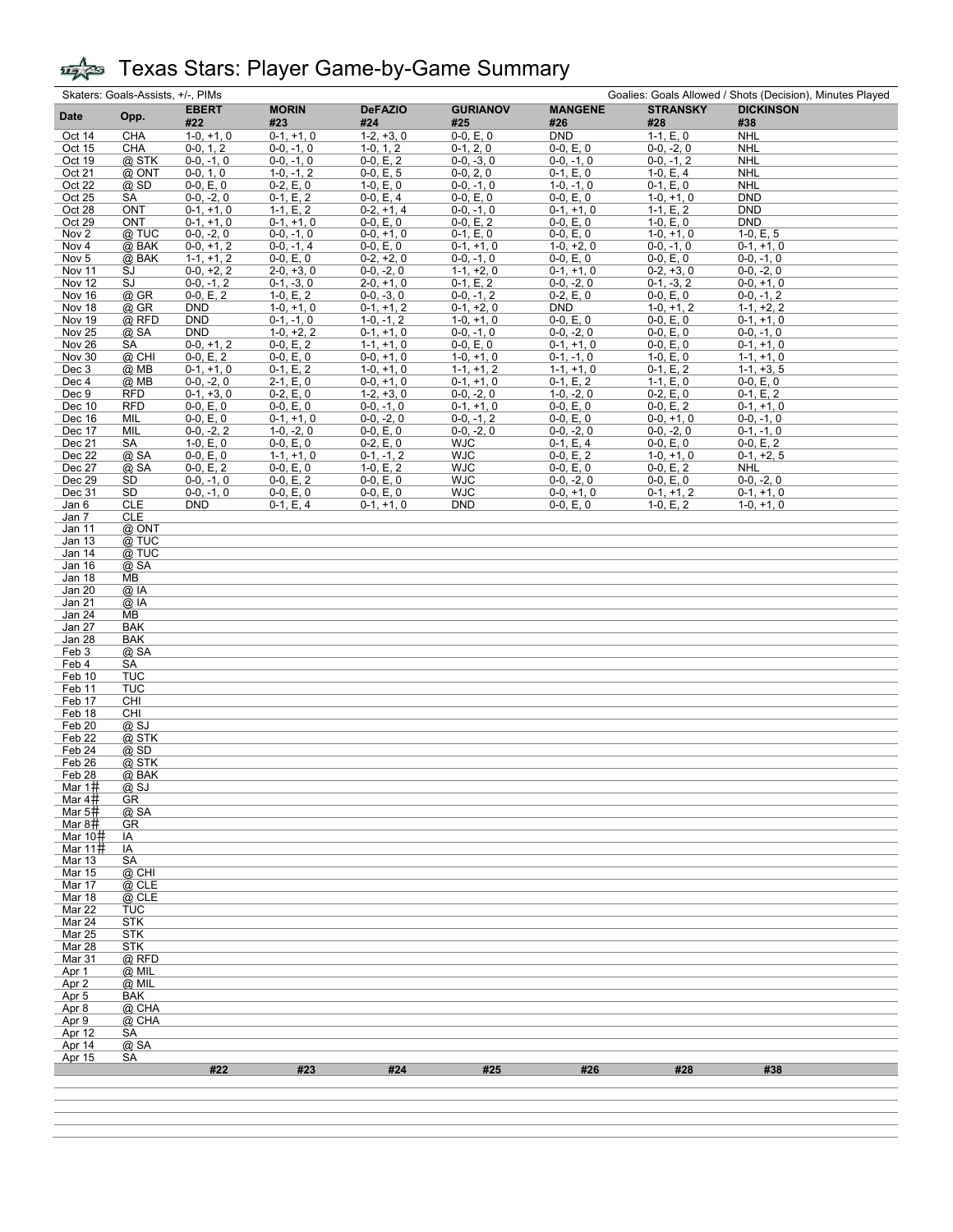# Texas Stars: Player Game-by-Game Summary

Skaters: Goals-Assists, +/-, PIMs — Goalies: Goals Allowed / Shots (Decision), Minutes Played

| Date | Opp. | EBERT #22 | MORIN #23 | DeFAZIO #24 | GURIANOV #25 | MANGENE #26 | STRANSKY #28 | DICKINSON #38 |
|---|---|---|---|---|---|---|---|---|
| Oct 14 | CHA | 1-0, +1, 0 | 0-1, +1, 0 | 1-2, +3, 0 | 0-0, E, 0 | DND | 1-1, E, 0 | NHL |
| Oct 15 | CHA | 0-0, 1, 2 | 0-0, -1, 0 | 1-0, 1, 2 | 0-1, 2, 0 | 0-0, E, 0 | 0-0, -2, 0 | NHL |
| Oct 19 | @ STK | 0-0, -1, 0 | 0-0, -1, 0 | 0-0, E, 2 | 0-0, -3, 0 | 0-0, -1, 0 | 0-0, -1, 2 | NHL |
| Oct 21 | @ ONT | 0-0, 1, 0 | 1-0, -1, 2 | 0-0, E, 5 | 0-0, 2, 0 | 0-1, E, 0 | 1-0, E, 4 | NHL |
| Oct 22 | @ SD | 0-0, E, 0 | 0-2, E, 0 | 1-0, E, 0 | 0-0, -1, 0 | 1-0, -1, 0 | 0-1, E, 0 | NHL |
| Oct 25 | SA | 0-0, -2, 0 | 0-1, E, 2 | 0-0, E, 4 | 0-0, E, 0 | 0-0, E, 0 | 1-0, +1, 0 | DND |
| Oct 28 | ONT | 0-1, +1, 0 | 1-1, E, 2 | 0-2, +1, 4 | 0-0, -1, 0 | 0-1, +1, 0 | 1-1, E, 2 | DND |
| Oct 29 | ONT | 0-1, +1, 0 | 0-1, +1, 0 | 0-0, E, 0 | 0-0, E, 2 | 0-0, E, 0 | 1-0, E, 0 | DND |
| Nov 2 | @ TUC | 0-0, -2, 0 | 0-0, -1, 0 | 0-0, +1, 0 | 0-1, E, 0 | 0-0, E, 0 | 1-0, +1, 0 | 1-0, E, 5 |
| Nov 4 | @ BAK | 0-0, +1, 2 | 0-0, -1, 4 | 0-0, E, 0 | 0-1, +1, 0 | 1-0, +2, 0 | 0-0, -1, 0 | 0-1, +1, 0 |
| Nov 5 | @ BAK | 1-1, +1, 2 | 0-0, E, 0 | 0-2, +2, 0 | 0-0, -1, 0 | 0-0, E, 0 | 0-0, E, 0 | 0-0, -1, 0 |
| Nov 11 | SJ | 0-0, +2, 2 | 2-0, +3, 0 | 0-0, -2, 0 | 1-1, +2, 0 | 0-1, +1, 0 | 0-2, +3, 0 | 0-0, -2, 0 |
| Nov 12 | SJ | 0-0, -1, 2 | 0-1, -3, 0 | 2-0, +1, 0 | 0-1, E, 2 | 0-0, -2, 0 | 0-1, -3, 2 | 0-0, +1, 0 |
| Nov 16 | @ GR | 0-0, E, 2 | 1-0, E, 2 | 0-0, -3, 0 | 0-0, -1, 2 | 0-2, E, 0 | 0-0, E, 0 | 0-0, -1, 2 |
| Nov 18 | @ GR | DND | 1-0, +1, 0 | 0-1, +1, 2 | 0-1, +2, 0 | DND | 1-0, +1, 2 | 1-1, +2, 2 |
| Nov 19 | @ RFD | DND | 0-1, -1, 0 | 1-0, -1, 2 | 1-0, +1, 0 | 0-0, E, 0 | 0-0, E, 0 | 0-1, +1, 0 |
| Nov 25 | @ SA | DND | 1-0, +2, 2 | 0-1, +1, 0 | 0-0, -1, 0 | 0-0, -2, 0 | 0-0, E, 0 | 0-0, -1, 0 |
| Nov 26 | SA | 0-0, +1, 2 | 0-0, E, 2 | 1-1, +1, 0 | 0-0, E, 0 | 0-1, +1, 0 | 0-0, E, 0 | 0-1, +1, 0 |
| Nov 30 | @ CHI | 0-0, E, 2 | 0-0, E, 0 | 0-0, +1, 0 | 1-0, +1, 0 | 0-1, -1, 0 | 1-0, E, 0 | 1-1, +1, 0 |
| Dec 3 | @ MB | 0-1, +1, 0 | 0-1, E, 2 | 1-0, +1, 0 | 1-1, +1, 2 | 1-1, +1, 0 | 0-1, E, 2 | 1-1, +3, 5 |
| Dec 4 | @ MB | 0-0, -2, 0 | 2-1, E, 0 | 0-0, +1, 0 | 0-1, +1, 0 | 0-1, E, 2 | 1-1, E, 0 | 0-0, E, 0 |
| Dec 9 | RFD | 0-1, +3, 0 | 0-2, E, 0 | 1-2, +3, 0 | 0-0, -2, 0 | 1-0, -2, 0 | 0-2, E, 0 | 0-1, E, 2 |
| Dec 10 | RFD | 0-0, E, 0 | 0-0, E, 0 | 0-0, -1, 0 | 0-1, +1, 0 | 0-0, E, 0 | 0-0, E, 2 | 0-1, +1, 0 |
| Dec 16 | MIL | 0-0, E, 0 | 0-1, +1, 0 | 0-0, -2, 0 | 0-0, -1, 2 | 0-0, E, 0 | 0-0, +1, 0 | 0-0, -1, 0 |
| Dec 17 | MIL | 0-0, -2, 2 | 1-0, -2, 0 | 0-0, E, 0 | 0-0, -2, 0 | 0-0, -2, 0 | 0-0, -2, 0 | 0-1, -1, 0 |
| Dec 21 | SA | 1-0, E, 0 | 0-0, E, 0 | 0-2, E, 0 | WJC | 0-1, E, 4 | 0-0, E, 0 | 0-0, E, 2 |
| Dec 22 | @ SA | 0-0, E, 0 | 1-1, +1, 0 | 0-1, -1, 2 | WJC | 0-0, E, 2 | 1-0, +1, 0 | 0-1, +2, 5 |
| Dec 27 | @ SA | 0-0, E, 2 | 0-0, E, 0 | 1-0, E, 2 | WJC | 0-0, E, 0 | 0-0, E, 2 | NHL |
| Dec 29 | SD | 0-0, -1, 0 | 0-0, E, 2 | 0-0, E, 0 | WJC | 0-0, -2, 0 | 0-0, E, 0 | 0-0, -2, 0 |
| Dec 31 | SD | 0-0, -1, 0 | 0-0, E, 0 | 0-0, E, 0 | WJC | 0-0, +1, 0 | 0-1, +1, 2 | 0-1, +1, 0 |
| Jan 6 | CLE | DND | 0-1, E, 4 | 0-1, +1, 0 | DND | 0-0, E, 0 | 1-0, E, 2 | 1-0, +1, 0 |
| Jan 7 | CLE | | | | | | | |
| Jan 11 | @ ONT | | | | | | | |
| Jan 13 | @ TUC | | | | | | | |
| Jan 14 | @ TUC | | | | | | | |
| Jan 16 | @ SA | | | | | | | |
| Jan 18 | MB | | | | | | | |
| Jan 20 | @ IA | | | | | | | |
| Jan 21 | @ IA | | | | | | | |
| Jan 24 | MB | | | | | | | |
| Jan 27 | BAK | | | | | | | |
| Jan 28 | BAK | | | | | | | |
| Feb 3 | @ SA | | | | | | | |
| Feb 4 | SA | | | | | | | |
| Feb 10 | TUC | | | | | | | |
| Feb 11 | TUC | | | | | | | |
| Feb 17 | CHI | | | | | | | |
| Feb 18 | CHI | | | | | | | |
| Feb 20 | @ SJ | | | | | | | |
| Feb 22 | @ STK | | | | | | | |
| Feb 24 | @ SD | | | | | | | |
| Feb 26 | @ STK | | | | | | | |
| Feb 28 | @ BAK | | | | | | | |
| Mar 1# | @ SJ | | | | | | | |
| Mar 4# | GR | | | | | | | |
| Mar 5# | @ SA | | | | | | | |
| Mar 8# | GR | | | | | | | |
| Mar 10# | IA | | | | | | | |
| Mar 11# | IA | | | | | | | |
| Mar 13 | SA | | | | | | | |
| Mar 15 | @ CHI | | | | | | | |
| Mar 17 | @ CLE | | | | | | | |
| Mar 18 | @ CLE | | | | | | | |
| Mar 22 | TUC | | | | | | | |
| Mar 24 | STK | | | | | | | |
| Mar 25 | STK | | | | | | | |
| Mar 28 | STK | | | | | | | |
| Mar 31 | @ RFD | | | | | | | |
| Apr 1 | @ MIL | | | | | | | |
| Apr 2 | @ MIL | | | | | | | |
| Apr 5 | BAK | | | | | | | |
| Apr 8 | @ CHA | | | | | | | |
| Apr 9 | @ CHA | | | | | | | |
| Apr 12 | SA | | | | | | | |
| Apr 14 | @ SA | | | | | | | |
| Apr 15 | SA | | | | | | | |
| | | #22 | #23 | #24 | #25 | #26 | #28 | #38 |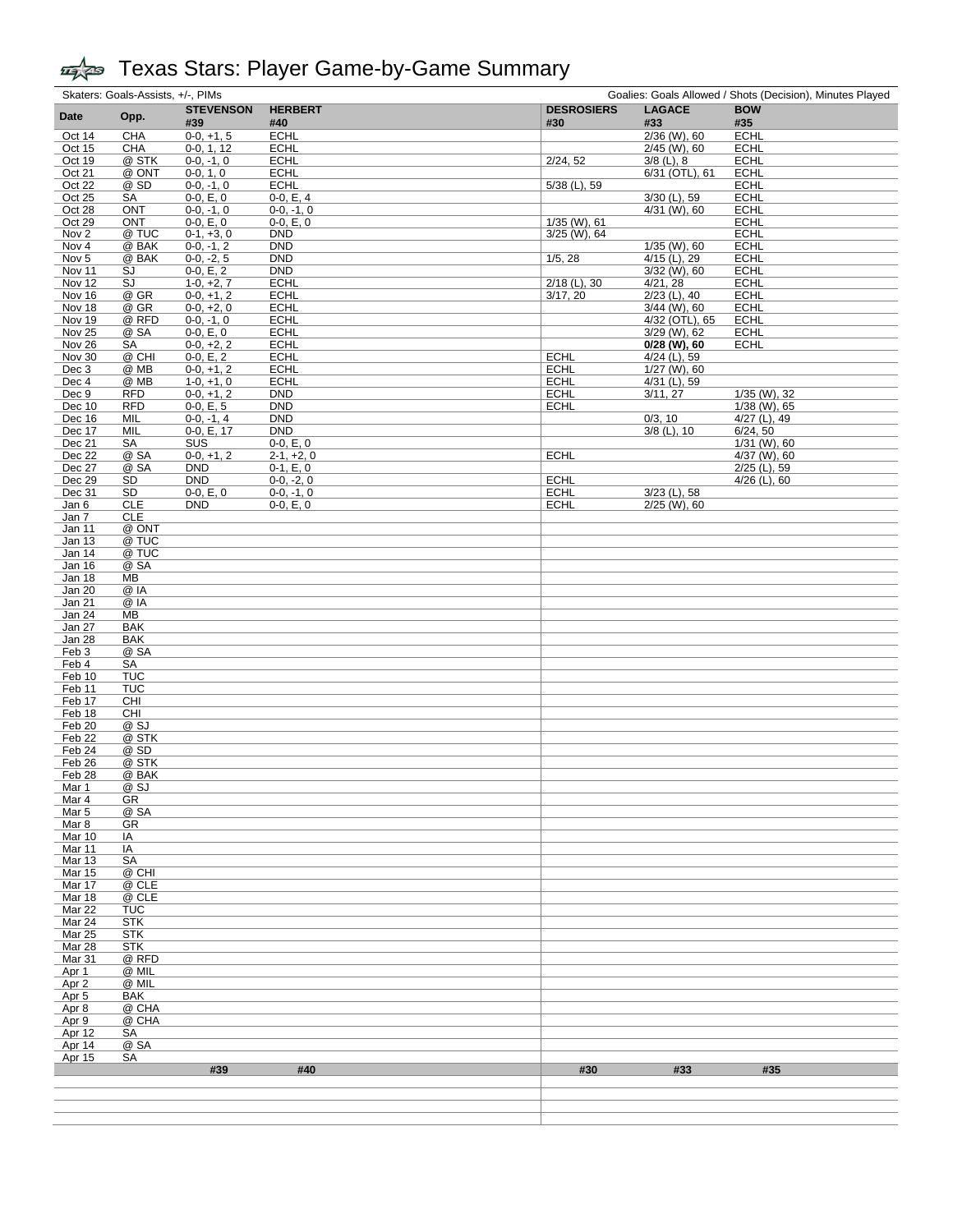# Texas Stars: Player Game-by-Game Summary

| Skaters: Goals-Assists, +/-, PIMs | | | | Goalies: Goals Allowed / Shots (Decision), Minutes Played | | |
|---|---|---|---|---|---|---|
| **Date** | **Opp.** | **STEVENSON #39** | **HERBERT #40** | **DESROSIERS #30** | **LAGACE #33** | **BOW #35** |
| Oct 14 | CHA | 0-0, +1, 5 | ECHL | | 2/36 (W), 60 | ECHL |
| Oct 15 | CHA | 0-0, 1, 12 | ECHL | | 2/45 (W), 60 | ECHL |
| Oct 19 | @ STK | 0-0, -1, 0 | ECHL | 2/24, 52 | 3/8 (L), 8 | ECHL |
| Oct 21 | @ ONT | 0-0, 1, 0 | ECHL | | 6/31 (OTL), 61 | ECHL |
| Oct 22 | @ SD | 0-0, -1, 0 | ECHL | 5/38 (L), 59 | | ECHL |
| Oct 25 | SA | 0-0, E, 0 | 0-0, E, 4 | | 3/30 (L), 59 | ECHL |
| Oct 28 | ONT | 0-0, -1, 0 | 0-0, -1, 0 | | 4/31 (W), 60 | ECHL |
| Oct 29 | ONT | 0-0, E, 0 | 0-0, E, 0 | 1/35 (W), 61 | | ECHL |
| Nov 2 | @ TUC | 0-1, +3, 0 | DND | 3/25 (W), 64 | | ECHL |
| Nov 4 | @ BAK | 0-0, -1, 2 | DND | | 1/35 (W), 60 | ECHL |
| Nov 5 | @ BAK | 0-0, -2, 5 | DND | 1/5, 28 | 4/15 (L), 29 | ECHL |
| Nov 11 | SJ | 0-0, E, 2 | DND | | 3/32 (W), 60 | ECHL |
| Nov 12 | SJ | 1-0, +2, 7 | ECHL | 2/18 (L), 30 | 4/21, 28 | ECHL |
| Nov 16 | @ GR | 0-0, +1, 2 | ECHL | 3/17, 20 | 2/23 (L), 40 | ECHL |
| Nov 18 | @ GR | 0-0, +2, 0 | ECHL | | 3/44 (W), 60 | ECHL |
| Nov 19 | @ RFD | 0-0, -1, 0 | ECHL | | 4/32 (OTL), 65 | ECHL |
| Nov 25 | @ SA | 0-0, E, 0 | ECHL | | 3/29 (W), 62 | ECHL |
| Nov 26 | SA | 0-0, +2, 2 | ECHL | | **0/28 (W), 60** | ECHL |
| Nov 30 | @ CHI | 0-0, E, 2 | ECHL | ECHL | 4/24 (L), 59 | |
| Dec 3 | @ MB | 0-0, +1, 2 | ECHL | ECHL | 1/27 (W), 60 | |
| Dec 4 | @ MB | 1-0, +1, 0 | ECHL | ECHL | 4/31 (L), 59 | |
| Dec 9 | RFD | 0-0, +1, 2 | DND | ECHL | 3/11, 27 | 1/35 (W), 32 |
| Dec 10 | RFD | 0-0, E, 5 | DND | ECHL | | 1/38 (W), 65 |
| Dec 16 | MIL | 0-0, -1, 4 | DND | | 0/3, 10 | 4/27 (L), 49 |
| Dec 17 | MIL | 0-0, E, 17 | DND | | 3/8 (L), 10 | 6/24, 50 |
| Dec 21 | SA | SUS | 0-0, E, 0 | | | 1/31 (W), 60 |
| Dec 22 | @ SA | 0-0, +1, 2 | 2-1, +2, 0 | ECHL | | 4/37 (W), 60 |
| Dec 27 | @ SA | DND | 0-1, E, 0 | | | 2/25 (L), 59 |
| Dec 29 | SD | DND | 0-0, -2, 0 | ECHL | | 4/26 (L), 60 |
| Dec 31 | SD | 0-0, E, 0 | 0-0, -1, 0 | ECHL | 3/23 (L), 58 | |
| Jan 6 | CLE | DND | 0-0, E, 0 | ECHL | 2/25 (W), 60 | |
| Jan 7 | CLE | | | | | |
| Jan 11 | @ ONT | | | | | |
| Jan 13 | @ TUC | | | | | |
| Jan 14 | @ TUC | | | | | |
| Jan 16 | @ SA | | | | | |
| Jan 18 | MB | | | | | |
| Jan 20 | @ IA | | | | | |
| Jan 21 | @ IA | | | | | |
| Jan 24 | MB | | | | | |
| Jan 27 | BAK | | | | | |
| Jan 28 | BAK | | | | | |
| Feb 3 | @ SA | | | | | |
| Feb 4 | SA | | | | | |
| Feb 10 | TUC | | | | | |
| Feb 11 | TUC | | | | | |
| Feb 17 | CHI | | | | | |
| Feb 18 | CHI | | | | | |
| Feb 20 | @ SJ | | | | | |
| Feb 22 | @ STK | | | | | |
| Feb 24 | @ SD | | | | | |
| Feb 26 | @ STK | | | | | |
| Feb 28 | @ BAK | | | | | |
| Mar 1 | @ SJ | | | | | |
| Mar 4 | GR | | | | | |
| Mar 5 | @ SA | | | | | |
| Mar 8 | GR | | | | | |
| Mar 10 | IA | | | | | |
| Mar 11 | IA | | | | | |
| Mar 13 | SA | | | | | |
| Mar 15 | @ CHI | | | | | |
| Mar 17 | @ CLE | | | | | |
| Mar 18 | @ CLE | | | | | |
| Mar 22 | TUC | | | | | |
| Mar 24 | STK | | | | | |
| Mar 25 | STK | | | | | |
| Mar 28 | STK | | | | | |
| Mar 31 | @ RFD | | | | | |
| Apr 1 | @ MIL | | | | | |
| Apr 2 | @ MIL | | | | | |
| Apr 5 | BAK | | | | | |
| Apr 8 | @ CHA | | | | | |
| Apr 9 | @ CHA | | | | | |
| Apr 12 | SA | | | | | |
| Apr 14 | @ SA | | | | | |
| Apr 15 | SA | | | | | |
| | | **#39** | **#40** | **#30** | **#33** | **#35** |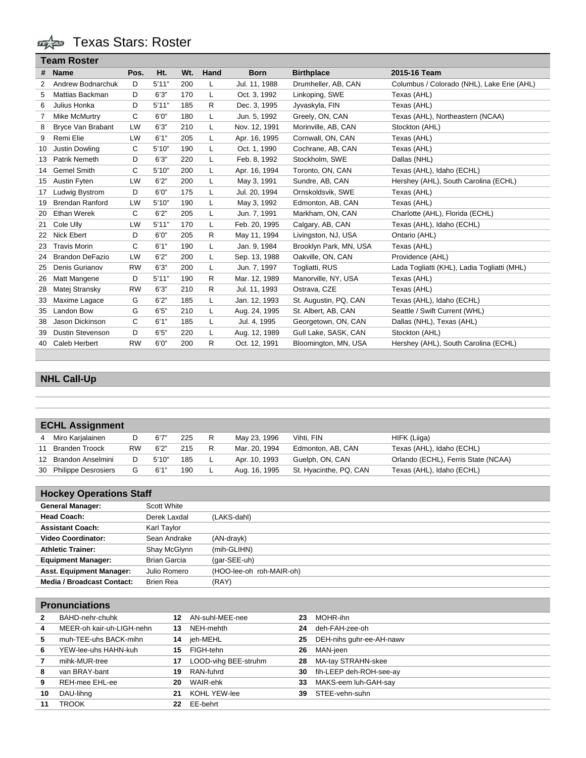# Texas Stars: Roster

## Team Roster

| # | Name | Pos. | Ht. | Wt. | Hand | Born | Birthplace | 2015-16 Team |
|---|---|---|---|---|---|---|---|---|
| 2 | Andrew Bodnarchuk | D | 5'11" | 200 | L | Jul. 11, 1988 | Drumheller, AB, CAN | Columbus / Colorado (NHL), Lake Erie (AHL) |
| 5 | Mattias Backman | D | 6'3" | 170 | L | Oct. 3, 1992 | Linkoping, SWE | Texas (AHL) |
| 6 | Julius Honka | D | 5'11" | 185 | R | Dec. 3, 1995 | Jyvaskyla, FIN | Texas (AHL) |
| 7 | Mike McMurtry | C | 6'0" | 180 | L | Jun. 5, 1992 | Greely, ON, CAN | Texas (AHL), Northeastern (NCAA) |
| 8 | Bryce Van Brabant | LW | 6'3" | 210 | L | Nov. 12, 1991 | Morinville, AB, CAN | Stockton (AHL) |
| 9 | Remi Elie | LW | 6'1" | 205 | L | Apr. 16, 1995 | Cornwall, ON, CAN | Texas (AHL) |
| 10 | Justin Dowling | C | 5'10" | 190 | L | Oct. 1, 1990 | Cochrane, AB, CAN | Texas (AHL) |
| 13 | Patrik Nemeth | D | 6'3" | 220 | L | Feb. 8, 1992 | Stockholm, SWE | Dallas (NHL) |
| 14 | Gemel Smith | C | 5'10" | 200 | L | Apr. 16, 1994 | Toronto, ON, CAN | Texas (AHL), Idaho (ECHL) |
| 15 | Austin Fyten | LW | 6'2" | 200 | L | May 3, 1991 | Sundre, AB, CAN | Hershey (AHL), South Carolina (ECHL) |
| 17 | Ludwig Bystrom | D | 6'0" | 175 | L | Jul. 20, 1994 | Ornskoldsvik, SWE | Texas (AHL) |
| 19 | Brendan Ranford | LW | 5'10" | 190 | L | May 3, 1992 | Edmonton, AB, CAN | Texas (AHL) |
| 20 | Ethan Werek | C | 6'2" | 205 | L | Jun. 7, 1991 | Markham, ON, CAN | Charlotte (AHL), Florida (ECHL) |
| 21 | Cole Ully | LW | 5'11" | 170 | L | Feb. 20, 1995 | Calgary, AB, CAN | Texas (AHL), Idaho (ECHL) |
| 22 | Nick Ebert | D | 6'0" | 205 | R | May 11, 1994 | Livingston, NJ, USA | Ontario (AHL) |
| 23 | Travis Morin | C | 6'1" | 190 | L | Jan. 9, 1984 | Brooklyn Park, MN, USA | Texas (AHL) |
| 24 | Brandon DeFazio | LW | 6'2" | 200 | L | Sep. 13, 1988 | Oakville, ON, CAN | Providence (AHL) |
| 25 | Denis Gurianov | RW | 6'3" | 200 | L | Jun. 7, 1997 | Togliatti, RUS | Lada Togliatti (KHL), Ladia Togliatti (MHL) |
| 26 | Matt Mangene | D | 5'11" | 190 | R | Mar. 12, 1989 | Manorville, NY, USA | Texas (AHL) |
| 28 | Matej Stransky | RW | 6'3" | 210 | R | Jul. 11, 1993 | Ostrava, CZE | Texas (AHL) |
| 33 | Maxime Lagace | G | 6'2" | 185 | L | Jan. 12, 1993 | St. Augustin, PQ, CAN | Texas (AHL), Idaho (ECHL) |
| 35 | Landon Bow | G | 6'5" | 210 | L | Aug. 24, 1995 | St. Albert, AB, CAN | Seattle / Swift Current (WHL) |
| 38 | Jason Dickinson | C | 6'1" | 185 | L | Jul. 4, 1995 | Georgetown, ON, CAN | Dallas (NHL), Texas (AHL) |
| 39 | Dustin Stevenson | D | 6'5" | 220 | L | Aug. 12, 1989 | Gull Lake, SASK, CAN | Stockton (AHL) |
| 40 | Caleb Herbert | RW | 6'0" | 200 | R | Oct. 12, 1991 | Bloomington, MN, USA | Hershey (AHL), South Carolina (ECHL) |

## NHL Call-Up

## ECHL Assignment

| # | Name | Pos. | Ht. | Wt. | Hand | Born | Birthplace | 2015-16 Team |
|---|---|---|---|---|---|---|---|---|
| 4 | Miro Karjalainen | D | 6'7" | 225 | R | May 23, 1996 | Vihti, FIN | HIFK (Liiga) |
| 11 | Branden Troock | RW | 6'2" | 215 | R | Mar. 20, 1994 | Edmonton, AB, CAN | Texas (AHL), Idaho (ECHL) |
| 12 | Brandon Anselmini | D | 5'10" | 185 | L | Apr. 10, 1993 | Guelph, ON, CAN | Orlando (ECHL), Ferris State (NCAA) |
| 30 | Philippe Desrosiers | G | 6'1" | 190 | L | Aug. 16, 1995 | St. Hyacinthe, PQ, CAN | Texas (AHL), Idaho (ECHL) |

## Hockey Operations Staff

| Position | Name | Pronunciation |
|---|---|---|
| **General Manager:** | Scott White | |
| **Head Coach:** | Derek Laxdal | (LAKS-dahl) |
| **Assistant Coach:** | Karl Taylor | |
| **Video Coordinator:** | Sean Andrake | (AN-drayk) |
| **Athletic Trainer:** | Shay McGlynn | (mih-GLIHN) |
| **Equipment Manager:** | Brian Garcia | (gar-SEE-uh) |
| **Asst. Equipment Manager:** | Julio Romero | (HOO-lee-oh roh-MAIR-oh) |
| **Media / Broadcast Contact:** | Brien Rea | (RAY) |

## Pronunciations

| # | Pronunciation | # | Pronunciation | # | Pronunciation |
|---|---|---|---|---|---|
| **2** | BAHD-nehr-chuhk | **12** | AN-suhl-MEE-nee | **23** | MOHR-ihn |
| **4** | MEER-oh kair-uh-LIGH-nehn | **13** | NEH-mehth | **24** | deh-FAH-zee-oh |
| **5** | muh-TEE-uhs BACK-mihn | **14** | jeh-MEHL | **25** | DEH-nihs guhr-ee-AH-nawv |
| **6** | YEW-lee-uhs HAHN-kuh | **15** | FIGH-tehn | **26** | MAN-jeen |
| **7** | mihk-MUR-tree | **17** | LOOD-vihg BEE-struhm | **28** | MA-tay STRAHN-skee |
| **8** | van BRAY-bant | **19** | RAN-fuhrd | **30** | fih-LEEP deh-ROH-see-ay |
| **9** | REH-mee EHL-ee | **20** | WAIR-ehk | **33** | MAKS-eem luh-GAH-say |
| **10** | DAU-lihng | **21** | KOHL YEW-lee | **39** | STEE-vehn-suhn |
| **11** | TROOK | **22** | EE-behrt | | |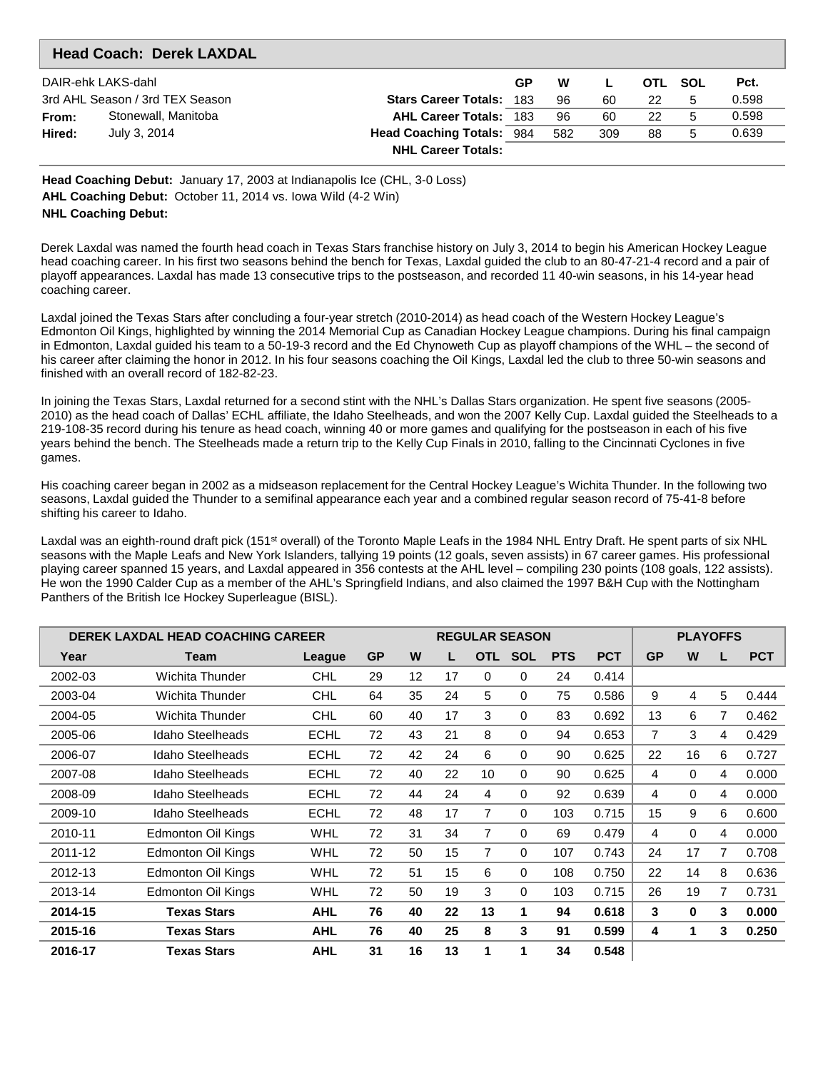## Head Coach: Derek LAXDAL

| | | | GP | W | L | OTL | SOL | Pct. |
|---|---|---|---|---|---|---|---|---|
| DAIR-ehk LAKS-dahl | | | | | | | | |
| 3rd AHL Season / 3rd TEX Season | | **Stars Career Totals:** | 183 | 96 | 60 | 22 | 5 | 0.598 |
| **From:** | Stonewall, Manitoba | **AHL Career Totals:** | 183 | 96 | 60 | 22 | 5 | 0.598 |
| **Hired:** | July 3, 2014 | **Head Coaching Totals:** | 984 | 582 | 309 | 88 | 5 | 0.639 |
| | | **NHL Career Totals:** | | | | | | |

**Head Coaching Debut:** January 17, 2003 at Indianapolis Ice (CHL, 3-0 Loss)
**AHL Coaching Debut:** October 11, 2014 vs. Iowa Wild (4-2 Win)
**NHL Coaching Debut:**

Derek Laxdal was named the fourth head coach in Texas Stars franchise history on July 3, 2014 to begin his American Hockey League head coaching career. In his first two seasons behind the bench for Texas, Laxdal guided the club to an 80-47-21-4 record and a pair of playoff appearances. Laxdal has made 13 consecutive trips to the postseason, and recorded 11 40-win seasons, in his 14-year head coaching career.

Laxdal joined the Texas Stars after concluding a four-year stretch (2010-2014) as head coach of the Western Hockey League's Edmonton Oil Kings, highlighted by winning the 2014 Memorial Cup as Canadian Hockey League champions. During his final campaign in Edmonton, Laxdal guided his team to a 50-19-3 record and the Ed Chynoweth Cup as playoff champions of the WHL – the second of his career after claiming the honor in 2012. In his four seasons coaching the Oil Kings, Laxdal led the club to three 50-win seasons and finished with an overall record of 182-82-23.

In joining the Texas Stars, Laxdal returned for a second stint with the NHL's Dallas Stars organization. He spent five seasons (2005-2010) as the head coach of Dallas' ECHL affiliate, the Idaho Steelheads, and won the 2007 Kelly Cup. Laxdal guided the Steelheads to a 219-108-35 record during his tenure as head coach, winning 40 or more games and qualifying for the postseason in each of his five years behind the bench. The Steelheads made a return trip to the Kelly Cup Finals in 2010, falling to the Cincinnati Cyclones in five games.

His coaching career began in 2002 as a midseason replacement for the Central Hockey League's Wichita Thunder. In the following two seasons, Laxdal guided the Thunder to a semifinal appearance each year and a combined regular season record of 75-41-8 before shifting his career to Idaho.

Laxdal was an eighth-round draft pick (151st overall) of the Toronto Maple Leafs in the 1984 NHL Entry Draft. He spent parts of six NHL seasons with the Maple Leafs and New York Islanders, tallying 19 points (12 goals, seven assists) in 67 career games. His professional playing career spanned 15 years, and Laxdal appeared in 356 contests at the AHL level – compiling 230 points (108 goals, 122 assists). He won the 1990 Calder Cup as a member of the AHL's Springfield Indians, and also claimed the 1997 B&H Cup with the Nottingham Panthers of the British Ice Hockey Superleague (BISL).

| DEREK LAXDAL HEAD COACHING CAREER | | | REGULAR SEASON | | | | | | | PLAYOFFS | | | |
|---|---|---|---|---|---|---|---|---|---|---|---|---|---|
| Year | Team | League | GP | W | L | OTL | SOL | PTS | PCT | GP | W | L | PCT |
| 2002-03 | Wichita Thunder | CHL | 29 | 12 | 17 | 0 | 0 | 24 | 0.414 | | | | |
| 2003-04 | Wichita Thunder | CHL | 64 | 35 | 24 | 5 | 0 | 75 | 0.586 | 9 | 4 | 5 | 0.444 |
| 2004-05 | Wichita Thunder | CHL | 60 | 40 | 17 | 3 | 0 | 83 | 0.692 | 13 | 6 | 7 | 0.462 |
| 2005-06 | Idaho Steelheads | ECHL | 72 | 43 | 21 | 8 | 0 | 94 | 0.653 | 7 | 3 | 4 | 0.429 |
| 2006-07 | Idaho Steelheads | ECHL | 72 | 42 | 24 | 6 | 0 | 90 | 0.625 | 22 | 16 | 6 | 0.727 |
| 2007-08 | Idaho Steelheads | ECHL | 72 | 40 | 22 | 10 | 0 | 90 | 0.625 | 4 | 0 | 4 | 0.000 |
| 2008-09 | Idaho Steelheads | ECHL | 72 | 44 | 24 | 4 | 0 | 92 | 0.639 | 4 | 0 | 4 | 0.000 |
| 2009-10 | Idaho Steelheads | ECHL | 72 | 48 | 17 | 7 | 0 | 103 | 0.715 | 15 | 9 | 6 | 0.600 |
| 2010-11 | Edmonton Oil Kings | WHL | 72 | 31 | 34 | 7 | 0 | 69 | 0.479 | 4 | 0 | 4 | 0.000 |
| 2011-12 | Edmonton Oil Kings | WHL | 72 | 50 | 15 | 7 | 0 | 107 | 0.743 | 24 | 17 | 7 | 0.708 |
| 2012-13 | Edmonton Oil Kings | WHL | 72 | 51 | 15 | 6 | 0 | 108 | 0.750 | 22 | 14 | 8 | 0.636 |
| 2013-14 | Edmonton Oil Kings | WHL | 72 | 50 | 19 | 3 | 0 | 103 | 0.715 | 26 | 19 | 7 | 0.731 |
| **2014-15** | **Texas Stars** | **AHL** | **76** | **40** | **22** | **13** | **1** | **94** | **0.618** | **3** | **0** | **3** | **0.000** |
| **2015-16** | **Texas Stars** | **AHL** | **76** | **40** | **25** | **8** | **3** | **91** | **0.599** | **4** | **1** | **3** | **0.250** |
| **2016-17** | **Texas Stars** | **AHL** | **31** | **16** | **13** | **1** | **1** | **34** | **0.548** | | | | |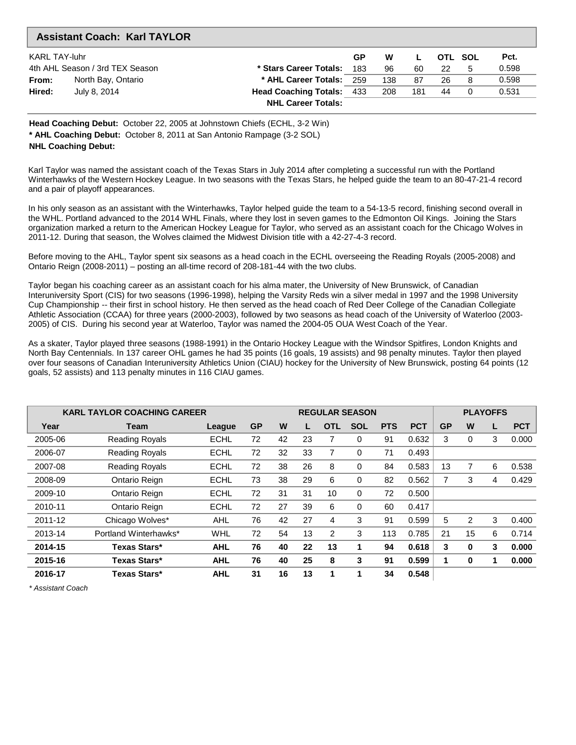## Assistant Coach: Karl TAYLOR

| KARL TAY-luhr | | | GP | W | L | OTL | SOL | Pct. |
|---|---|---|---|---|---|---|---|---|
| 4th AHL Season / 3rd TEX Season | | * Stars Career Totals: | 183 | 96 | 60 | 22 | 5 | 0.598 |
| **From:** | North Bay, Ontario | * AHL Career Totals: | 259 | 138 | 87 | 26 | 8 | 0.598 |
| **Hired:** | July 8, 2014 | Head Coaching Totals: | 433 | 208 | 181 | 44 | 0 | 0.531 |
| | | NHL Career Totals: | | | | | | |

**Head Coaching Debut:** October 22, 2005 at Johnstown Chiefs (ECHL, 3-2 Win)
**\* AHL Coaching Debut:** October 8, 2011 at San Antonio Rampage (3-2 SOL)
**NHL Coaching Debut:**

Karl Taylor was named the assistant coach of the Texas Stars in July 2014 after completing a successful run with the Portland Winterhawks of the Western Hockey League. In two seasons with the Texas Stars, he helped guide the team to an 80-47-21-4 record and a pair of playoff appearances.

In his only season as an assistant with the Winterhawks, Taylor helped guide the team to a 54-13-5 record, finishing second overall in the WHL. Portland advanced to the 2014 WHL Finals, where they lost in seven games to the Edmonton Oil Kings. Joining the Stars organization marked a return to the American Hockey League for Taylor, who served as an assistant coach for the Chicago Wolves in 2011-12. During that season, the Wolves claimed the Midwest Division title with a 42-27-4-3 record.

Before moving to the AHL, Taylor spent six seasons as a head coach in the ECHL overseeing the Reading Royals (2005-2008) and Ontario Reign (2008-2011) – posting an all-time record of 208-181-44 with the two clubs.

Taylor began his coaching career as an assistant coach for his alma mater, the University of New Brunswick, of Canadian Interuniversity Sport (CIS) for two seasons (1996-1998), helping the Varsity Reds win a silver medal in 1997 and the 1998 University Cup Championship -- their first in school history. He then served as the head coach of Red Deer College of the Canadian Collegiate Athletic Association (CCAA) for three years (2000-2003), followed by two seasons as head coach of the University of Waterloo (2003-2005) of CIS. During his second year at Waterloo, Taylor was named the 2004-05 OUA West Coach of the Year.

As a skater, Taylor played three seasons (1988-1991) in the Ontario Hockey League with the Windsor Spitfires, London Knights and North Bay Centennials. In 137 career OHL games he had 35 points (16 goals, 19 assists) and 98 penalty minutes. Taylor then played over four seasons of Canadian Interuniversity Athletics Union (CIAU) hockey for the University of New Brunswick, posting 64 points (12 goals, 52 assists) and 113 penalty minutes in 116 CIAU games.

| KARL TAYLOR COACHING CAREER | | | REGULAR SEASON | | | | | | | PLAYOFFS | | | |
|---|---|---|---|---|---|---|---|---|---|---|---|---|---|
| **Year** | **Team** | **League** | **GP** | **W** | **L** | **OTL** | **SOL** | **PTS** | **PCT** | **GP** | **W** | **L** | **PCT** |
| 2005-06 | Reading Royals | ECHL | 72 | 42 | 23 | 7 | 0 | 91 | 0.632 | 3 | 0 | 3 | 0.000 |
| 2006-07 | Reading Royals | ECHL | 72 | 32 | 33 | 7 | 0 | 71 | 0.493 | | | | |
| 2007-08 | Reading Royals | ECHL | 72 | 38 | 26 | 8 | 0 | 84 | 0.583 | 13 | 7 | 6 | 0.538 |
| 2008-09 | Ontario Reign | ECHL | 73 | 38 | 29 | 6 | 0 | 82 | 0.562 | 7 | 3 | 4 | 0.429 |
| 2009-10 | Ontario Reign | ECHL | 72 | 31 | 31 | 10 | 0 | 72 | 0.500 | | | | |
| 2010-11 | Ontario Reign | ECHL | 72 | 27 | 39 | 6 | 0 | 60 | 0.417 | | | | |
| 2011-12 | Chicago Wolves* | AHL | 76 | 42 | 27 | 4 | 3 | 91 | 0.599 | 5 | 2 | 3 | 0.400 |
| 2013-14 | Portland Winterhawks* | WHL | 72 | 54 | 13 | 2 | 3 | 113 | 0.785 | 21 | 15 | 6 | 0.714 |
| **2014-15** | **Texas Stars*** | **AHL** | **76** | **40** | **22** | **13** | **1** | **94** | **0.618** | **3** | **0** | **3** | **0.000** |
| **2015-16** | **Texas Stars*** | **AHL** | **76** | **40** | **25** | **8** | **3** | **91** | **0.599** | **1** | **0** | **1** | **0.000** |
| **2016-17** | **Texas Stars*** | **AHL** | **31** | **16** | **13** | **1** | **1** | **34** | **0.548** | | | | |

*\* Assistant Coach*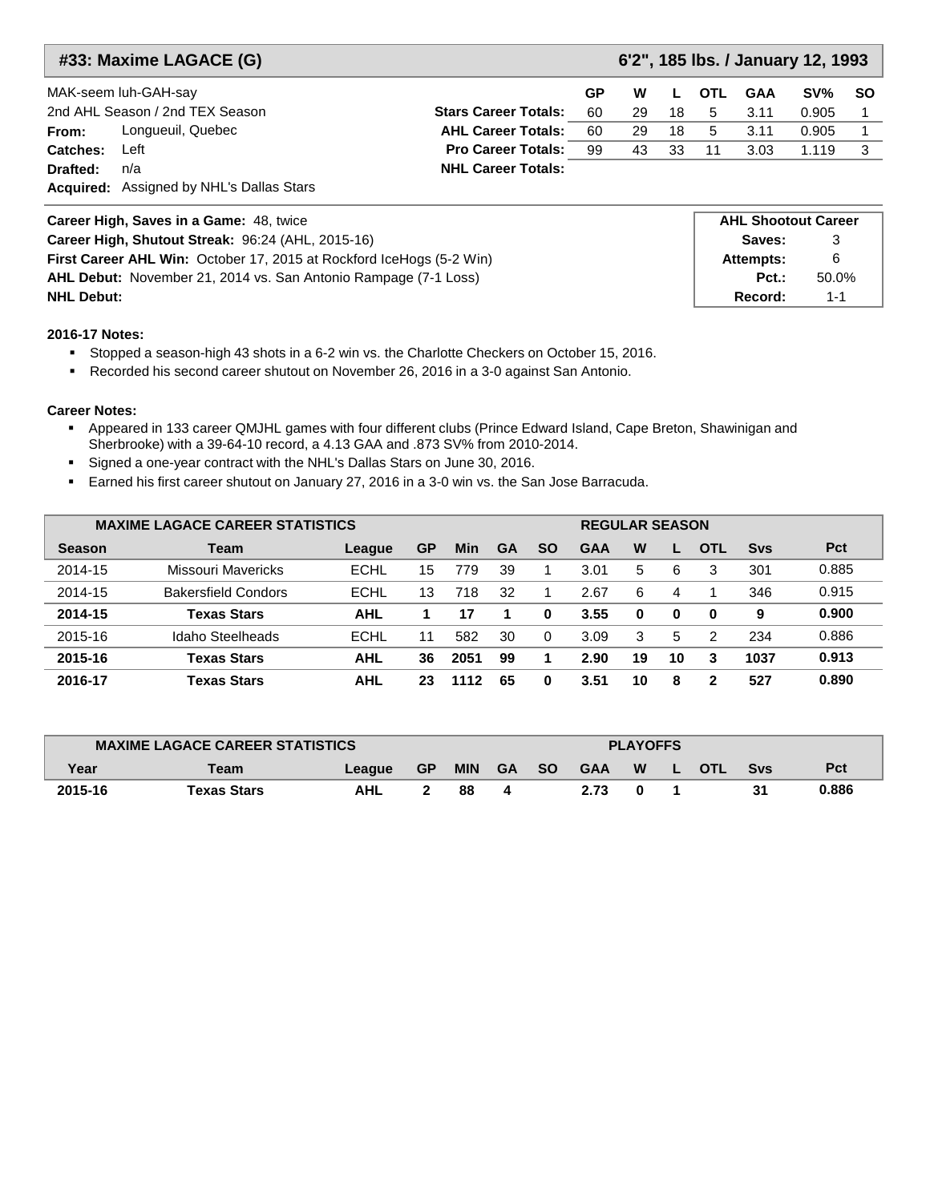## #33: Maxime LAGACE (G)

**6'2", 185 lbs. / January 12, 1993**

MAK-seem luh-GAH-say
2nd AHL Season / 2nd TEX Season

**From:** Longueuil, Quebec
**Catches:** Left
**Drafted:** n/a
**Acquired:** Assigned by NHL's Dallas Stars

| | GP | W | L | OTL | GAA | SV% | SO |
|---|---|---|---|---|---|---|---|
| **Stars Career Totals:** | 60 | 29 | 18 | 5 | 3.11 | 0.905 | 1 |
| **AHL Career Totals:** | 60 | 29 | 18 | 5 | 3.11 | 0.905 | 1 |
| **Pro Career Totals:** | 99 | 43 | 33 | 11 | 3.03 | 1.119 | 3 |
| **NHL Career Totals:** | | | | | | | |

**Career High, Saves in a Game:** 48, twice
**Career High, Shutout Streak:** 96:24 (AHL, 2015-16)
**First Career AHL Win:** October 17, 2015 at Rockford IceHogs (5-2 Win)
**AHL Debut:** November 21, 2014 vs. San Antonio Rampage (7-1 Loss)
**NHL Debut:**

| AHL Shootout Career | |
|---|---|
| **Saves:** | 3 |
| **Attempts:** | 6 |
| **Pct.:** | 50.0% |
| **Record:** | 1-1 |

**2016-17 Notes:**

- Stopped a season-high 43 shots in a 6-2 win vs. the Charlotte Checkers on October 15, 2016.
- Recorded his second career shutout on November 26, 2016 in a 3-0 against San Antonio.

**Career Notes:**

- Appeared in 133 career QMJHL games with four different clubs (Prince Edward Island, Cape Breton, Shawinigan and Sherbrooke) with a 39-64-10 record, a 4.13 GAA and .873 SV% from 2010-2014.
- Signed a one-year contract with the NHL's Dallas Stars on June 30, 2016.
- Earned his first career shutout on January 27, 2016 in a 3-0 win vs. the San Jose Barracuda.

| MAXIME LAGACE CAREER STATISTICS | | | | | | | REGULAR SEASON | | | | | |
|---|---|---|---|---|---|---|---|---|---|---|---|---|
| **Season** | **Team** | **League** | **GP** | **Min** | **GA** | **SO** | **GAA** | **W** | **L** | **OTL** | **Svs** | **Pct** |
| 2014-15 | Missouri Mavericks | ECHL | 15 | 779 | 39 | 1 | 3.01 | 5 | 6 | 3 | 301 | 0.885 |
| 2014-15 | Bakersfield Condors | ECHL | 13 | 718 | 32 | 1 | 2.67 | 6 | 4 | 1 | 346 | 0.915 |
| **2014-15** | **Texas Stars** | **AHL** | **1** | **17** | **1** | **0** | **3.55** | **0** | **0** | **0** | **9** | **0.900** |
| 2015-16 | Idaho Steelheads | ECHL | 11 | 582 | 30 | 0 | 3.09 | 3 | 5 | 2 | 234 | 0.886 |
| **2015-16** | **Texas Stars** | **AHL** | **36** | **2051** | **99** | **1** | **2.90** | **19** | **10** | **3** | **1037** | **0.913** |
| **2016-17** | **Texas Stars** | **AHL** | **23** | **1112** | **65** | **0** | **3.51** | **10** | **8** | **2** | **527** | **0.890** |

| MAXIME LAGACE CAREER STATISTICS | | | | | | | PLAYOFFS | | | | | |
|---|---|---|---|---|---|---|---|---|---|---|---|---|
| **Year** | **Team** | **League** | **GP** | **MIN** | **GA** | **SO** | **GAA** | **W** | **L** | **OTL** | **Svs** | **Pct** |
| **2015-16** | **Texas Stars** | **AHL** | **2** | **88** | **4** | | **2.73** | **0** | **1** | | **31** | **0.886** |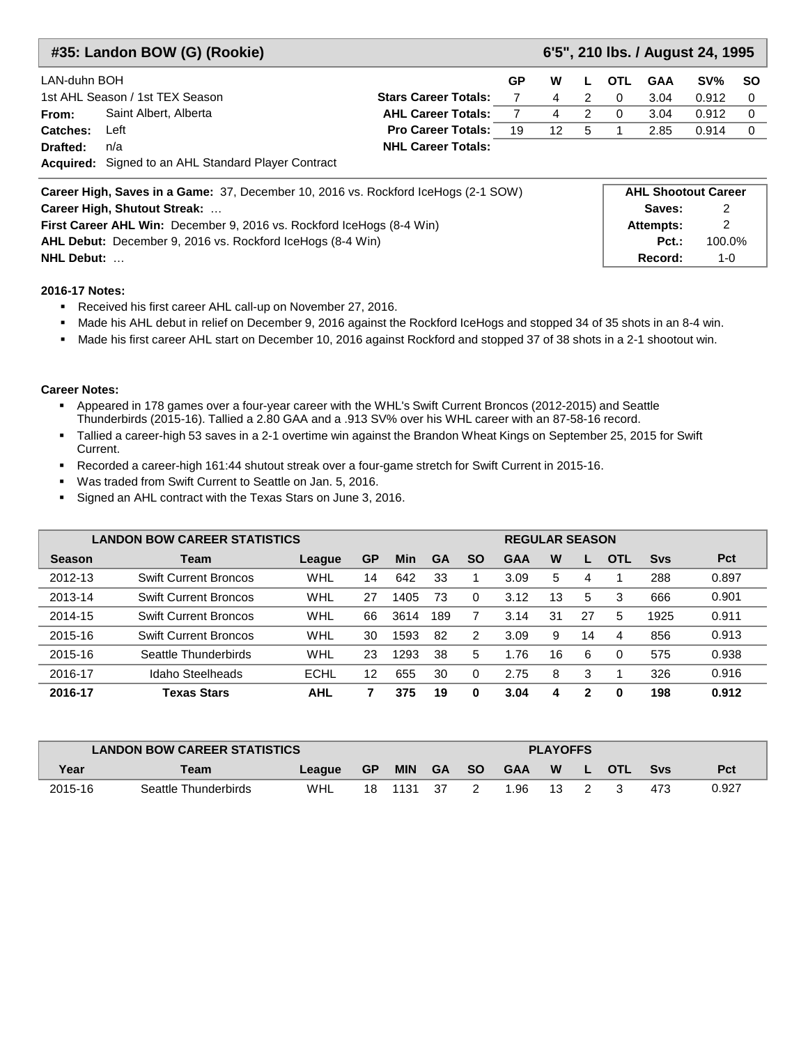## #35: Landon BOW (G) (Rookie)

**6'5", 210 lbs. / August 24, 1995**

LAN-duhn BOH
1st AHL Season / 1st TEX Season
**From:** Saint Albert, Alberta
**Catches:** Left
**Drafted:** n/a
**Acquired:** Signed to an AHL Standard Player Contract

| | GP | W | L | OTL | GAA | SV% | SO |
|---|---|---|---|---|---|---|---|
| **Stars Career Totals:** | 7 | 4 | 2 | 0 | 3.04 | 0.912 | 0 |
| **AHL Career Totals:** | 7 | 4 | 2 | 0 | 3.04 | 0.912 | 0 |
| **Pro Career Totals:** | 19 | 12 | 5 | 1 | 2.85 | 0.914 | 0 |
| **NHL Career Totals:** | | | | | | | |

**Career High, Saves in a Game:** 37, December 10, 2016 vs. Rockford IceHogs (2-1 SOW)
**Career High, Shutout Streak:** …
**First Career AHL Win:** December 9, 2016 vs. Rockford IceHogs (8-4 Win)
**AHL Debut:** December 9, 2016 vs. Rockford IceHogs (8-4 Win)
**NHL Debut:** …

| AHL Shootout Career | |
|---|---|
| **Saves:** | 2 |
| **Attempts:** | 2 |
| **Pct.:** | 100.0% |
| **Record:** | 1-0 |

**2016-17 Notes:**

- Received his first career AHL call-up on November 27, 2016.
- Made his AHL debut in relief on December 9, 2016 against the Rockford IceHogs and stopped 34 of 35 shots in an 8-4 win.
- Made his first career AHL start on December 10, 2016 against Rockford and stopped 37 of 38 shots in a 2-1 shootout win.

**Career Notes:**

- Appeared in 178 games over a four-year career with the WHL's Swift Current Broncos (2012-2015) and Seattle Thunderbirds (2015-16). Tallied a 2.80 GAA and a .913 SV% over his WHL career with an 87-58-16 record.
- Tallied a career-high 53 saves in a 2-1 overtime win against the Brandon Wheat Kings on September 25, 2015 for Swift Current.
- Recorded a career-high 161:44 shutout streak over a four-game stretch for Swift Current in 2015-16.
- Was traded from Swift Current to Seattle on Jan. 5, 2016.
- Signed an AHL contract with the Texas Stars on June 3, 2016.

| LANDON BOW CAREER STATISTICS | | | REGULAR SEASON | | | | | | | | | |
|---|---|---|---|---|---|---|---|---|---|---|---|---|
| **Season** | **Team** | **League** | **GP** | **Min** | **GA** | **SO** | **GAA** | **W** | **L** | **OTL** | **Svs** | **Pct** |
| 2012-13 | Swift Current Broncos | WHL | 14 | 642 | 33 | 1 | 3.09 | 5 | 4 | 1 | 288 | 0.897 |
| 2013-14 | Swift Current Broncos | WHL | 27 | 1405 | 73 | 0 | 3.12 | 13 | 5 | 3 | 666 | 0.901 |
| 2014-15 | Swift Current Broncos | WHL | 66 | 3614 | 189 | 7 | 3.14 | 31 | 27 | 5 | 1925 | 0.911 |
| 2015-16 | Swift Current Broncos | WHL | 30 | 1593 | 82 | 2 | 3.09 | 9 | 14 | 4 | 856 | 0.913 |
| 2015-16 | Seattle Thunderbirds | WHL | 23 | 1293 | 38 | 5 | 1.76 | 16 | 6 | 0 | 575 | 0.938 |
| 2016-17 | Idaho Steelheads | ECHL | 12 | 655 | 30 | 0 | 2.75 | 8 | 3 | 1 | 326 | 0.916 |
| **2016-17** | **Texas Stars** | **AHL** | **7** | **375** | **19** | **0** | **3.04** | **4** | **2** | **0** | **198** | **0.912** |

| LANDON BOW CAREER STATISTICS | | | PLAYOFFS | | | | | | | | | |
|---|---|---|---|---|---|---|---|---|---|---|---|---|
| **Year** | **Team** | **League** | **GP** | **MIN** | **GA** | **SO** | **GAA** | **W** | **L** | **OTL** | **Svs** | **Pct** |
| 2015-16 | Seattle Thunderbirds | WHL | 18 | 1131 | 37 | 2 | 1.96 | 13 | 2 | 3 | 473 | 0.927 |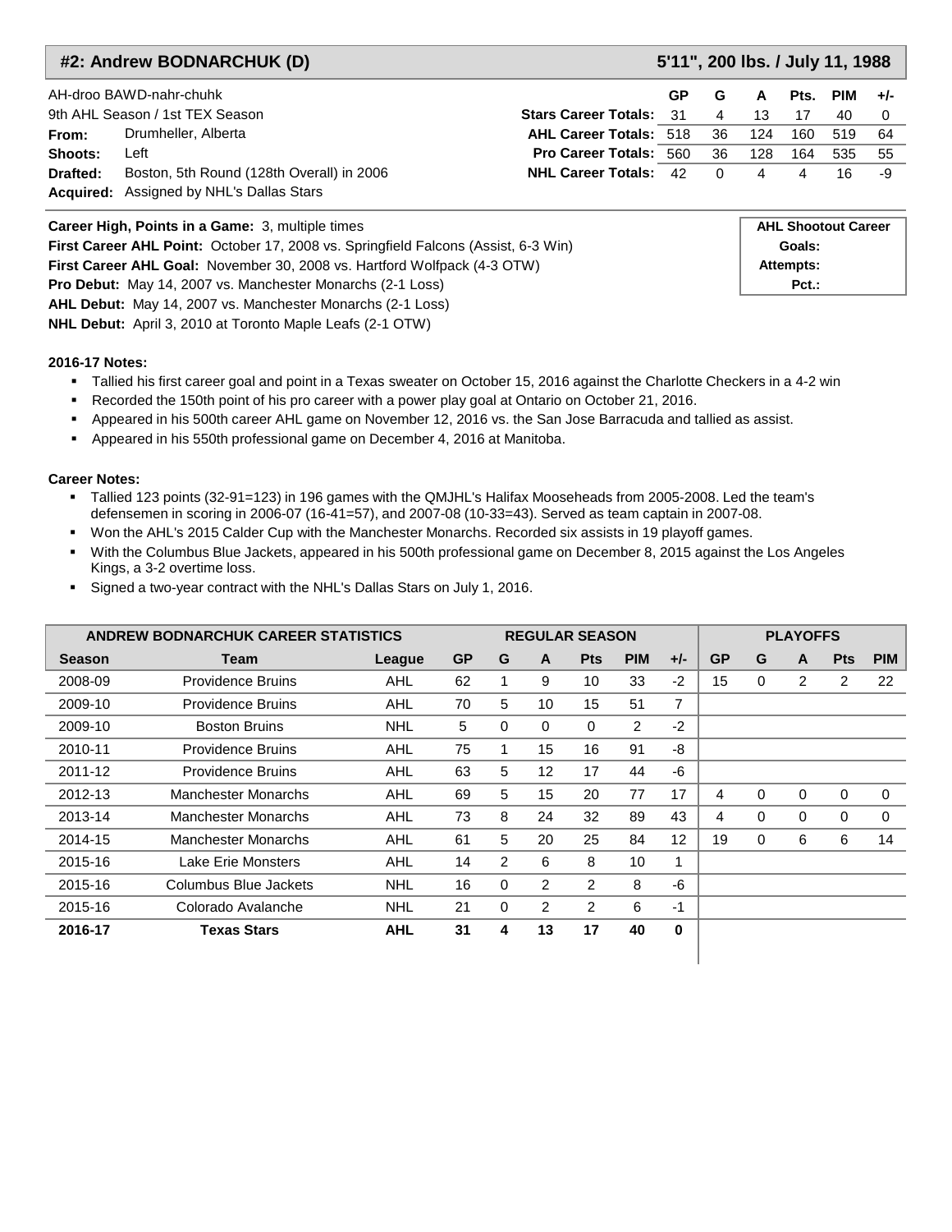## #2: Andrew BODNARCHUK (D) — 5'11", 200 lbs. / July 11, 1988

AH-droo BAWD-nahr-chuhk
9th AHL Season / 1st TEX Season

**From:** Drumheller, Alberta
**Shoots:** Left
**Drafted:** Boston, 5th Round (128th Overall) in 2006
**Acquired:** Assigned by NHL's Dallas Stars

| | GP | G | A | Pts. | PIM | +/- |
|---|---|---|---|---|---|---|
| **Stars Career Totals:** | 31 | 4 | 13 | 17 | 40 | 0 |
| **AHL Career Totals:** | 518 | 36 | 124 | 160 | 519 | 64 |
| **Pro Career Totals:** | 560 | 36 | 128 | 164 | 535 | 55 |
| **NHL Career Totals:** | 42 | 0 | 4 | 4 | 16 | -9 |

**Career High, Points in a Game:** 3, multiple times
**First Career AHL Point:** October 17, 2008 vs. Springfield Falcons (Assist, 6-3 Win)
**First Career AHL Goal:** November 30, 2008 vs. Hartford Wolfpack (4-3 OTW)
**Pro Debut:** May 14, 2007 vs. Manchester Monarchs (2-1 Loss)
**AHL Debut:** May 14, 2007 vs. Manchester Monarchs (2-1 Loss)
**NHL Debut:** April 3, 2010 at Toronto Maple Leafs (2-1 OTW)

| AHL Shootout Career | |
|---|---|
| Goals: | |
| Attempts: | |
| Pct.: | |

**2016-17 Notes:**

- Tallied his first career goal and point in a Texas sweater on October 15, 2016 against the Charlotte Checkers in a 4-2 win
- Recorded the 150th point of his pro career with a power play goal at Ontario on October 21, 2016.
- Appeared in his 500th career AHL game on November 12, 2016 vs. the San Jose Barracuda and tallied as assist.
- Appeared in his 550th professional game on December 4, 2016 at Manitoba.

**Career Notes:**

- Tallied 123 points (32-91=123) in 196 games with the QMJHL's Halifax Mooseheads from 2005-2008. Led the team's defensemen in scoring in 2006-07 (16-41=57), and 2007-08 (10-33=43). Served as team captain in 2007-08.
- Won the AHL's 2015 Calder Cup with the Manchester Monarchs. Recorded six assists in 19 playoff games.
- With the Columbus Blue Jackets, appeared in his 500th professional game on December 8, 2015 against the Los Angeles Kings, a 3-2 overtime loss.
- Signed a two-year contract with the NHL's Dallas Stars on July 1, 2016.

| ANDREW BODNARCHUK CAREER STATISTICS | | | REGULAR SEASON | | | | | | PLAYOFFS | | | | |
|---|---|---|---|---|---|---|---|---|---|---|---|---|---|
| Season | Team | League | GP | G | A | Pts | PIM | +/- | GP | G | A | Pts | PIM |
| 2008-09 | Providence Bruins | AHL | 62 | 1 | 9 | 10 | 33 | -2 | 15 | 0 | 2 | 2 | 22 |
| 2009-10 | Providence Bruins | AHL | 70 | 5 | 10 | 15 | 51 | 7 | | | | | |
| 2009-10 | Boston Bruins | NHL | 5 | 0 | 0 | 0 | 2 | -2 | | | | | |
| 2010-11 | Providence Bruins | AHL | 75 | 1 | 15 | 16 | 91 | -8 | | | | | |
| 2011-12 | Providence Bruins | AHL | 63 | 5 | 12 | 17 | 44 | -6 | | | | | |
| 2012-13 | Manchester Monarchs | AHL | 69 | 5 | 15 | 20 | 77 | 17 | 4 | 0 | 0 | 0 | 0 |
| 2013-14 | Manchester Monarchs | AHL | 73 | 8 | 24 | 32 | 89 | 43 | 4 | 0 | 0 | 0 | 0 |
| 2014-15 | Manchester Monarchs | AHL | 61 | 5 | 20 | 25 | 84 | 12 | 19 | 0 | 6 | 6 | 14 |
| 2015-16 | Lake Erie Monsters | AHL | 14 | 2 | 6 | 8 | 10 | 1 | | | | | |
| 2015-16 | Columbus Blue Jackets | NHL | 16 | 0 | 2 | 2 | 8 | -6 | | | | | |
| 2015-16 | Colorado Avalanche | NHL | 21 | 0 | 2 | 2 | 6 | -1 | | | | | |
| **2016-17** | **Texas Stars** | **AHL** | **31** | **4** | **13** | **17** | **40** | **0** | | | | | |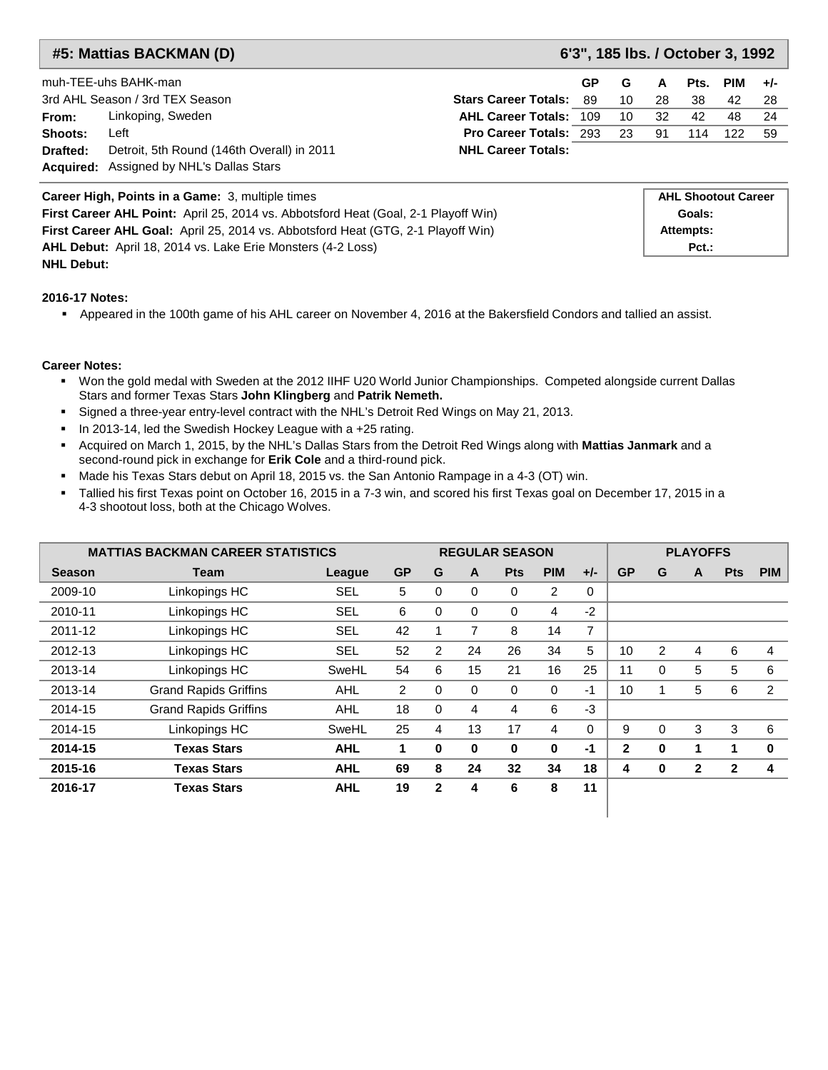## #5: Mattias BACKMAN (D)

**6'3", 185 lbs. / October 3, 1992**

muh-TEE-uhs BAHK-man

3rd AHL Season / 3rd TEX Season

**From:** Linkoping, Sweden

**Shoots:** Left

**Drafted:** Detroit, 5th Round (146th Overall) in 2011

**Acquired:** Assigned by NHL's Dallas Stars

| | GP | G | A | Pts. | PIM | +/- |
|---|---|---|---|---|---|---|
| **Stars Career Totals:** | 89 | 10 | 28 | 38 | 42 | 28 |
| **AHL Career Totals:** | 109 | 10 | 32 | 42 | 48 | 24 |
| **Pro Career Totals:** | 293 | 23 | 91 | 114 | 122 | 59 |
| **NHL Career Totals:** | | | | | | |

**Career High, Points in a Game:** 3, multiple times

**First Career AHL Point:** April 25, 2014 vs. Abbotsford Heat (Goal, 2-1 Playoff Win)

**First Career AHL Goal:** April 25, 2014 vs. Abbotsford Heat (GTG, 2-1 Playoff Win)

**AHL Debut:** April 18, 2014 vs. Lake Erie Monsters (4-2 Loss)

**NHL Debut:**

| AHL Shootout Career | |
|---|---|
| Goals: | |
| Attempts: | |
| Pct.: | |

**2016-17 Notes:**

- Appeared in the 100th game of his AHL career on November 4, 2016 at the Bakersfield Condors and tallied an assist.

**Career Notes:**

- Won the gold medal with Sweden at the 2012 IIHF U20 World Junior Championships. Competed alongside current Dallas Stars and former Texas Stars **John Klingberg** and **Patrik Nemeth.**
- Signed a three-year entry-level contract with the NHL's Detroit Red Wings on May 21, 2013.
- In 2013-14, led the Swedish Hockey League with a +25 rating.
- Acquired on March 1, 2015, by the NHL's Dallas Stars from the Detroit Red Wings along with **Mattias Janmark** and a second-round pick in exchange for **Erik Cole** and a third-round pick.
- Made his Texas Stars debut on April 18, 2015 vs. the San Antonio Rampage in a 4-3 (OT) win.
- Tallied his first Texas point on October 16, 2015 in a 7-3 win, and scored his first Texas goal on December 17, 2015 in a 4-3 shootout loss, both at the Chicago Wolves.

| MATTIAS BACKMAN CAREER STATISTICS | | | REGULAR SEASON | | | | | | PLAYOFFS | | | | |
|---|---|---|---|---|---|---|---|---|---|---|---|---|---|
| Season | Team | League | GP | G | A | Pts | PIM | +/- | GP | G | A | Pts | PIM |
| 2009-10 | Linkopings HC | SEL | 5 | 0 | 0 | 0 | 2 | 0 | | | | | |
| 2010-11 | Linkopings HC | SEL | 6 | 0 | 0 | 0 | 4 | -2 | | | | | |
| 2011-12 | Linkopings HC | SEL | 42 | 1 | 7 | 8 | 14 | 7 | | | | | |
| 2012-13 | Linkopings HC | SEL | 52 | 2 | 24 | 26 | 34 | 5 | 10 | 2 | 4 | 6 | 4 |
| 2013-14 | Linkopings HC | SweHL | 54 | 6 | 15 | 21 | 16 | 25 | 11 | 0 | 5 | 5 | 6 |
| 2013-14 | Grand Rapids Griffins | AHL | 2 | 0 | 0 | 0 | 0 | -1 | 10 | 1 | 5 | 6 | 2 |
| 2014-15 | Grand Rapids Griffins | AHL | 18 | 0 | 4 | 4 | 6 | -3 | | | | | |
| 2014-15 | Linkopings HC | SweHL | 25 | 4 | 13 | 17 | 4 | 0 | 9 | 0 | 3 | 3 | 6 |
| **2014-15** | **Texas Stars** | **AHL** | **1** | **0** | **0** | **0** | **0** | **-1** | **2** | **0** | **1** | **1** | **0** |
| **2015-16** | **Texas Stars** | **AHL** | **69** | **8** | **24** | **32** | **34** | **18** | **4** | **0** | **2** | **2** | **4** |
| **2016-17** | **Texas Stars** | **AHL** | **19** | **2** | **4** | **6** | **8** | **11** | | | | | |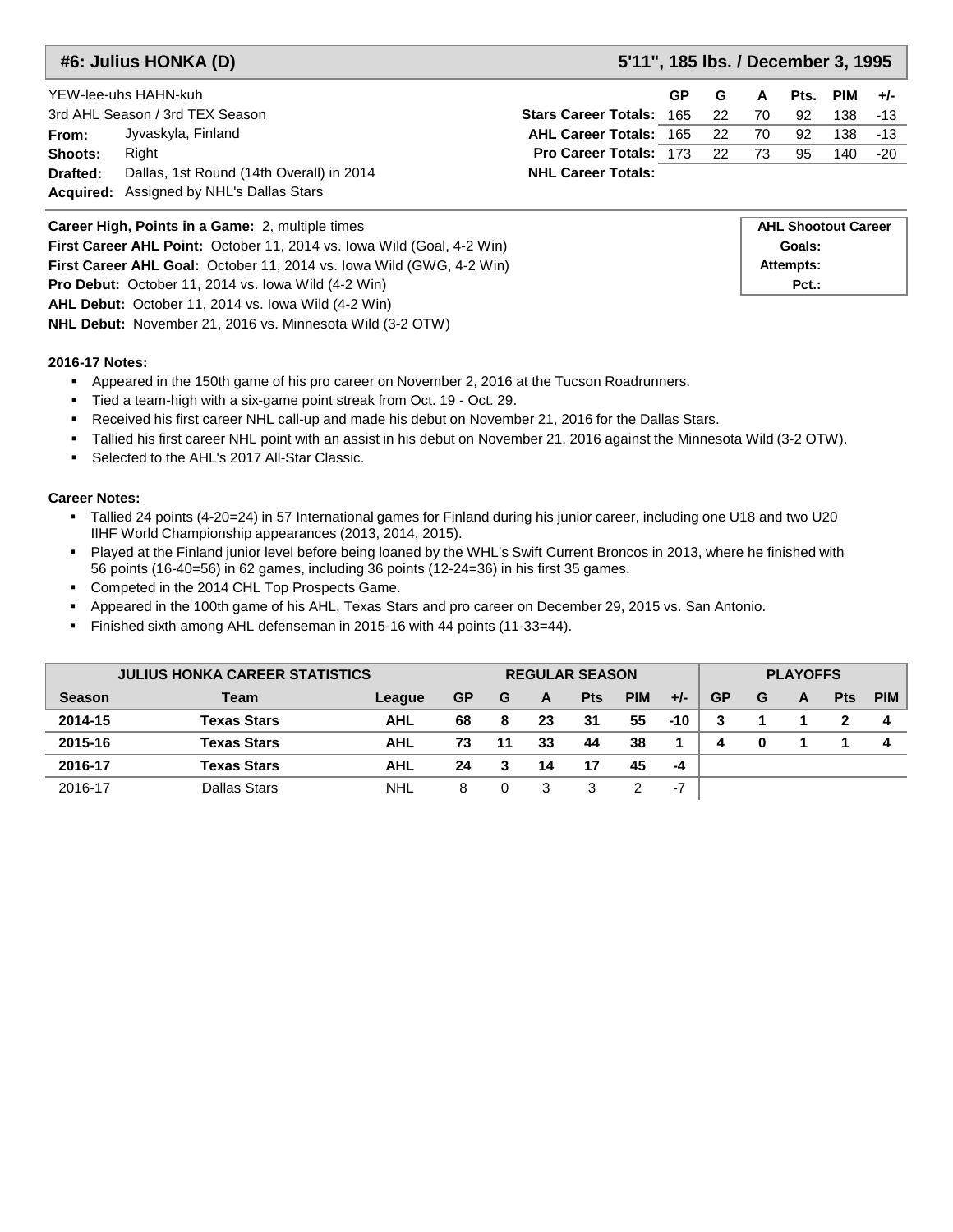## #6: Julius HONKA (D)

**5'11", 185 lbs. / December 3, 1995**

YEW-lee-uhs HAHN-kuh
3rd AHL Season / 3rd TEX Season
**From:** Jyvaskyla, Finland
**Shoots:** Right
**Drafted:** Dallas, 1st Round (14th Overall) in 2014
**Acquired:** Assigned by NHL's Dallas Stars

| | GP | G | A | Pts. | PIM | +/- |
|---|---|---|---|---|---|---|
| **Stars Career Totals:** | 165 | 22 | 70 | 92 | 138 | -13 |
| **AHL Career Totals:** | 165 | 22 | 70 | 92 | 138 | -13 |
| **Pro Career Totals:** | 173 | 22 | 73 | 95 | 140 | -20 |
| **NHL Career Totals:** | | | | | | |

**Career High, Points in a Game:** 2, multiple times
**First Career AHL Point:** October 11, 2014 vs. Iowa Wild (Goal, 4-2 Win)
**First Career AHL Goal:** October 11, 2014 vs. Iowa Wild (GWG, 4-2 Win)
**Pro Debut:** October 11, 2014 vs. Iowa Wild (4-2 Win)
**AHL Debut:** October 11, 2014 vs. Iowa Wild (4-2 Win)
**NHL Debut:** November 21, 2016 vs. Minnesota Wild (3-2 OTW)

| AHL Shootout Career | |
|---|---|
| **Goals:** | |
| **Attempts:** | |
| **Pct.:** | |

**2016-17 Notes:**

- Appeared in the 150th game of his pro career on November 2, 2016 at the Tucson Roadrunners.
- Tied a team-high with a six-game point streak from Oct. 19 - Oct. 29.
- Received his first career NHL call-up and made his debut on November 21, 2016 for the Dallas Stars.
- Tallied his first career NHL point with an assist in his debut on November 21, 2016 against the Minnesota Wild (3-2 OTW).
- Selected to the AHL's 2017 All-Star Classic.

**Career Notes:**

- Tallied 24 points (4-20=24) in 57 International games for Finland during his junior career, including one U18 and two U20 IIHF World Championship appearances (2013, 2014, 2015).
- Played at the Finland junior level before being loaned by the WHL's Swift Current Broncos in 2013, where he finished with 56 points (16-40=56) in 62 games, including 36 points (12-24=36) in his first 35 games.
- Competed in the 2014 CHL Top Prospects Game.
- Appeared in the 100th game of his AHL, Texas Stars and pro career on December 29, 2015 vs. San Antonio.
- Finished sixth among AHL defenseman in 2015-16 with 44 points (11-33=44).

| JULIUS HONKA CAREER STATISTICS | | | REGULAR SEASON | | | | | | PLAYOFFS | | | | |
|---|---|---|---|---|---|---|---|---|---|---|---|---|---|
| **Season** | **Team** | **League** | **GP** | **G** | **A** | **Pts** | **PIM** | **+/-** | **GP** | **G** | **A** | **Pts** | **PIM** |
| **2014-15** | **Texas Stars** | **AHL** | **68** | **8** | **23** | **31** | **55** | **-10** | **3** | **1** | **1** | **2** | **4** |
| **2015-16** | **Texas Stars** | **AHL** | **73** | **11** | **33** | **44** | **38** | **1** | **4** | **0** | **1** | **1** | **4** |
| **2016-17** | **Texas Stars** | **AHL** | **24** | **3** | **14** | **17** | **45** | **-4** | | | | | |
| 2016-17 | Dallas Stars | NHL | 8 | 0 | 3 | 3 | 2 | -7 | | | | | |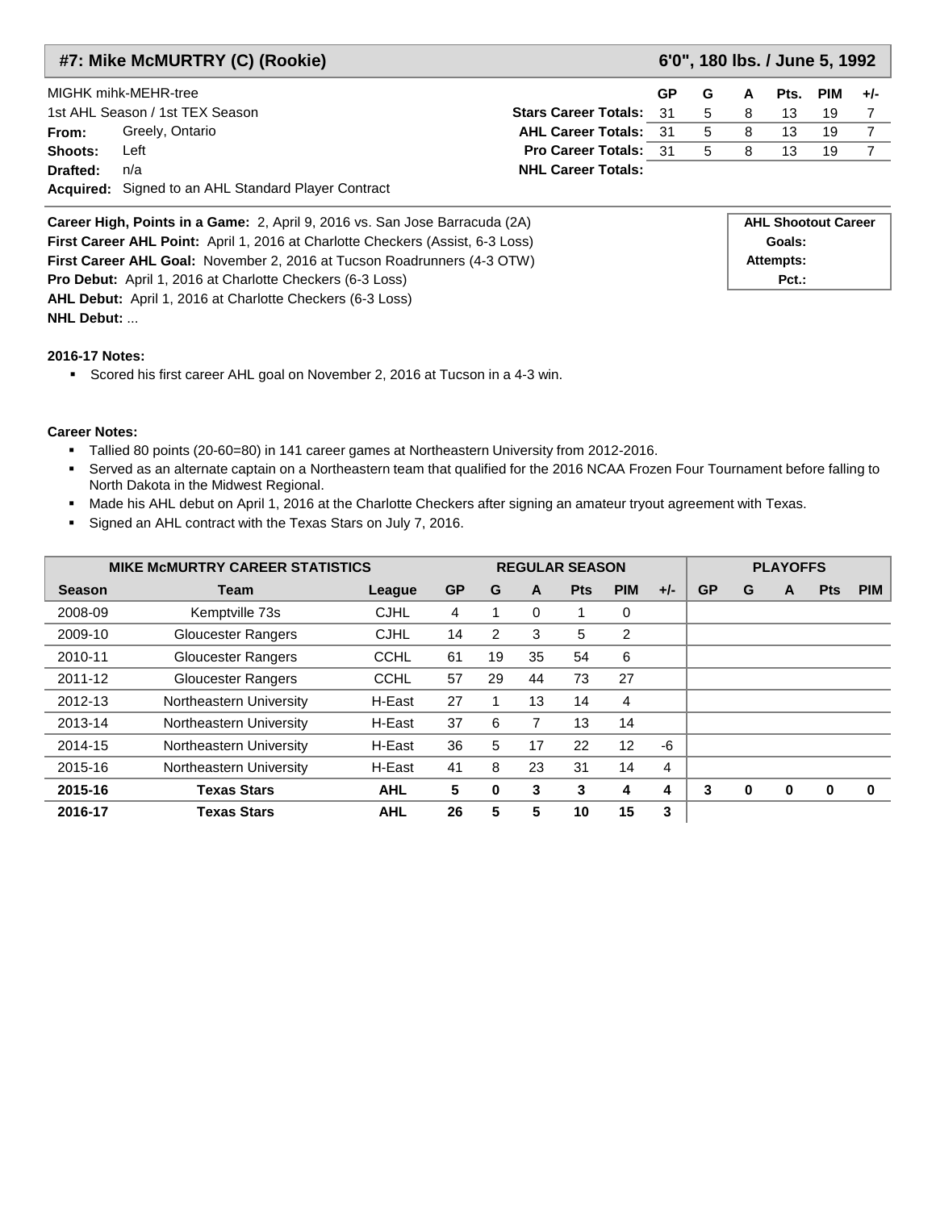## #7: Mike McMURTRY (C) (Rookie)

**6'0", 180 lbs. / June 5, 1992**

MIGHK mihk-MEHR-tree
1st AHL Season / 1st TEX Season

**From:** Greely, Ontario
**Shoots:** Left
**Drafted:** n/a
**Acquired:** Signed to an AHL Standard Player Contract

| | GP | G | A | Pts. | PIM | +/- |
|---|---|---|---|---|---|---|
| **Stars Career Totals:** | 31 | 5 | 8 | 13 | 19 | 7 |
| **AHL Career Totals:** | 31 | 5 | 8 | 13 | 19 | 7 |
| **Pro Career Totals:** | 31 | 5 | 8 | 13 | 19 | 7 |
| **NHL Career Totals:** | | | | | | |

**Career High, Points in a Game:** 2, April 9, 2016 vs. San Jose Barracuda (2A)
**First Career AHL Point:** April 1, 2016 at Charlotte Checkers (Assist, 6-3 Loss)
**First Career AHL Goal:** November 2, 2016 at Tucson Roadrunners (4-3 OTW)
**Pro Debut:** April 1, 2016 at Charlotte Checkers (6-3 Loss)
**AHL Debut:** April 1, 2016 at Charlotte Checkers (6-3 Loss)
**NHL Debut:** ...

**AHL Shootout Career**
**Goals:**
**Attempts:**
**Pct.:**

**2016-17 Notes:**

- Scored his first career AHL goal on November 2, 2016 at Tucson in a 4-3 win.

**Career Notes:**

- Tallied 80 points (20-60=80) in 141 career games at Northeastern University from 2012-2016.
- Served as an alternate captain on a Northeastern team that qualified for the 2016 NCAA Frozen Four Tournament before falling to North Dakota in the Midwest Regional.
- Made his AHL debut on April 1, 2016 at the Charlotte Checkers after signing an amateur tryout agreement with Texas.
- Signed an AHL contract with the Texas Stars on July 7, 2016.

| MIKE McMURTRY CAREER STATISTICS | | | REGULAR SEASON | | | | | | PLAYOFFS | | | | |
|---|---|---|---|---|---|---|---|---|---|---|---|---|---|
| **Season** | **Team** | **League** | **GP** | **G** | **A** | **Pts** | **PIM** | **+/-** | **GP** | **G** | **A** | **Pts** | **PIM** |
| 2008-09 | Kemptville 73s | CJHL | 4 | 1 | 0 | 1 | 0 | | | | | | |
| 2009-10 | Gloucester Rangers | CJHL | 14 | 2 | 3 | 5 | 2 | | | | | | |
| 2010-11 | Gloucester Rangers | CCHL | 61 | 19 | 35 | 54 | 6 | | | | | | |
| 2011-12 | Gloucester Rangers | CCHL | 57 | 29 | 44 | 73 | 27 | | | | | | |
| 2012-13 | Northeastern University | H-East | 27 | 1 | 13 | 14 | 4 | | | | | | |
| 2013-14 | Northeastern University | H-East | 37 | 6 | 7 | 13 | 14 | | | | | | |
| 2014-15 | Northeastern University | H-East | 36 | 5 | 17 | 22 | 12 | -6 | | | | | |
| 2015-16 | Northeastern University | H-East | 41 | 8 | 23 | 31 | 14 | 4 | | | | | |
| **2015-16** | **Texas Stars** | **AHL** | **5** | **0** | **3** | **3** | **4** | **4** | **3** | **0** | **0** | **0** | **0** |
| **2016-17** | **Texas Stars** | **AHL** | **26** | **5** | **5** | **10** | **15** | **3** | | | | | |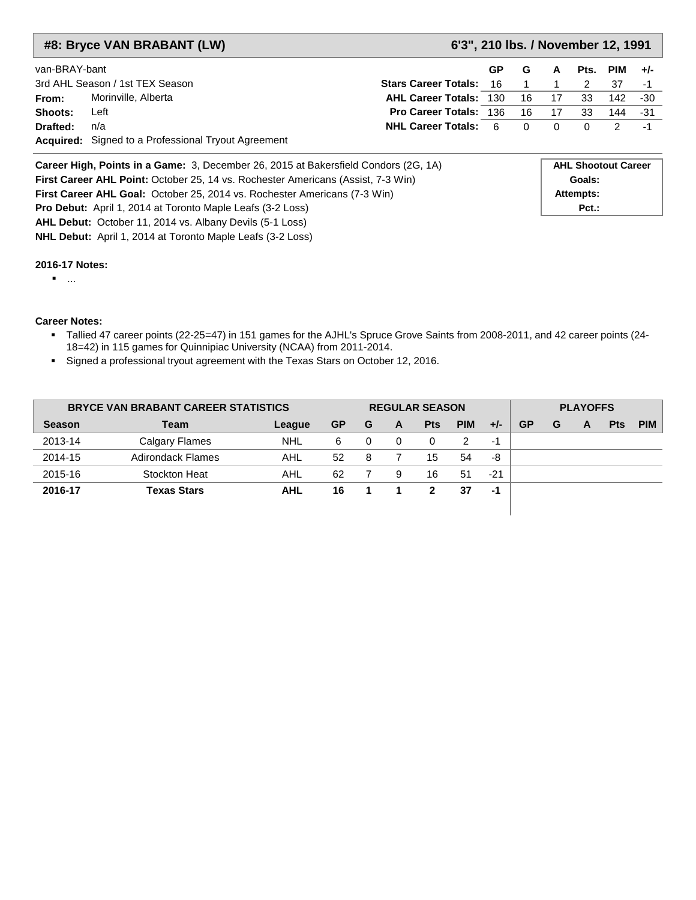## #8: Bryce VAN BRABANT (LW) — 6'3", 210 lbs. / November 12, 1991

van-BRAY-bant
3rd AHL Season / 1st TEX Season
**From:** Morinville, Alberta
**Shoots:** Left
**Drafted:** n/a
**Acquired:** Signed to a Professional Tryout Agreement

| | GP | G | A | Pts. | PIM | +/- |
|---|---|---|---|---|---|---|
| **Stars Career Totals:** | 16 | 1 | 1 | 2 | 37 | -1 |
| **AHL Career Totals:** | 130 | 16 | 17 | 33 | 142 | -30 |
| **Pro Career Totals:** | 136 | 16 | 17 | 33 | 144 | -31 |
| **NHL Career Totals:** | 6 | 0 | 0 | 0 | 2 | -1 |

**Career High, Points in a Game:** 3, December 26, 2015 at Bakersfield Condors (2G, 1A)
**First Career AHL Point:** October 25, 14 vs. Rochester Americans (Assist, 7-3 Win)
**First Career AHL Goal:** October 25, 2014 vs. Rochester Americans (7-3 Win)
**Pro Debut:** April 1, 2014 at Toronto Maple Leafs (3-2 Loss)
**AHL Debut:** October 11, 2014 vs. Albany Devils (5-1 Loss)
**NHL Debut:** April 1, 2014 at Toronto Maple Leafs (3-2 Loss)

| AHL Shootout Career |
|---|
| Goals: |
| Attempts: |
| Pct.: |

**2016-17 Notes:**

- ...

**Career Notes:**

- Tallied 47 career points (22-25=47) in 151 games for the AJHL's Spruce Grove Saints from 2008-2011, and 42 career points (24-18=42) in 115 games for Quinnipiac University (NCAA) from 2011-2014.
- Signed a professional tryout agreement with the Texas Stars on October 12, 2016.

| BRYCE VAN BRABANT CAREER STATISTICS | | | REGULAR SEASON | | | | | | PLAYOFFS | | | | |
|---|---|---|---|---|---|---|---|---|---|---|---|---|---|
| Season | Team | League | GP | G | A | Pts | PIM | +/- | GP | G | A | Pts | PIM |
| 2013-14 | Calgary Flames | NHL | 6 | 0 | 0 | 0 | 2 | -1 | | | | | |
| 2014-15 | Adirondack Flames | AHL | 52 | 8 | 7 | 15 | 54 | -8 | | | | | |
| 2015-16 | Stockton Heat | AHL | 62 | 7 | 9 | 16 | 51 | -21 | | | | | |
| **2016-17** | **Texas Stars** | **AHL** | **16** | **1** | **1** | **2** | **37** | **-1** | | | | | |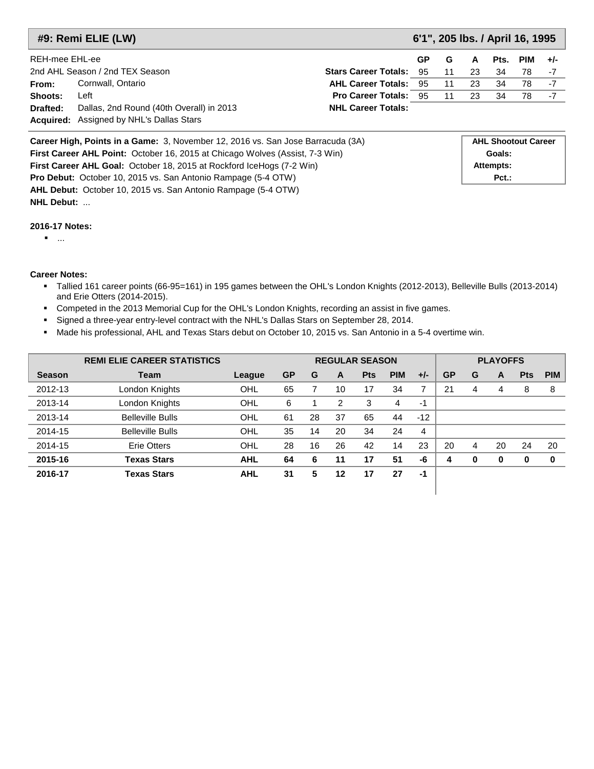## #9: Remi ELIE (LW) — 6'1", 205 lbs. / April 16, 1995

REH-mee EHL-ee
2nd AHL Season / 2nd TEX Season

**From:** Cornwall, Ontario
**Shoots:** Left
**Drafted:** Dallas, 2nd Round (40th Overall) in 2013
**Acquired:** Assigned by NHL's Dallas Stars

| | GP | G | A | Pts. | PIM | +/- |
|---|---|---|---|---|---|---|
| **Stars Career Totals:** | 95 | 11 | 23 | 34 | 78 | -7 |
| **AHL Career Totals:** | 95 | 11 | 23 | 34 | 78 | -7 |
| **Pro Career Totals:** | 95 | 11 | 23 | 34 | 78 | -7 |
| **NHL Career Totals:** | | | | | | |

**Career High, Points in a Game:** 3, November 12, 2016 vs. San Jose Barracuda (3A)
**First Career AHL Point:** October 16, 2015 at Chicago Wolves (Assist, 7-3 Win)
**First Career AHL Goal:** October 18, 2015 at Rockford IceHogs (7-2 Win)
**Pro Debut:** October 10, 2015 vs. San Antonio Rampage (5-4 OTW)
**AHL Debut:** October 10, 2015 vs. San Antonio Rampage (5-4 OTW)
**NHL Debut:** ...

| AHL Shootout Career | |
|---|---|
| Goals: | |
| Attempts: | |
| Pct.: | |

**2016-17 Notes:**

- ...

**Career Notes:**

- Tallied 161 career points (66-95=161) in 195 games between the OHL's London Knights (2012-2013), Belleville Bulls (2013-2014) and Erie Otters (2014-2015).
- Competed in the 2013 Memorial Cup for the OHL's London Knights, recording an assist in five games.
- Signed a three-year entry-level contract with the NHL's Dallas Stars on September 28, 2014.
- Made his professional, AHL and Texas Stars debut on October 10, 2015 vs. San Antonio in a 5-4 overtime win.

| REMI ELIE CAREER STATISTICS | | | REGULAR SEASON | | | | | | PLAYOFFS | | | | |
|---|---|---|---|---|---|---|---|---|---|---|---|---|---|
| **Season** | **Team** | **League** | **GP** | **G** | **A** | **Pts** | **PIM** | **+/-** | **GP** | **G** | **A** | **Pts** | **PIM** |
| 2012-13 | London Knights | OHL | 65 | 7 | 10 | 17 | 34 | 7 | 21 | 4 | 4 | 8 | 8 |
| 2013-14 | London Knights | OHL | 6 | 1 | 2 | 3 | 4 | -1 | | | | | |
| 2013-14 | Belleville Bulls | OHL | 61 | 28 | 37 | 65 | 44 | -12 | | | | | |
| 2014-15 | Belleville Bulls | OHL | 35 | 14 | 20 | 34 | 24 | 4 | | | | | |
| 2014-15 | Erie Otters | OHL | 28 | 16 | 26 | 42 | 14 | 23 | 20 | 4 | 20 | 24 | 20 |
| **2015-16** | **Texas Stars** | **AHL** | **64** | **6** | **11** | **17** | **51** | **-6** | **4** | **0** | **0** | **0** | **0** |
| **2016-17** | **Texas Stars** | **AHL** | **31** | **5** | **12** | **17** | **27** | **-1** | | | | | |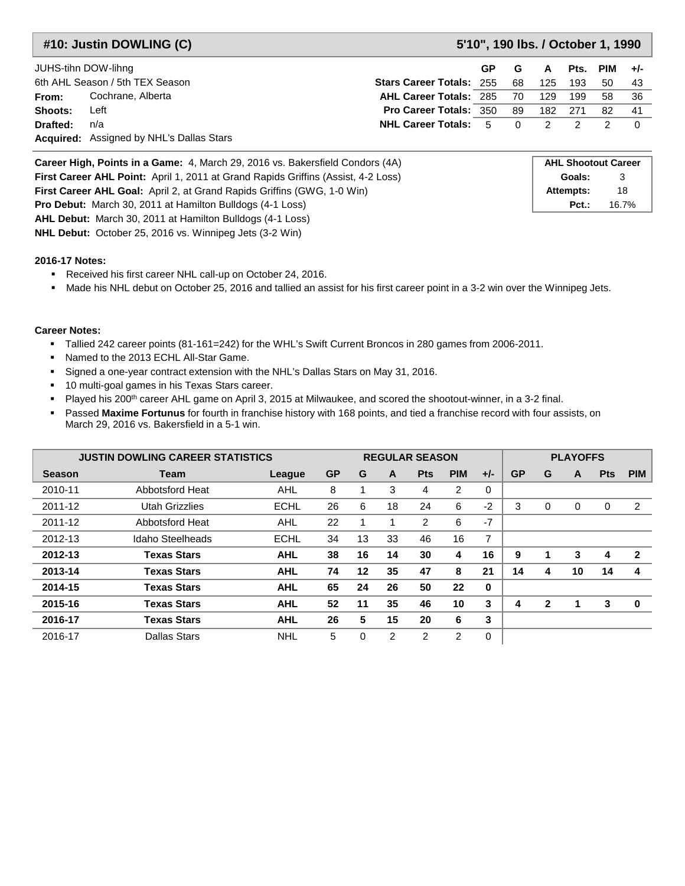## #10: Justin DOWLING (C) — 5'10", 190 lbs. / October 1, 1990

JUHS-tihn DOW-lihng
6th AHL Season / 5th TEX Season
**From:** Cochrane, Alberta
**Shoots:** Left
**Drafted:** n/a
**Acquired:** Assigned by NHL's Dallas Stars

| | GP | G | A | Pts. | PIM | +/- |
|---|---|---|---|---|---|---|
| **Stars Career Totals:** | 255 | 68 | 125 | 193 | 50 | 43 |
| **AHL Career Totals:** | 285 | 70 | 129 | 199 | 58 | 36 |
| **Pro Career Totals:** | 350 | 89 | 182 | 271 | 82 | 41 |
| **NHL Career Totals:** | 5 | 0 | 2 | 2 | 2 | 0 |

**Career High, Points in a Game:** 4, March 29, 2016 vs. Bakersfield Condors (4A)
**First Career AHL Point:** April 1, 2011 at Grand Rapids Griffins (Assist, 4-2 Loss)
**First Career AHL Goal:** April 2, at Grand Rapids Griffins (GWG, 1-0 Win)
**Pro Debut:** March 30, 2011 at Hamilton Bulldogs (4-1 Loss)
**AHL Debut:** March 30, 2011 at Hamilton Bulldogs (4-1 Loss)
**NHL Debut:** October 25, 2016 vs. Winnipeg Jets (3-2 Win)

| AHL Shootout Career | |
|---|---|
| **Goals:** | 3 |
| **Attempts:** | 18 |
| **Pct.:** | 16.7% |

**2016-17 Notes:**

- Received his first career NHL call-up on October 24, 2016.
- Made his NHL debut on October 25, 2016 and tallied an assist for his first career point in a 3-2 win over the Winnipeg Jets.

**Career Notes:**

- Tallied 242 career points (81-161=242) for the WHL's Swift Current Broncos in 280 games from 2006-2011.
- Named to the 2013 ECHL All-Star Game.
- Signed a one-year contract extension with the NHL's Dallas Stars on May 31, 2016.
- 10 multi-goal games in his Texas Stars career.
- Played his 200th career AHL game on April 3, 2015 at Milwaukee, and scored the shootout-winner, in a 3-2 final.
- Passed **Maxime Fortunus** for fourth in franchise history with 168 points, and tied a franchise record with four assists, on March 29, 2016 vs. Bakersfield in a 5-1 win.

| JUSTIN DOWLING CAREER STATISTICS | | | REGULAR SEASON | | | | | | PLAYOFFS | | | | |
|---|---|---|---|---|---|---|---|---|---|---|---|---|---|
| **Season** | **Team** | **League** | **GP** | **G** | **A** | **Pts** | **PIM** | **+/-** | **GP** | **G** | **A** | **Pts** | **PIM** |
| 2010-11 | Abbotsford Heat | AHL | 8 | 1 | 3 | 4 | 2 | 0 | | | | | |
| 2011-12 | Utah Grizzlies | ECHL | 26 | 6 | 18 | 24 | 6 | -2 | 3 | 0 | 0 | 0 | 2 |
| 2011-12 | Abbotsford Heat | AHL | 22 | 1 | 1 | 2 | 6 | -7 | | | | | |
| 2012-13 | Idaho Steelheads | ECHL | 34 | 13 | 33 | 46 | 16 | 7 | | | | | |
| **2012-13** | **Texas Stars** | **AHL** | **38** | **16** | **14** | **30** | **4** | **16** | **9** | **1** | **3** | **4** | **2** |
| **2013-14** | **Texas Stars** | **AHL** | **74** | **12** | **35** | **47** | **8** | **21** | **14** | **4** | **10** | **14** | **4** |
| **2014-15** | **Texas Stars** | **AHL** | **65** | **24** | **26** | **50** | **22** | **0** | | | | | |
| **2015-16** | **Texas Stars** | **AHL** | **52** | **11** | **35** | **46** | **10** | **3** | **4** | **2** | **1** | **3** | **0** |
| **2016-17** | **Texas Stars** | **AHL** | **26** | **5** | **15** | **20** | **6** | **3** | | | | | |
| 2016-17 | Dallas Stars | NHL | 5 | 0 | 2 | 2 | 2 | 0 | | | | | |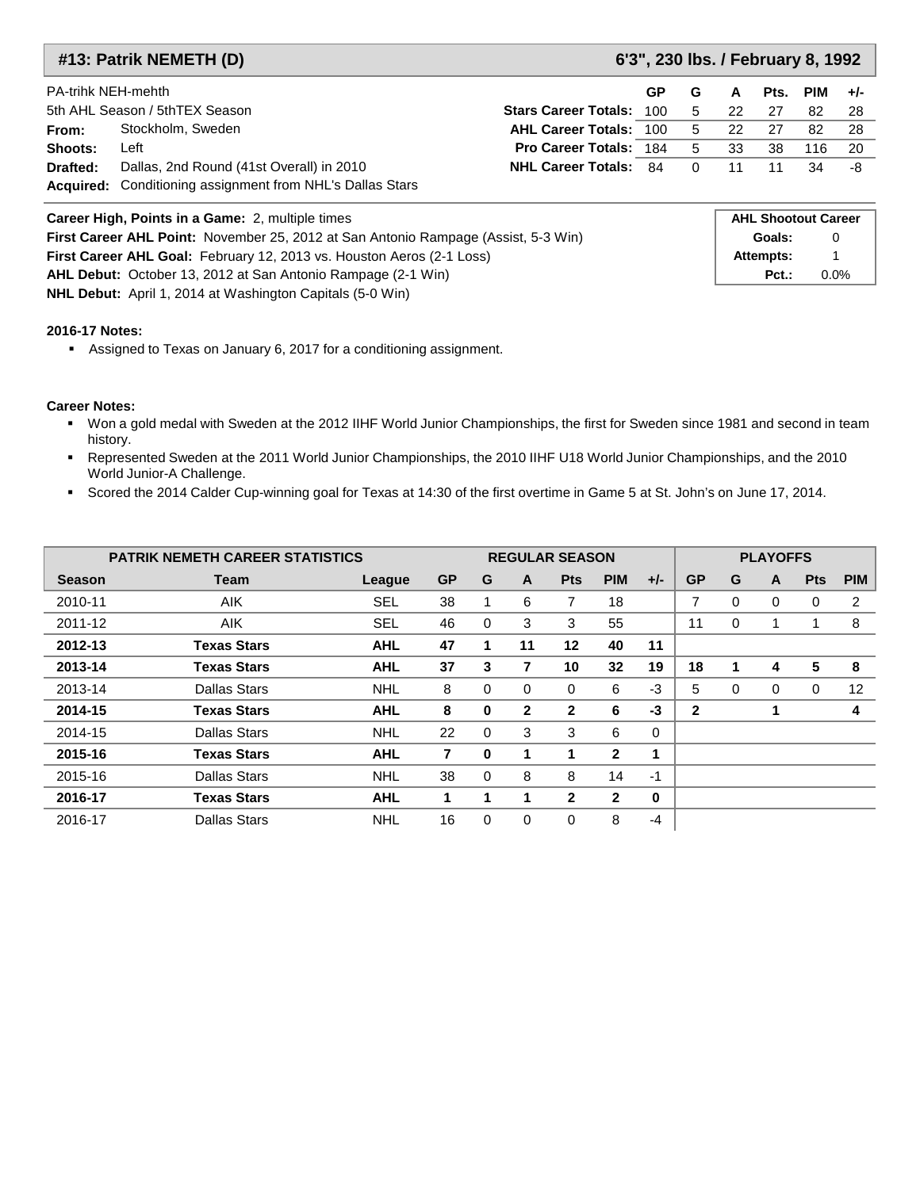## #13: Patrik NEMETH (D) — 6'3", 230 lbs. / February 8, 1992

PA-trihk NEH-mehth
5th AHL Season / 5thTEX Season

**From:** Stockholm, Sweden
**Shoots:** Left
**Drafted:** Dallas, 2nd Round (41st Overall) in 2010
**Acquired:** Conditioning assignment from NHL's Dallas Stars

| | GP | G | A | Pts. | PIM | +/- |
|---|---|---|---|---|---|---|
| **Stars Career Totals:** | 100 | 5 | 22 | 27 | 82 | 28 |
| **AHL Career Totals:** | 100 | 5 | 22 | 27 | 82 | 28 |
| **Pro Career Totals:** | 184 | 5 | 33 | 38 | 116 | 20 |
| **NHL Career Totals:** | 84 | 0 | 11 | 11 | 34 | -8 |

**Career High, Points in a Game:** 2, multiple times
**First Career AHL Point:** November 25, 2012 at San Antonio Rampage (Assist, 5-3 Win)
**First Career AHL Goal:** February 12, 2013 vs. Houston Aeros (2-1 Loss)
**AHL Debut:** October 13, 2012 at San Antonio Rampage (2-1 Win)
**NHL Debut:** April 1, 2014 at Washington Capitals (5-0 Win)

| AHL Shootout Career | |
|---|---|
| **Goals:** | 0 |
| **Attempts:** | 1 |
| **Pct.:** | 0.0% |

**2016-17 Notes:**

- Assigned to Texas on January 6, 2017 for a conditioning assignment.

**Career Notes:**

- Won a gold medal with Sweden at the 2012 IIHF World Junior Championships, the first for Sweden since 1981 and second in team history.
- Represented Sweden at the 2011 World Junior Championships, the 2010 IIHF U18 World Junior Championships, and the 2010 World Junior-A Challenge.
- Scored the 2014 Calder Cup-winning goal for Texas at 14:30 of the first overtime in Game 5 at St. John's on June 17, 2014.

| PATRIK NEMETH CAREER STATISTICS | | | REGULAR SEASON | | | | | | PLAYOFFS | | | | |
|---|---|---|---|---|---|---|---|---|---|---|---|---|---|
| **Season** | **Team** | **League** | **GP** | **G** | **A** | **Pts** | **PIM** | **+/-** | **GP** | **G** | **A** | **Pts** | **PIM** |
| 2010-11 | AIK | SEL | 38 | 1 | 6 | 7 | 18 | | 7 | 0 | 0 | 0 | 2 |
| 2011-12 | AIK | SEL | 46 | 0 | 3 | 3 | 55 | | 11 | 0 | 1 | 1 | 8 |
| **2012-13** | **Texas Stars** | **AHL** | **47** | **1** | **11** | **12** | **40** | **11** | | | | | |
| **2013-14** | **Texas Stars** | **AHL** | **37** | **3** | **7** | **10** | **32** | **19** | **18** | **1** | **4** | **5** | **8** |
| 2013-14 | Dallas Stars | NHL | 8 | 0 | 0 | 0 | 6 | -3 | 5 | 0 | 0 | 0 | 12 |
| **2014-15** | **Texas Stars** | **AHL** | **8** | **0** | **2** | **2** | **6** | **-3** | **2** | | **1** | | **4** |
| 2014-15 | Dallas Stars | NHL | 22 | 0 | 3 | 3 | 6 | 0 | | | | | |
| **2015-16** | **Texas Stars** | **AHL** | **7** | **0** | **1** | **1** | **2** | **1** | | | | | |
| 2015-16 | Dallas Stars | NHL | 38 | 0 | 8 | 8 | 14 | -1 | | | | | |
| **2016-17** | **Texas Stars** | **AHL** | **1** | **1** | **1** | **2** | **2** | **0** | | | | | |
| 2016-17 | Dallas Stars | NHL | 16 | 0 | 0 | 0 | 8 | -4 | | | | | |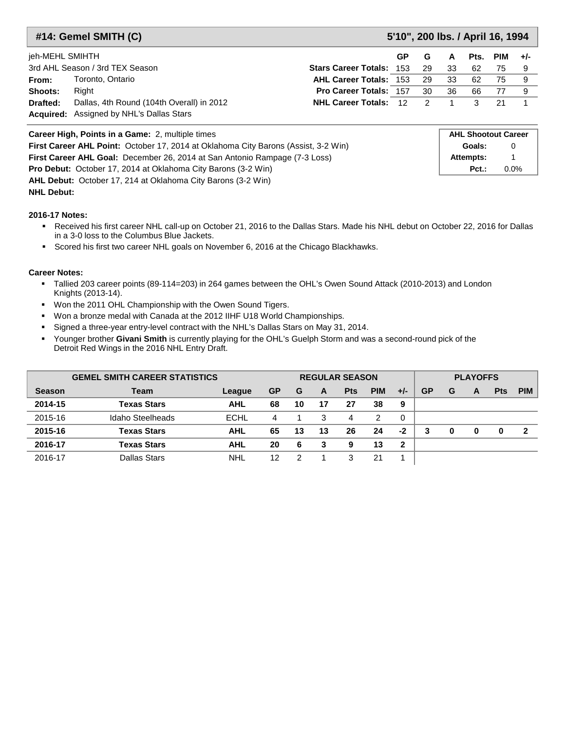## #14: Gemel SMITH (C) — 5'10", 200 lbs. / April 16, 1994

jeh-MEHL SMIHTH

3rd AHL Season / 3rd TEX Season

**From:** Toronto, Ontario

**Shoots:** Right

**Drafted:** Dallas, 4th Round (104th Overall) in 2012

**Acquired:** Assigned by NHL's Dallas Stars

| | GP | G | A | Pts. | PIM | +/- |
|---|---|---|---|---|---|---|
| **Stars Career Totals:** | 153 | 29 | 33 | 62 | 75 | 9 |
| **AHL Career Totals:** | 153 | 29 | 33 | 62 | 75 | 9 |
| **Pro Career Totals:** | 157 | 30 | 36 | 66 | 77 | 9 |
| **NHL Career Totals:** | 12 | 2 | 1 | 3 | 21 | 1 |

**Career High, Points in a Game:** 2, multiple times

**First Career AHL Point:** October 17, 2014 at Oklahoma City Barons (Assist, 3-2 Win)

**First Career AHL Goal:** December 26, 2014 at San Antonio Rampage (7-3 Loss)

**Pro Debut:** October 17, 2014 at Oklahoma City Barons (3-2 Win)

**AHL Debut:** October 17, 214 at Oklahoma City Barons (3-2 Win)

**NHL Debut:**

| AHL Shootout Career | |
|---|---|
| **Goals:** | 0 |
| **Attempts:** | 1 |
| **Pct.:** | 0.0% |

**2016-17 Notes:**

- Received his first career NHL call-up on October 21, 2016 to the Dallas Stars. Made his NHL debut on October 22, 2016 for Dallas in a 3-0 loss to the Columbus Blue Jackets.
- Scored his first two career NHL goals on November 6, 2016 at the Chicago Blackhawks.

**Career Notes:**

- Tallied 203 career points (89-114=203) in 264 games between the OHL's Owen Sound Attack (2010-2013) and London Knights (2013-14).
- Won the 2011 OHL Championship with the Owen Sound Tigers.
- Won a bronze medal with Canada at the 2012 IIHF U18 World Championships.
- Signed a three-year entry-level contract with the NHL's Dallas Stars on May 31, 2014.
- Younger brother **Givani Smith** is currently playing for the OHL's Guelph Storm and was a second-round pick of the Detroit Red Wings in the 2016 NHL Entry Draft.

| GEMEL SMITH CAREER STATISTICS | | | REGULAR SEASON | | | | | | PLAYOFFS | | | | |
|---|---|---|---|---|---|---|---|---|---|---|---|---|---|
| **Season** | **Team** | **League** | **GP** | **G** | **A** | **Pts** | **PIM** | **+/-** | **GP** | **G** | **A** | **Pts** | **PIM** |
| **2014-15** | **Texas Stars** | **AHL** | **68** | **10** | **17** | **27** | **38** | **9** | | | | | |
| 2015-16 | Idaho Steelheads | ECHL | 4 | 1 | 3 | 4 | 2 | 0 | | | | | |
| **2015-16** | **Texas Stars** | **AHL** | **65** | **13** | **13** | **26** | **24** | **-2** | **3** | **0** | **0** | **0** | **2** |
| **2016-17** | **Texas Stars** | **AHL** | **20** | **6** | **3** | **9** | **13** | **2** | | | | | |
| 2016-17 | Dallas Stars | NHL | 12 | 2 | 1 | 3 | 21 | 1 | | | | | |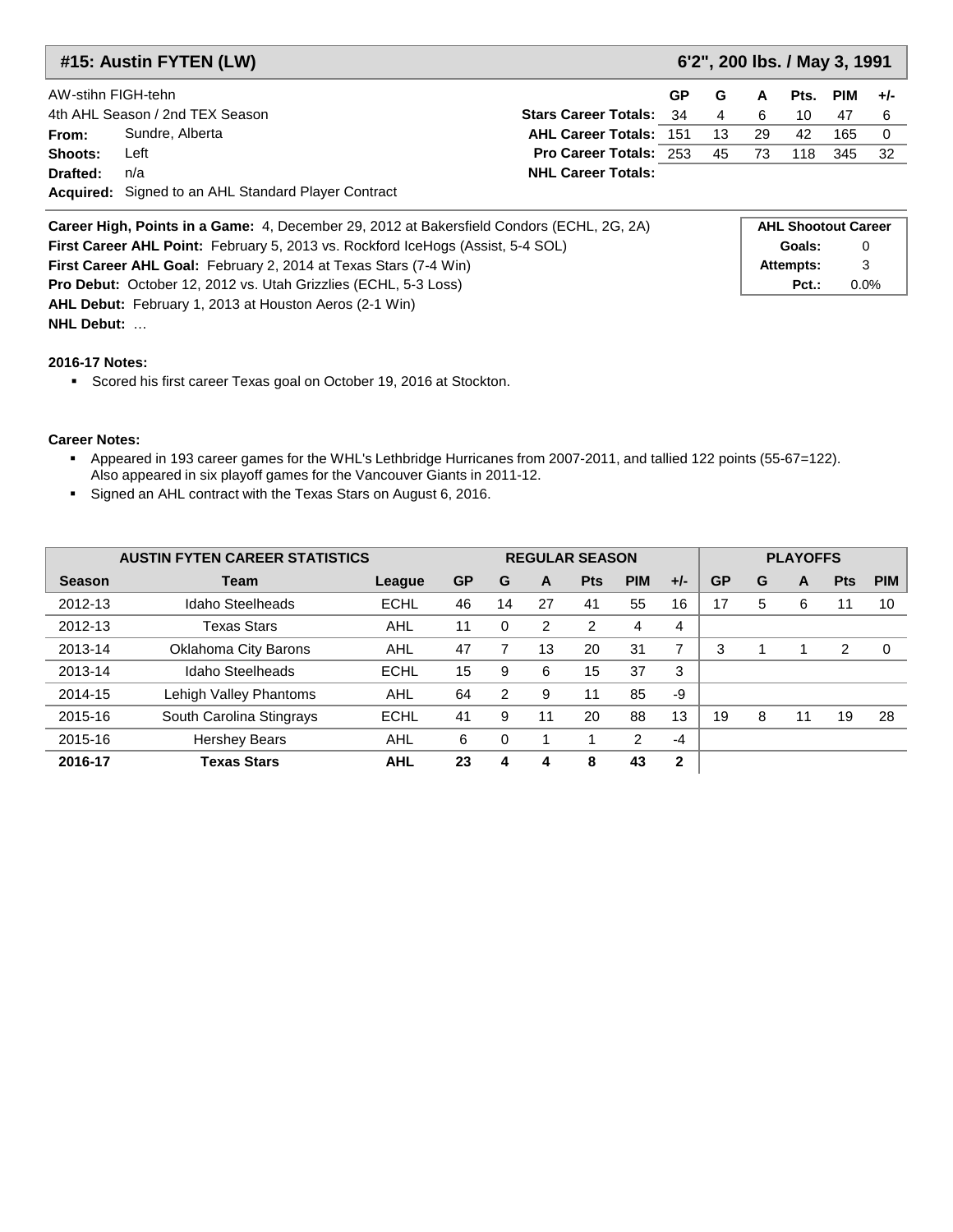## #15: Austin FYTEN (LW)

**6'2", 200 lbs. / May 3, 1991**

AW-stihn FIGH-tehn

4th AHL Season / 2nd TEX Season

**From:** Sundre, Alberta

**Shoots:** Left

**Drafted:** n/a

**Acquired:** Signed to an AHL Standard Player Contract

| | GP | G | A | Pts. | PIM | +/- |
|---|---|---|---|---|---|---|
| **Stars Career Totals:** | 34 | 4 | 6 | 10 | 47 | 6 |
| **AHL Career Totals:** | 151 | 13 | 29 | 42 | 165 | 0 |
| **Pro Career Totals:** | 253 | 45 | 73 | 118 | 345 | 32 |
| **NHL Career Totals:** | | | | | | |

**Career High, Points in a Game:** 4, December 29, 2012 at Bakersfield Condors (ECHL, 2G, 2A)

**First Career AHL Point:** February 5, 2013 vs. Rockford IceHogs (Assist, 5-4 SOL)

**First Career AHL Goal:** February 2, 2014 at Texas Stars (7-4 Win)

**Pro Debut:** October 12, 2012 vs. Utah Grizzlies (ECHL, 5-3 Loss)

**AHL Debut:** February 1, 2013 at Houston Aeros (2-1 Win)

**NHL Debut:** …

| AHL Shootout Career | |
|---|---|
| **Goals:** | 0 |
| **Attempts:** | 3 |
| **Pct.:** | 0.0% |

**2016-17 Notes:**

- Scored his first career Texas goal on October 19, 2016 at Stockton.

**Career Notes:**

- Appeared in 193 career games for the WHL's Lethbridge Hurricanes from 2007-2011, and tallied 122 points (55-67=122). Also appeared in six playoff games for the Vancouver Giants in 2011-12.
- Signed an AHL contract with the Texas Stars on August 6, 2016.

| AUSTIN FYTEN CAREER STATISTICS | | | REGULAR SEASON | | | | | | PLAYOFFS | | | | |
|---|---|---|---|---|---|---|---|---|---|---|---|---|---|
| **Season** | **Team** | **League** | **GP** | **G** | **A** | **Pts** | **PIM** | **+/-** | **GP** | **G** | **A** | **Pts** | **PIM** |
| 2012-13 | Idaho Steelheads | ECHL | 46 | 14 | 27 | 41 | 55 | 16 | 17 | 5 | 6 | 11 | 10 |
| 2012-13 | Texas Stars | AHL | 11 | 0 | 2 | 2 | 4 | 4 | | | | | |
| 2013-14 | Oklahoma City Barons | AHL | 47 | 7 | 13 | 20 | 31 | 7 | 3 | 1 | 1 | 2 | 0 |
| 2013-14 | Idaho Steelheads | ECHL | 15 | 9 | 6 | 15 | 37 | 3 | | | | | |
| 2014-15 | Lehigh Valley Phantoms | AHL | 64 | 2 | 9 | 11 | 85 | -9 | | | | | |
| 2015-16 | South Carolina Stingrays | ECHL | 41 | 9 | 11 | 20 | 88 | 13 | 19 | 8 | 11 | 19 | 28 |
| 2015-16 | Hershey Bears | AHL | 6 | 0 | 1 | 1 | 2 | -4 | | | | | |
| **2016-17** | **Texas Stars** | **AHL** | **23** | **4** | **4** | **8** | **43** | **2** | | | | | |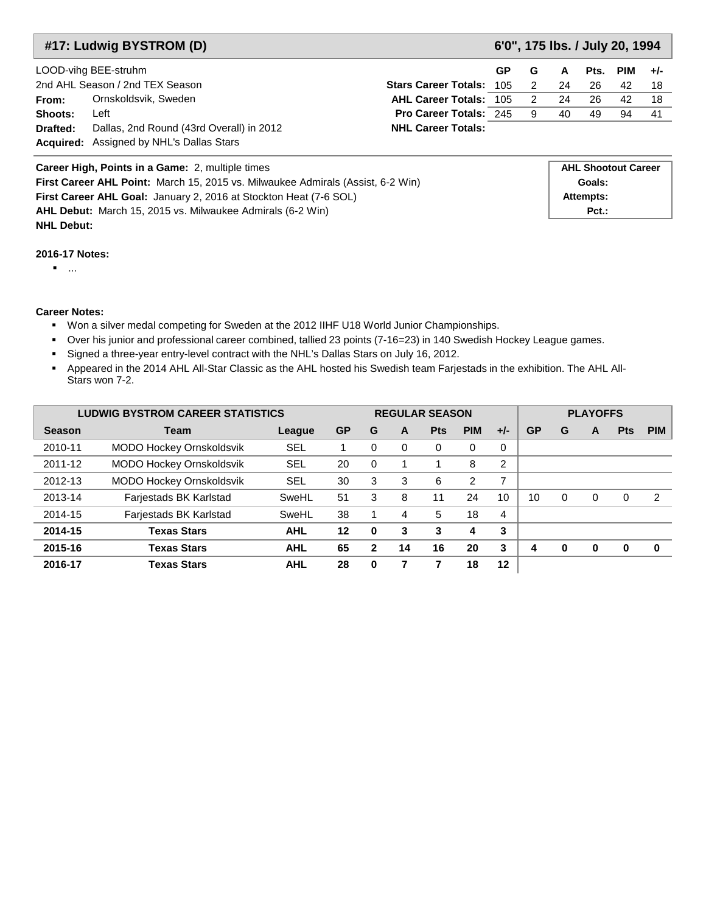## #17: Ludwig BYSTROM (D) — 6'0", 175 lbs. / July 20, 1994

LOOD-vihg BEE-struhm
2nd AHL Season / 2nd TEX Season

**From:** Ornskoldsvik, Sweden
**Shoots:** Left
**Drafted:** Dallas, 2nd Round (43rd Overall) in 2012
**Acquired:** Assigned by NHL's Dallas Stars

| | GP | G | A | Pts. | PIM | +/- |
|---|---|---|---|---|---|---|
| **Stars Career Totals:** | 105 | 2 | 24 | 26 | 42 | 18 |
| **AHL Career Totals:** | 105 | 2 | 24 | 26 | 42 | 18 |
| **Pro Career Totals:** | 245 | 9 | 40 | 49 | 94 | 41 |
| **NHL Career Totals:** | | | | | | |

**Career High, Points in a Game:** 2, multiple times
**First Career AHL Point:** March 15, 2015 vs. Milwaukee Admirals (Assist, 6-2 Win)
**First Career AHL Goal:** January 2, 2016 at Stockton Heat (7-6 SOL)
**AHL Debut:** March 15, 2015 vs. Milwaukee Admirals (6-2 Win)
**NHL Debut:**

**AHL Shootout Career**
**Goals:**
**Attempts:**
**Pct.:**

**2016-17 Notes:**

- ...

**Career Notes:**

- Won a silver medal competing for Sweden at the 2012 IIHF U18 World Junior Championships.
- Over his junior and professional career combined, tallied 23 points (7-16=23) in 140 Swedish Hockey League games.
- Signed a three-year entry-level contract with the NHL's Dallas Stars on July 16, 2012.
- Appeared in the 2014 AHL All-Star Classic as the AHL hosted his Swedish team Farjestads in the exhibition. The AHL All-Stars won 7-2.

| LUDWIG BYSTROM CAREER STATISTICS | | | REGULAR SEASON | | | | | | | PLAYOFFS | | | | |
|---|---|---|---|---|---|---|---|---|---|---|---|---|---|---|
| Season | Team | League | GP | G | A | Pts | PIM | +/- | GP | G | A | Pts | PIM |
| 2010-11 | MODO Hockey Ornskoldsvik | SEL | 1 | 0 | 0 | 0 | 0 | 0 | | | | | |
| 2011-12 | MODO Hockey Ornskoldsvik | SEL | 20 | 0 | 1 | 1 | 8 | 2 | | | | | |
| 2012-13 | MODO Hockey Ornskoldsvik | SEL | 30 | 3 | 3 | 6 | 2 | 7 | | | | | |
| 2013-14 | Farjestads BK Karlstad | SweHL | 51 | 3 | 8 | 11 | 24 | 10 | 10 | 0 | 0 | 0 | 2 |
| 2014-15 | Farjestads BK Karlstad | SweHL | 38 | 1 | 4 | 5 | 18 | 4 | | | | | |
| **2014-15** | **Texas Stars** | **AHL** | **12** | **0** | **3** | **3** | **4** | **3** | | | | | |
| **2015-16** | **Texas Stars** | **AHL** | **65** | **2** | **14** | **16** | **20** | **3** | **4** | **0** | **0** | **0** | **0** |
| **2016-17** | **Texas Stars** | **AHL** | **28** | **0** | **7** | **7** | **18** | **12** | | | | | |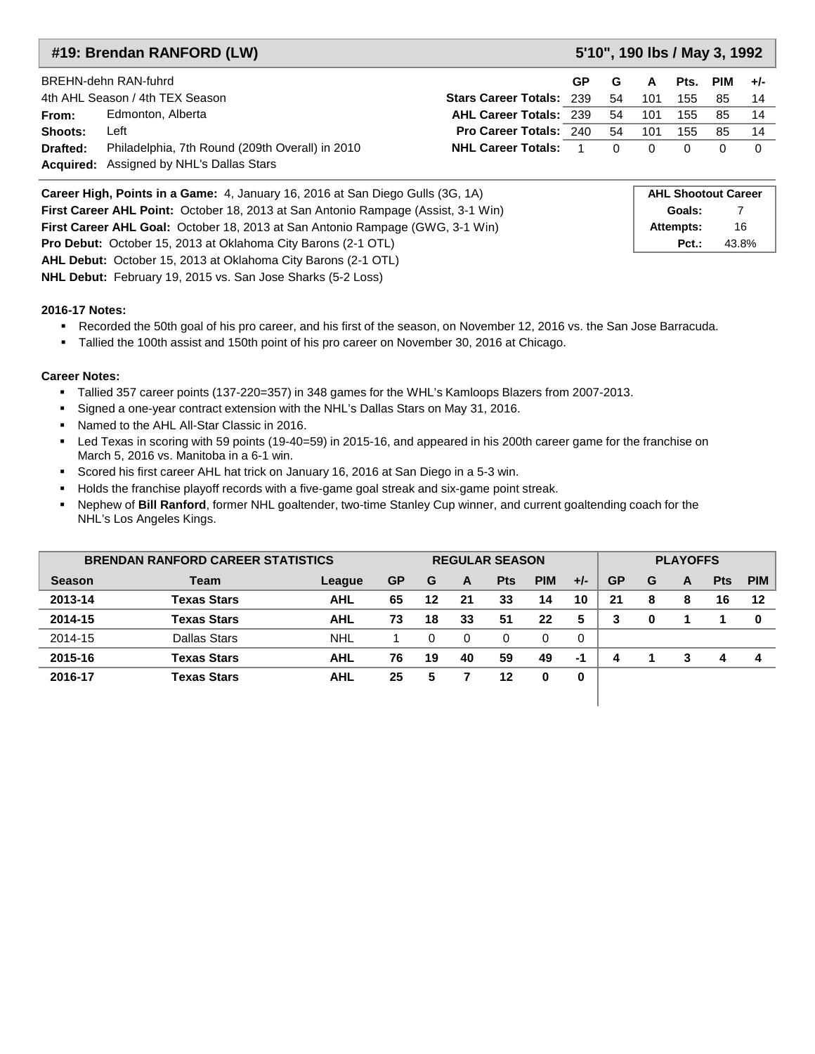## #19: Brendan RANFORD (LW) — 5'10", 190 lbs / May 3, 1992

BREHN-dehn RAN-fuhrd

4th AHL Season / 4th TEX Season

**From:** Edmonton, Alberta

**Shoots:** Left

**Drafted:** Philadelphia, 7th Round (209th Overall) in 2010

**Acquired:** Assigned by NHL's Dallas Stars

| | GP | G | A | Pts. | PIM | +/- |
|---|---|---|---|---|---|---|
| **Stars Career Totals:** | 239 | 54 | 101 | 155 | 85 | 14 |
| **AHL Career Totals:** | 239 | 54 | 101 | 155 | 85 | 14 |
| **Pro Career Totals:** | 240 | 54 | 101 | 155 | 85 | 14 |
| **NHL Career Totals:** | 1 | 0 | 0 | 0 | 0 | 0 |

**Career High, Points in a Game:** 4, January 16, 2016 at San Diego Gulls (3G, 1A)

**First Career AHL Point:** October 18, 2013 at San Antonio Rampage (Assist, 3-1 Win)

**First Career AHL Goal:** October 18, 2013 at San Antonio Rampage (GWG, 3-1 Win)

**Pro Debut:** October 15, 2013 at Oklahoma City Barons (2-1 OTL)

**AHL Debut:** October 15, 2013 at Oklahoma City Barons (2-1 OTL)

**NHL Debut:** February 19, 2015 vs. San Jose Sharks (5-2 Loss)

| AHL Shootout Career | |
|---|---|
| **Goals:** | 7 |
| **Attempts:** | 16 |
| **Pct.:** | 43.8% |

**2016-17 Notes:**

- Recorded the 50th goal of his pro career, and his first of the season, on November 12, 2016 vs. the San Jose Barracuda.
- Tallied the 100th assist and 150th point of his pro career on November 30, 2016 at Chicago.

**Career Notes:**

- Tallied 357 career points (137-220=357) in 348 games for the WHL's Kamloops Blazers from 2007-2013.
- Signed a one-year contract extension with the NHL's Dallas Stars on May 31, 2016.
- Named to the AHL All-Star Classic in 2016.
- Led Texas in scoring with 59 points (19-40=59) in 2015-16, and appeared in his 200th career game for the franchise on March 5, 2016 vs. Manitoba in a 6-1 win.
- Scored his first career AHL hat trick on January 16, 2016 at San Diego in a 5-3 win.
- Holds the franchise playoff records with a five-game goal streak and six-game point streak.
- Nephew of **Bill Ranford**, former NHL goaltender, two-time Stanley Cup winner, and current goaltending coach for the NHL's Los Angeles Kings.

| BRENDAN RANFORD CAREER STATISTICS | | | REGULAR SEASON | | | | | | PLAYOFFS | | | | |
|---|---|---|---|---|---|---|---|---|---|---|---|---|---|
| **Season** | **Team** | **League** | **GP** | **G** | **A** | **Pts** | **PIM** | **+/-** | **GP** | **G** | **A** | **Pts** | **PIM** |
| **2013-14** | **Texas Stars** | **AHL** | **65** | **12** | **21** | **33** | **14** | **10** | **21** | **8** | **8** | **16** | **12** |
| **2014-15** | **Texas Stars** | **AHL** | **73** | **18** | **33** | **51** | **22** | **5** | **3** | **0** | **1** | **1** | **0** |
| 2014-15 | Dallas Stars | NHL | 1 | 0 | 0 | 0 | 0 | 0 | | | | | |
| **2015-16** | **Texas Stars** | **AHL** | **76** | **19** | **40** | **59** | **49** | **-1** | **4** | **1** | **3** | **4** | **4** |
| **2016-17** | **Texas Stars** | **AHL** | **25** | **5** | **7** | **12** | **0** | **0** | | | | | |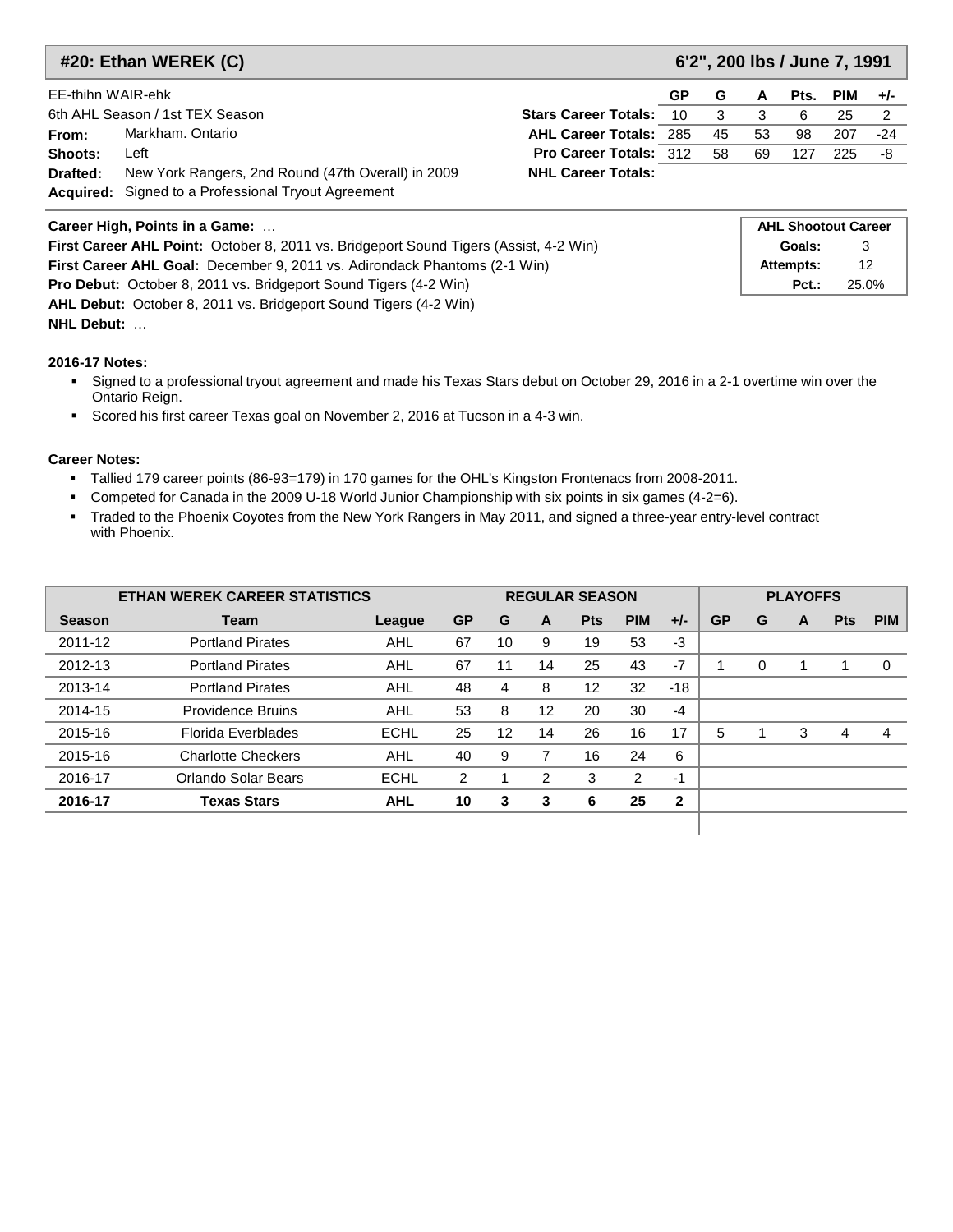## #20: Ethan WEREK (C) — 6'2", 200 lbs / June 7, 1991

EE-thihn WAIR-ehk

6th AHL Season / 1st TEX Season

**From:** Markham. Ontario

**Shoots:** Left

**Drafted:** New York Rangers, 2nd Round (47th Overall) in 2009

**Acquired:** Signed to a Professional Tryout Agreement

| | GP | G | A | Pts. | PIM | +/- |
|---|---|---|---|---|---|---|
| **Stars Career Totals:** | 10 | 3 | 3 | 6 | 25 | 2 |
| **AHL Career Totals:** | 285 | 45 | 53 | 98 | 207 | -24 |
| **Pro Career Totals:** | 312 | 58 | 69 | 127 | 225 | -8 |
| **NHL Career Totals:** | | | | | | |

**Career High, Points in a Game:** …

**First Career AHL Point:** October 8, 2011 vs. Bridgeport Sound Tigers (Assist, 4-2 Win)

**First Career AHL Goal:** December 9, 2011 vs. Adirondack Phantoms (2-1 Win)

**Pro Debut:** October 8, 2011 vs. Bridgeport Sound Tigers (4-2 Win)

**AHL Debut:** October 8, 2011 vs. Bridgeport Sound Tigers (4-2 Win)

**NHL Debut:** …

| AHL Shootout Career | |
|---|---|
| **Goals:** | 3 |
| **Attempts:** | 12 |
| **Pct.:** | 25.0% |

**2016-17 Notes:**

- Signed to a professional tryout agreement and made his Texas Stars debut on October 29, 2016 in a 2-1 overtime win over the Ontario Reign.
- Scored his first career Texas goal on November 2, 2016 at Tucson in a 4-3 win.

**Career Notes:**

- Tallied 179 career points (86-93=179) in 170 games for the OHL's Kingston Frontenacs from 2008-2011.
- Competed for Canada in the 2009 U-18 World Junior Championship with six points in six games (4-2=6).
- Traded to the Phoenix Coyotes from the New York Rangers in May 2011, and signed a three-year entry-level contract with Phoenix.

| ETHAN WEREK CAREER STATISTICS | | | REGULAR SEASON | | | | | | PLAYOFFS | | | | |
|---|---|---|---|---|---|---|---|---|---|---|---|---|---|
| **Season** | **Team** | **League** | **GP** | **G** | **A** | **Pts** | **PIM** | **+/-** | **GP** | **G** | **A** | **Pts** | **PIM** |
| 2011-12 | Portland Pirates | AHL | 67 | 10 | 9 | 19 | 53 | -3 | | | | | |
| 2012-13 | Portland Pirates | AHL | 67 | 11 | 14 | 25 | 43 | -7 | 1 | 0 | 1 | 1 | 0 |
| 2013-14 | Portland Pirates | AHL | 48 | 4 | 8 | 12 | 32 | -18 | | | | | |
| 2014-15 | Providence Bruins | AHL | 53 | 8 | 12 | 20 | 30 | -4 | | | | | |
| 2015-16 | Florida Everblades | ECHL | 25 | 12 | 14 | 26 | 16 | 17 | 5 | 1 | 3 | 4 | 4 |
| 2015-16 | Charlotte Checkers | AHL | 40 | 9 | 7 | 16 | 24 | 6 | | | | | |
| 2016-17 | Orlando Solar Bears | ECHL | 2 | 1 | 2 | 3 | 2 | -1 | | | | | |
| **2016-17** | **Texas Stars** | **AHL** | **10** | **3** | **3** | **6** | **25** | **2** | | | | | |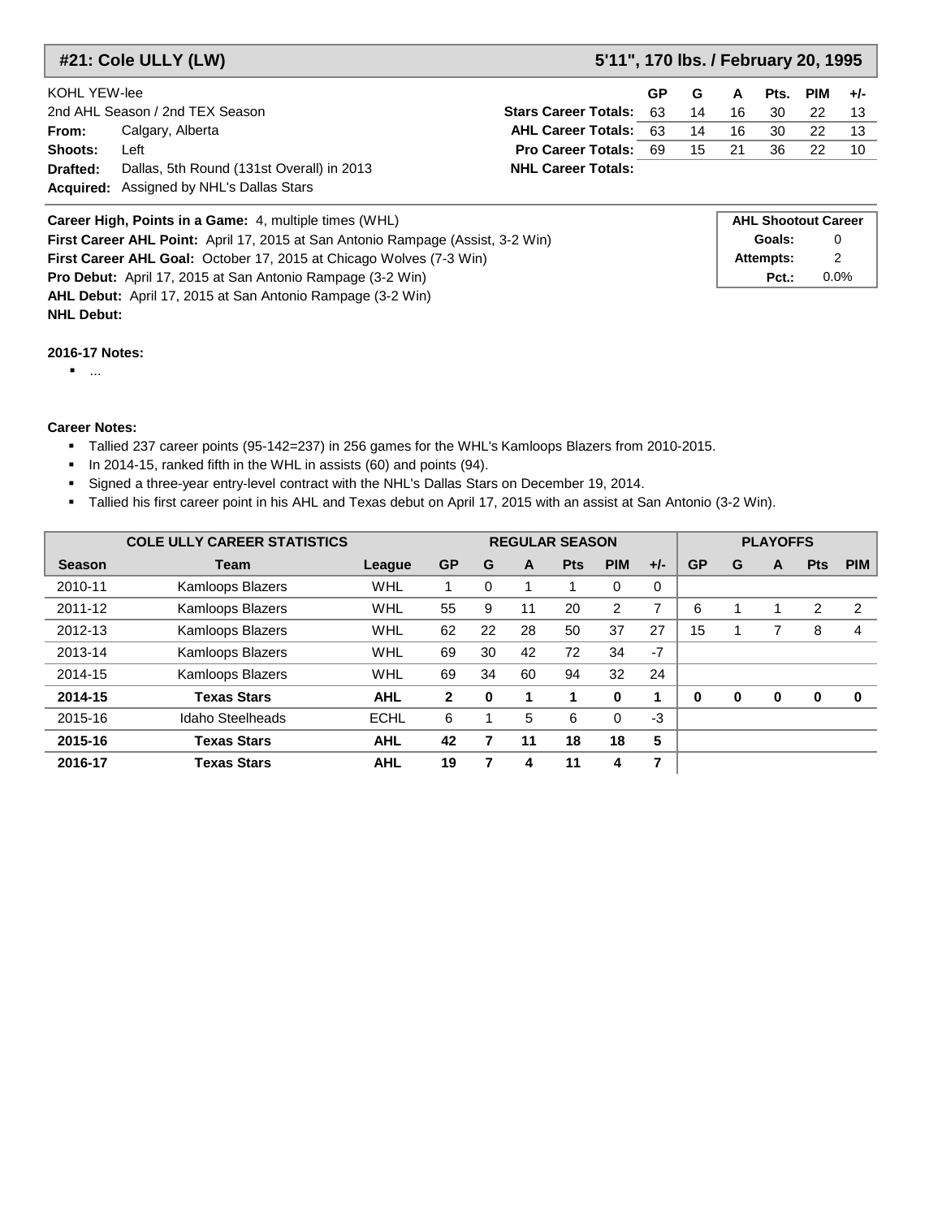## #21: Cole ULLY (LW) — 5'11", 170 lbs. / February 20, 1995

KOHL YEW-lee
2nd AHL Season / 2nd TEX Season

**From:** Calgary, Alberta
**Shoots:** Left
**Drafted:** Dallas, 5th Round (131st Overall) in 2013
**Acquired:** Assigned by NHL's Dallas Stars

| | GP | G | A | Pts. | PIM | +/- |
|---|---|---|---|---|---|---|
| Stars Career Totals: | 63 | 14 | 16 | 30 | 22 | 13 |
| AHL Career Totals: | 63 | 14 | 16 | 30 | 22 | 13 |
| Pro Career Totals: | 69 | 15 | 21 | 36 | 22 | 10 |
| NHL Career Totals: | | | | | | |

**Career High, Points in a Game:** 4, multiple times (WHL)
**First Career AHL Point:** April 17, 2015 at San Antonio Rampage (Assist, 3-2 Win)
**First Career AHL Goal:** October 17, 2015 at Chicago Wolves (7-3 Win)
**Pro Debut:** April 17, 2015 at San Antonio Rampage (3-2 Win)
**AHL Debut:** April 17, 2015 at San Antonio Rampage (3-2 Win)
**NHL Debut:**

| AHL Shootout Career | |
|---|---|
| Goals: | 0 |
| Attempts: | 2 |
| Pct.: | 0.0% |

**2016-17 Notes:**

- ...

**Career Notes:**

- Tallied 237 career points (95-142=237) in 256 games for the WHL's Kamloops Blazers from 2010-2015.
- In 2014-15, ranked fifth in the WHL in assists (60) and points (94).
- Signed a three-year entry-level contract with the NHL's Dallas Stars on December 19, 2014.
- Tallied his first career point in his AHL and Texas debut on April 17, 2015 with an assist at San Antonio (3-2 Win).

| COLE ULLY CAREER STATISTICS | | | REGULAR SEASON | | | | | | PLAYOFFS | | | | |
|---|---|---|---|---|---|---|---|---|---|---|---|---|---|
| Season | Team | League | GP | G | A | Pts | PIM | +/- | GP | G | A | Pts | PIM |
| 2010-11 | Kamloops Blazers | WHL | 1 | 0 | 1 | 1 | 0 | 0 | | | | | |
| 2011-12 | Kamloops Blazers | WHL | 55 | 9 | 11 | 20 | 2 | 7 | 6 | 1 | 1 | 2 | 2 |
| 2012-13 | Kamloops Blazers | WHL | 62 | 22 | 28 | 50 | 37 | 27 | 15 | 1 | 7 | 8 | 4 |
| 2013-14 | Kamloops Blazers | WHL | 69 | 30 | 42 | 72 | 34 | -7 | | | | | |
| 2014-15 | Kamloops Blazers | WHL | 69 | 34 | 60 | 94 | 32 | 24 | | | | | |
| **2014-15** | **Texas Stars** | **AHL** | **2** | **0** | **1** | **1** | **0** | **1** | **0** | **0** | **0** | **0** | **0** |
| 2015-16 | Idaho Steelheads | ECHL | 6 | 1 | 5 | 6 | 0 | -3 | | | | | |
| **2015-16** | **Texas Stars** | **AHL** | **42** | **7** | **11** | **18** | **18** | **5** | | | | | |
| **2016-17** | **Texas Stars** | **AHL** | **19** | **7** | **4** | **11** | **4** | **7** | | | | | |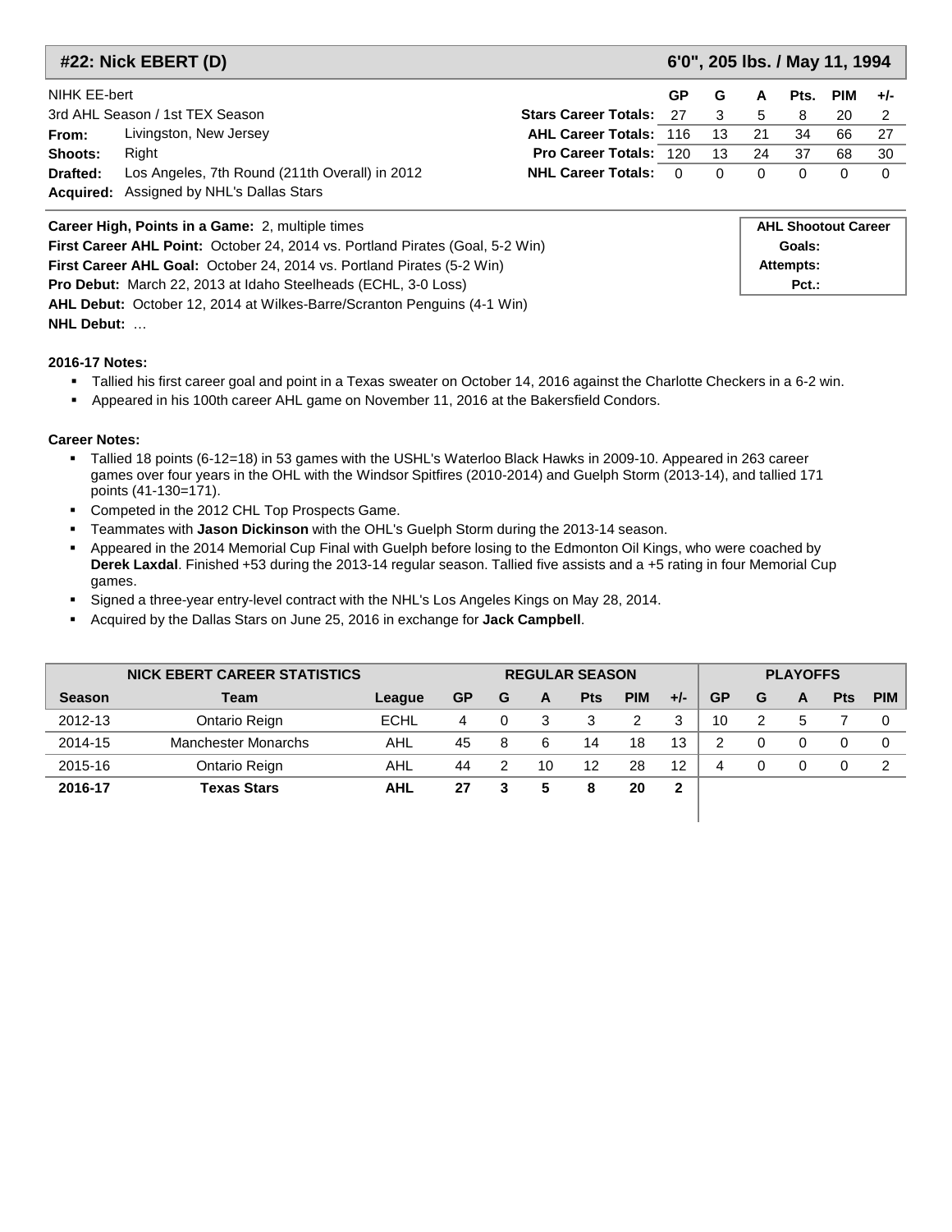## #22: Nick EBERT (D) — 6'0", 205 lbs. / May 11, 1994

NIHK EE-bert
3rd AHL Season / 1st TEX Season

**From:** Livingston, New Jersey
**Shoots:** Right
**Drafted:** Los Angeles, 7th Round (211th Overall) in 2012
**Acquired:** Assigned by NHL's Dallas Stars

| | GP | G | A | Pts. | PIM | +/- |
|---|---|---|---|---|---|---|
| **Stars Career Totals:** | 27 | 3 | 5 | 8 | 20 | 2 |
| **AHL Career Totals:** | 116 | 13 | 21 | 34 | 66 | 27 |
| **Pro Career Totals:** | 120 | 13 | 24 | 37 | 68 | 30 |
| **NHL Career Totals:** | 0 | 0 | 0 | 0 | 0 | 0 |

**Career High, Points in a Game:** 2, multiple times
**First Career AHL Point:** October 24, 2014 vs. Portland Pirates (Goal, 5-2 Win)
**First Career AHL Goal:** October 24, 2014 vs. Portland Pirates (5-2 Win)
**Pro Debut:** March 22, 2013 at Idaho Steelheads (ECHL, 3-0 Loss)
**AHL Debut:** October 12, 2014 at Wilkes-Barre/Scranton Penguins (4-1 Win)
**NHL Debut:** …

| AHL Shootout Career |
|---|
| **Goals:** |
| **Attempts:** |
| **Pct.:** |

**2016-17 Notes:**

- Tallied his first career goal and point in a Texas sweater on October 14, 2016 against the Charlotte Checkers in a 6-2 win.
- Appeared in his 100th career AHL game on November 11, 2016 at the Bakersfield Condors.

**Career Notes:**

- Tallied 18 points (6-12=18) in 53 games with the USHL's Waterloo Black Hawks in 2009-10. Appeared in 263 career games over four years in the OHL with the Windsor Spitfires (2010-2014) and Guelph Storm (2013-14), and tallied 171 points (41-130=171).
- Competed in the 2012 CHL Top Prospects Game.
- Teammates with **Jason Dickinson** with the OHL's Guelph Storm during the 2013-14 season.
- Appeared in the 2014 Memorial Cup Final with Guelph before losing to the Edmonton Oil Kings, who were coached by **Derek Laxdal**. Finished +53 during the 2013-14 regular season. Tallied five assists and a +5 rating in four Memorial Cup games.
- Signed a three-year entry-level contract with the NHL's Los Angeles Kings on May 28, 2014.
- Acquired by the Dallas Stars on June 25, 2016 in exchange for **Jack Campbell**.

| NICK EBERT CAREER STATISTICS | | | REGULAR SEASON | | | | | | PLAYOFFS | | | | |
|---|---|---|---|---|---|---|---|---|---|---|---|---|---|
| **Season** | **Team** | **League** | **GP** | **G** | **A** | **Pts** | **PIM** | **+/-** | **GP** | **G** | **A** | **Pts** | **PIM** |
| 2012-13 | Ontario Reign | ECHL | 4 | 0 | 3 | 3 | 2 | 3 | 10 | 2 | 5 | 7 | 0 |
| 2014-15 | Manchester Monarchs | AHL | 45 | 8 | 6 | 14 | 18 | 13 | 2 | 0 | 0 | 0 | 0 |
| 2015-16 | Ontario Reign | AHL | 44 | 2 | 10 | 12 | 28 | 12 | 4 | 0 | 0 | 0 | 2 |
| **2016-17** | **Texas Stars** | **AHL** | **27** | **3** | **5** | **8** | **20** | **2** | | | | | |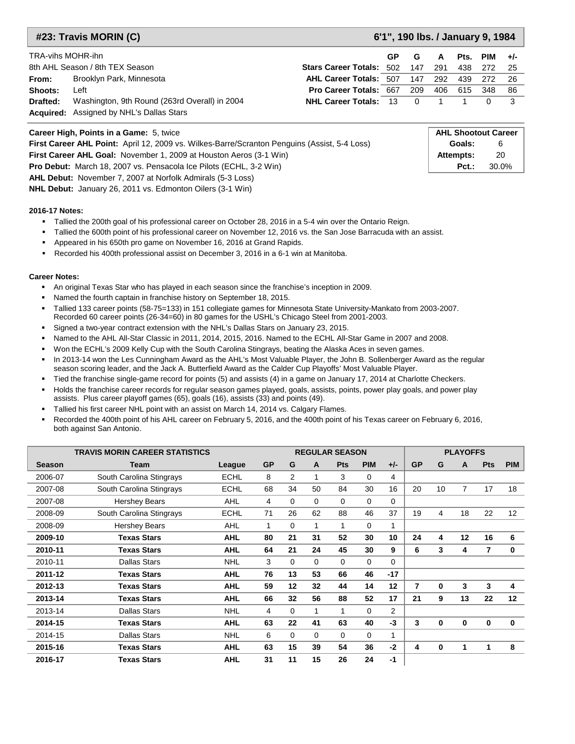## #23: Travis MORIN (C)

**6'1", 190 lbs. / January 9, 1984**

TRA-vihs MOHR-ihn

8th AHL Season / 8th TEX Season

**From:** Brooklyn Park, Minnesota

**Shoots:** Left

**Drafted:** Washington, 9th Round (263rd Overall) in 2004

**Acquired:** Assigned by NHL's Dallas Stars

| | GP | G | A | Pts. | PIM | +/- |
|---|---|---|---|---|---|---|
| **Stars Career Totals:** | 502 | 147 | 291 | 438 | 272 | 25 |
| **AHL Career Totals:** | 507 | 147 | 292 | 439 | 272 | 26 |
| **Pro Career Totals:** | 667 | 209 | 406 | 615 | 348 | 86 |
| **NHL Career Totals:** | 13 | 0 | 1 | 1 | 0 | 3 |

**Career High, Points in a Game:** 5, twice

**First Career AHL Point:** April 12, 2009 vs. Wilkes-Barre/Scranton Penguins (Assist, 5-4 Loss)

**First Career AHL Goal:** November 1, 2009 at Houston Aeros (3-1 Win)

**Pro Debut:** March 18, 2007 vs. Pensacola Ice Pilots (ECHL, 3-2 Win)

**AHL Debut:** November 7, 2007 at Norfolk Admirals (5-3 Loss)

**NHL Debut:** January 26, 2011 vs. Edmonton Oilers (3-1 Win)

| AHL Shootout Career | |
|---|---|
| **Goals:** | 6 |
| **Attempts:** | 20 |
| **Pct.:** | 30.0% |

**2016-17 Notes:**

- Tallied the 200th goal of his professional career on October 28, 2016 in a 5-4 win over the Ontario Reign.
- Tallied the 600th point of his professional career on November 12, 2016 vs. the San Jose Barracuda with an assist.
- Appeared in his 650th pro game on November 16, 2016 at Grand Rapids.
- Recorded his 400th professional assist on December 3, 2016 in a 6-1 win at Manitoba.

**Career Notes:**

- An original Texas Star who has played in each season since the franchise's inception in 2009.
- Named the fourth captain in franchise history on September 18, 2015.
- Tallied 133 career points (58-75=133) in 151 collegiate games for Minnesota State University-Mankato from 2003-2007. Recorded 60 career points (26-34=60) in 80 games for the USHL's Chicago Steel from 2001-2003.
- Signed a two-year contract extension with the NHL's Dallas Stars on January 23, 2015.
- Named to the AHL All-Star Classic in 2011, 2014, 2015, 2016. Named to the ECHL All-Star Game in 2007 and 2008.
- Won the ECHL's 2009 Kelly Cup with the South Carolina Stingrays, beating the Alaska Aces in seven games.
- In 2013-14 won the Les Cunningham Award as the AHL's Most Valuable Player, the John B. Sollenberger Award as the regular season scoring leader, and the Jack A. Butterfield Award as the Calder Cup Playoffs' Most Valuable Player.
- Tied the franchise single-game record for points (5) and assists (4) in a game on January 17, 2014 at Charlotte Checkers.
- Holds the franchise career records for regular season games played, goals, assists, points, power play goals, and power play assists. Plus career playoff games (65), goals (16), assists (33) and points (49).
- Tallied his first career NHL point with an assist on March 14, 2014 vs. Calgary Flames.
- Recorded the 400th point of his AHL career on February 5, 2016, and the 400th point of his Texas career on February 6, 2016, both against San Antonio.

| TRAVIS MORIN CAREER STATISTICS | | | REGULAR SEASON | | | | | | PLAYOFFS | | | | |
|---|---|---|---|---|---|---|---|---|---|---|---|---|---|
| **Season** | **Team** | **League** | **GP** | **G** | **A** | **Pts** | **PIM** | **+/-** | **GP** | **G** | **A** | **Pts** | **PIM** |
| 2006-07 | South Carolina Stingrays | ECHL | 8 | 2 | 1 | 3 | 0 | 4 | | | | | |
| 2007-08 | South Carolina Stingrays | ECHL | 68 | 34 | 50 | 84 | 30 | 16 | 20 | 10 | 7 | 17 | 18 |
| 2007-08 | Hershey Bears | AHL | 4 | 0 | 0 | 0 | 0 | 0 | | | | | |
| 2008-09 | South Carolina Stingrays | ECHL | 71 | 26 | 62 | 88 | 46 | 37 | 19 | 4 | 18 | 22 | 12 |
| 2008-09 | Hershey Bears | AHL | 1 | 0 | 1 | 1 | 0 | 1 | | | | | |
| **2009-10** | **Texas Stars** | **AHL** | **80** | **21** | **31** | **52** | **30** | **10** | **24** | **4** | **12** | **16** | **6** |
| **2010-11** | **Texas Stars** | **AHL** | **64** | **21** | **24** | **45** | **30** | **9** | **6** | **3** | **4** | **7** | **0** |
| 2010-11 | Dallas Stars | NHL | 3 | 0 | 0 | 0 | 0 | 0 | | | | | |
| **2011-12** | **Texas Stars** | **AHL** | **76** | **13** | **53** | **66** | **46** | **-17** | | | | | |
| **2012-13** | **Texas Stars** | **AHL** | **59** | **12** | **32** | **44** | **14** | **12** | **7** | **0** | **3** | **3** | **4** |
| **2013-14** | **Texas Stars** | **AHL** | **66** | **32** | **56** | **88** | **52** | **17** | **21** | **9** | **13** | **22** | **12** |
| 2013-14 | Dallas Stars | NHL | 4 | 0 | 1 | 1 | 0 | 2 | | | | | |
| **2014-15** | **Texas Stars** | **AHL** | **63** | **22** | **41** | **63** | **40** | **-3** | **3** | **0** | **0** | **0** | **0** |
| 2014-15 | Dallas Stars | NHL | 6 | 0 | 0 | 0 | 0 | 1 | | | | | |
| **2015-16** | **Texas Stars** | **AHL** | **63** | **15** | **39** | **54** | **36** | **-2** | **4** | **0** | **1** | **1** | **8** |
| **2016-17** | **Texas Stars** | **AHL** | **31** | **11** | **15** | **26** | **24** | **-1** | | | | | |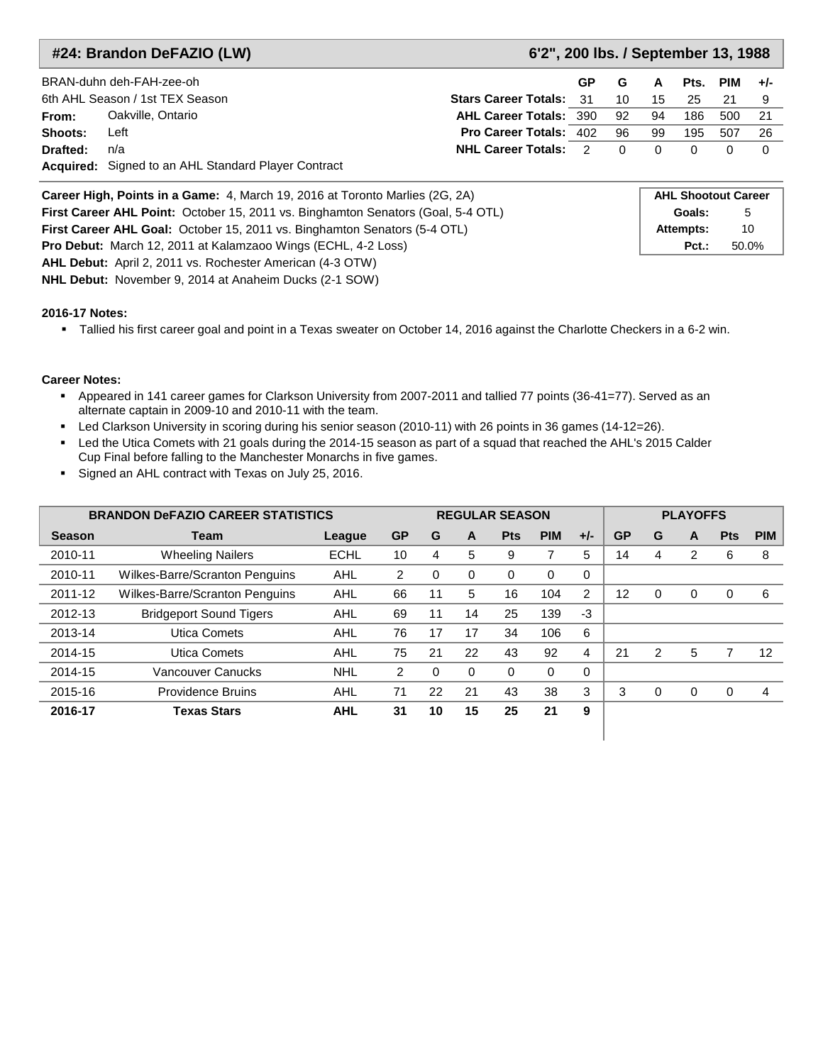## #24: Brandon DeFAZIO (LW)

**6'2", 200 lbs. / September 13, 1988**

BRAN-duhn deh-FAH-zee-oh

6th AHL Season / 1st TEX Season

**From:** Oakville, Ontario

**Shoots:** Left

**Drafted:** n/a

**Acquired:** Signed to an AHL Standard Player Contract

| | GP | G | A | Pts. | PIM | +/- |
|---|---|---|---|---|---|---|
| **Stars Career Totals:** | 31 | 10 | 15 | 25 | 21 | 9 |
| **AHL Career Totals:** | 390 | 92 | 94 | 186 | 500 | 21 |
| **Pro Career Totals:** | 402 | 96 | 99 | 195 | 507 | 26 |
| **NHL Career Totals:** | 2 | 0 | 0 | 0 | 0 | 0 |

**Career High, Points in a Game:** 4, March 19, 2016 at Toronto Marlies (2G, 2A)
**First Career AHL Point:** October 15, 2011 vs. Binghamton Senators (Goal, 5-4 OTL)
**First Career AHL Goal:** October 15, 2011 vs. Binghamton Senators (5-4 OTL)
**Pro Debut:** March 12, 2011 at Kalamzaoo Wings (ECHL, 4-2 Loss)
**AHL Debut:** April 2, 2011 vs. Rochester American (4-3 OTW)
**NHL Debut:** November 9, 2014 at Anaheim Ducks (2-1 SOW)

| AHL Shootout Career | |
|---|---|
| **Goals:** | 5 |
| **Attempts:** | 10 |
| **Pct.:** | 50.0% |

**2016-17 Notes:**

- Tallied his first career goal and point in a Texas sweater on October 14, 2016 against the Charlotte Checkers in a 6-2 win.

**Career Notes:**

- Appeared in 141 career games for Clarkson University from 2007-2011 and tallied 77 points (36-41=77). Served as an alternate captain in 2009-10 and 2010-11 with the team.
- Led Clarkson University in scoring during his senior season (2010-11) with 26 points in 36 games (14-12=26).
- Led the Utica Comets with 21 goals during the 2014-15 season as part of a squad that reached the AHL's 2015 Calder Cup Final before falling to the Manchester Monarchs in five games.
- Signed an AHL contract with Texas on July 25, 2016.

| BRANDON DeFAZIO CAREER STATISTICS | | | REGULAR SEASON | | | | | | PLAYOFFS | | | | |
|---|---|---|---|---|---|---|---|---|---|---|---|---|---|
| **Season** | **Team** | **League** | **GP** | **G** | **A** | **Pts** | **PIM** | **+/-** | **GP** | **G** | **A** | **Pts** | **PIM** |
| 2010-11 | Wheeling Nailers | ECHL | 10 | 4 | 5 | 9 | 7 | 5 | 14 | 4 | 2 | 6 | 8 |
| 2010-11 | Wilkes-Barre/Scranton Penguins | AHL | 2 | 0 | 0 | 0 | 0 | 0 | | | | | |
| 2011-12 | Wilkes-Barre/Scranton Penguins | AHL | 66 | 11 | 5 | 16 | 104 | 2 | 12 | 0 | 0 | 0 | 6 |
| 2012-13 | Bridgeport Sound Tigers | AHL | 69 | 11 | 14 | 25 | 139 | -3 | | | | | |
| 2013-14 | Utica Comets | AHL | 76 | 17 | 17 | 34 | 106 | 6 | | | | | |
| 2014-15 | Utica Comets | AHL | 75 | 21 | 22 | 43 | 92 | 4 | 21 | 2 | 5 | 7 | 12 |
| 2014-15 | Vancouver Canucks | NHL | 2 | 0 | 0 | 0 | 0 | 0 | | | | | |
| 2015-16 | Providence Bruins | AHL | 71 | 22 | 21 | 43 | 38 | 3 | 3 | 0 | 0 | 0 | 4 |
| **2016-17** | **Texas Stars** | **AHL** | **31** | **10** | **15** | **25** | **21** | **9** | | | | | |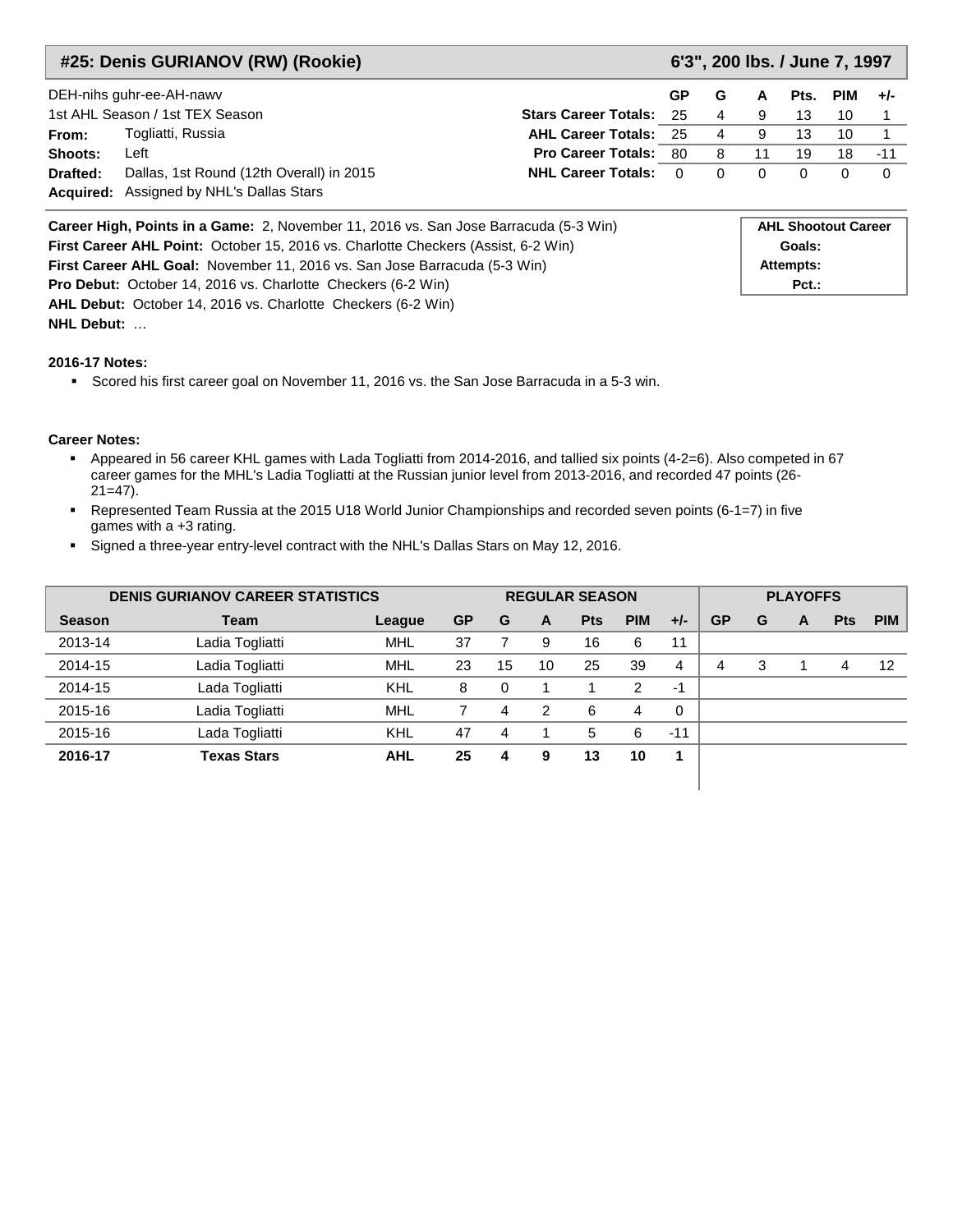## #25: Denis GURIANOV (RW) (Rookie) — 6'3", 200 lbs. / June 7, 1997

DEH-nihs guhr-ee-AH-nawv
1st AHL Season / 1st TEX Season

**From:** Togliatti, Russia
**Shoots:** Left
**Drafted:** Dallas, 1st Round (12th Overall) in 2015
**Acquired:** Assigned by NHL's Dallas Stars

| | GP | G | A | Pts. | PIM | +/- |
|---|---|---|---|---|---|---|
| **Stars Career Totals:** | 25 | 4 | 9 | 13 | 10 | 1 |
| **AHL Career Totals:** | 25 | 4 | 9 | 13 | 10 | 1 |
| **Pro Career Totals:** | 80 | 8 | 11 | 19 | 18 | -11 |
| **NHL Career Totals:** | 0 | 0 | 0 | 0 | 0 | 0 |

**Career High, Points in a Game:** 2, November 11, 2016 vs. San Jose Barracuda (5-3 Win)
**First Career AHL Point:** October 15, 2016 vs. Charlotte Checkers (Assist, 6-2 Win)
**First Career AHL Goal:** November 11, 2016 vs. San Jose Barracuda (5-3 Win)
**Pro Debut:** October 14, 2016 vs. Charlotte Checkers (6-2 Win)
**AHL Debut:** October 14, 2016 vs. Charlotte Checkers (6-2 Win)
**NHL Debut:** …

| AHL Shootout Career | |
|---|---|
| Goals: | |
| Attempts: | |
| Pct.: | |

**2016-17 Notes:**

- Scored his first career goal on November 11, 2016 vs. the San Jose Barracuda in a 5-3 win.

**Career Notes:**

- Appeared in 56 career KHL games with Lada Togliatti from 2014-2016, and tallied six points (4-2=6). Also competed in 67 career games for the MHL's Ladia Togliatti at the Russian junior level from 2013-2016, and recorded 47 points (26-21=47).
- Represented Team Russia at the 2015 U18 World Junior Championships and recorded seven points (6-1=7) in five games with a +3 rating.
- Signed a three-year entry-level contract with the NHL's Dallas Stars on May 12, 2016.

| DENIS GURIANOV CAREER STATISTICS | | | REGULAR SEASON | | | | | | | PLAYOFFS | | | | |
|---|---|---|---|---|---|---|---|---|---|---|---|---|---|
| **Season** | **Team** | **League** | **GP** | **G** | **A** | **Pts** | **PIM** | **+/-** | **GP** | **G** | **A** | **Pts** | **PIM** |
| 2013-14 | Ladia Togliatti | MHL | 37 | 7 | 9 | 16 | 6 | 11 | | | | | |
| 2014-15 | Ladia Togliatti | MHL | 23 | 15 | 10 | 25 | 39 | 4 | 4 | 3 | 1 | 4 | 12 |
| 2014-15 | Lada Togliatti | KHL | 8 | 0 | 1 | 1 | 2 | -1 | | | | | |
| 2015-16 | Ladia Togliatti | MHL | 7 | 4 | 2 | 6 | 4 | 0 | | | | | |
| 2015-16 | Lada Togliatti | KHL | 47 | 4 | 1 | 5 | 6 | -11 | | | | | |
| **2016-17** | **Texas Stars** | **AHL** | **25** | **4** | **9** | **13** | **10** | **1** | | | | | |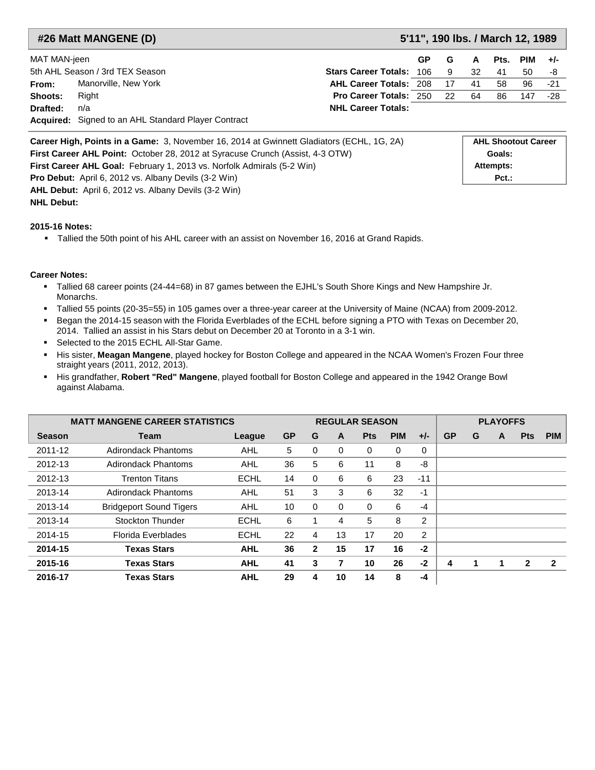## #26 Matt MANGENE (D)

**5'11", 190 lbs. / March 12, 1989**

MAT MAN-jeen

5th AHL Season / 3rd TEX Season

**From:** Manorville, New York

**Shoots:** Right

**Drafted:** n/a

**Acquired:** Signed to an AHL Standard Player Contract

| | GP | G | A | Pts. | PIM | +/- |
|---|---|---|---|---|---|---|
| **Stars Career Totals:** | 106 | 9 | 32 | 41 | 50 | -8 |
| **AHL Career Totals:** | 208 | 17 | 41 | 58 | 96 | -21 |
| **Pro Career Totals:** | 250 | 22 | 64 | 86 | 147 | -28 |
| **NHL Career Totals:** | | | | | | |

**Career High, Points in a Game:** 3, November 16, 2014 at Gwinnett Gladiators (ECHL, 1G, 2A)

**First Career AHL Point:** October 28, 2012 at Syracuse Crunch (Assist, 4-3 OTW)

**First Career AHL Goal:** February 1, 2013 vs. Norfolk Admirals (5-2 Win)

**Pro Debut:** April 6, 2012 vs. Albany Devils (3-2 Win)

**AHL Debut:** April 6, 2012 vs. Albany Devils (3-2 Win)

**NHL Debut:**

| AHL Shootout Career | |
|---|---|
| **Goals:** | |
| **Attempts:** | |
| **Pct.:** | |

**2015-16 Notes:**

- Tallied the 50th point of his AHL career with an assist on November 16, 2016 at Grand Rapids.

**Career Notes:**

- Tallied 68 career points (24-44=68) in 87 games between the EJHL's South Shore Kings and New Hampshire Jr. Monarchs.
- Tallied 55 points (20-35=55) in 105 games over a three-year career at the University of Maine (NCAA) from 2009-2012.
- Began the 2014-15 season with the Florida Everblades of the ECHL before signing a PTO with Texas on December 20, 2014. Tallied an assist in his Stars debut on December 20 at Toronto in a 3-1 win.
- Selected to the 2015 ECHL All-Star Game.
- His sister, **Meagan Mangene**, played hockey for Boston College and appeared in the NCAA Women's Frozen Four three straight years (2011, 2012, 2013).
- His grandfather, **Robert "Red" Mangene**, played football for Boston College and appeared in the 1942 Orange Bowl against Alabama.

| MATT MANGENE CAREER STATISTICS | | | REGULAR SEASON | | | | | | PLAYOFFS | | | | |
|---|---|---|---|---|---|---|---|---|---|---|---|---|---|
| **Season** | **Team** | **League** | **GP** | **G** | **A** | **Pts** | **PIM** | **+/-** | **GP** | **G** | **A** | **Pts** | **PIM** |
| 2011-12 | Adirondack Phantoms | AHL | 5 | 0 | 0 | 0 | 0 | 0 | | | | | |
| 2012-13 | Adirondack Phantoms | AHL | 36 | 5 | 6 | 11 | 8 | -8 | | | | | |
| 2012-13 | Trenton Titans | ECHL | 14 | 0 | 6 | 6 | 23 | -11 | | | | | |
| 2013-14 | Adirondack Phantoms | AHL | 51 | 3 | 3 | 6 | 32 | -1 | | | | | |
| 2013-14 | Bridgeport Sound Tigers | AHL | 10 | 0 | 0 | 0 | 6 | -4 | | | | | |
| 2013-14 | Stockton Thunder | ECHL | 6 | 1 | 4 | 5 | 8 | 2 | | | | | |
| 2014-15 | Florida Everblades | ECHL | 22 | 4 | 13 | 17 | 20 | 2 | | | | | |
| **2014-15** | **Texas Stars** | **AHL** | **36** | **2** | **15** | **17** | **16** | **-2** | | | | | |
| **2015-16** | **Texas Stars** | **AHL** | **41** | **3** | **7** | **10** | **26** | **-2** | **4** | **1** | **1** | **2** | **2** |
| **2016-17** | **Texas Stars** | **AHL** | **29** | **4** | **10** | **14** | **8** | **-4** | | | | | |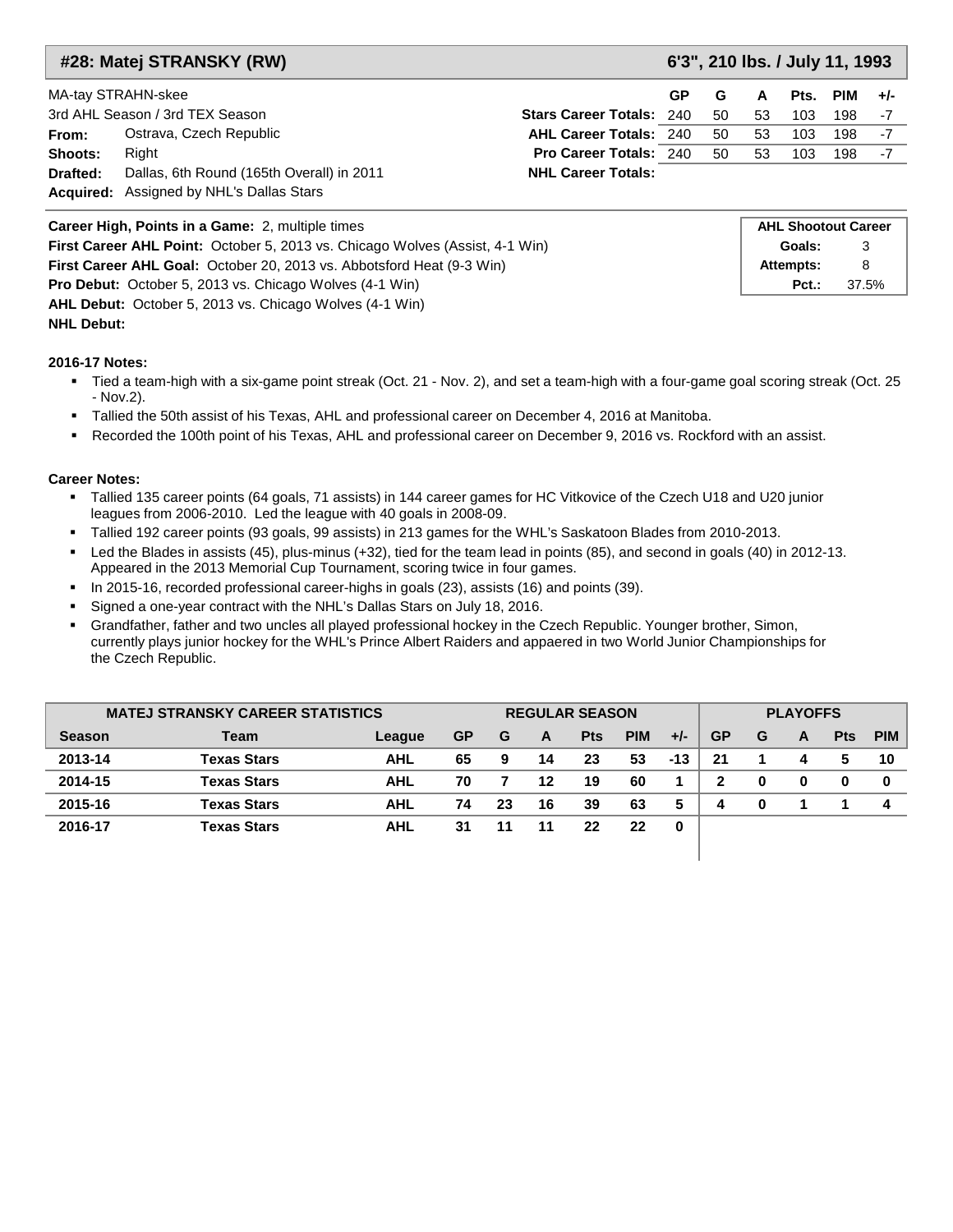## #28: Matej STRANSKY (RW) — 6'3", 210 lbs. / July 11, 1993

MA-tay STRAHN-skee
3rd AHL Season / 3rd TEX Season
**From:** Ostrava, Czech Republic
**Shoots:** Right
**Drafted:** Dallas, 6th Round (165th Overall) in 2011
**Acquired:** Assigned by NHL's Dallas Stars

| | GP | G | A | Pts. | PIM | +/- |
|---|---|---|---|---|---|---|
| **Stars Career Totals:** | 240 | 50 | 53 | 103 | 198 | -7 |
| **AHL Career Totals:** | 240 | 50 | 53 | 103 | 198 | -7 |
| **Pro Career Totals:** | 240 | 50 | 53 | 103 | 198 | -7 |
| **NHL Career Totals:** | | | | | | |

**Career High, Points in a Game:** 2, multiple times
**First Career AHL Point:** October 5, 2013 vs. Chicago Wolves (Assist, 4-1 Win)
**First Career AHL Goal:** October 20, 2013 vs. Abbotsford Heat (9-3 Win)
**Pro Debut:** October 5, 2013 vs. Chicago Wolves (4-1 Win)
**AHL Debut:** October 5, 2013 vs. Chicago Wolves (4-1 Win)
**NHL Debut:**

| AHL Shootout Career | |
|---|---|
| **Goals:** | 3 |
| **Attempts:** | 8 |
| **Pct.:** | 37.5% |

**2016-17 Notes:**

- Tied a team-high with a six-game point streak (Oct. 21 - Nov. 2), and set a team-high with a four-game goal scoring streak (Oct. 25 - Nov.2).
- Tallied the 50th assist of his Texas, AHL and professional career on December 4, 2016 at Manitoba.
- Recorded the 100th point of his Texas, AHL and professional career on December 9, 2016 vs. Rockford with an assist.

**Career Notes:**

- Tallied 135 career points (64 goals, 71 assists) in 144 career games for HC Vitkovice of the Czech U18 and U20 junior leagues from 2006-2010. Led the league with 40 goals in 2008-09.
- Tallied 192 career points (93 goals, 99 assists) in 213 games for the WHL's Saskatoon Blades from 2010-2013.
- Led the Blades in assists (45), plus-minus (+32), tied for the team lead in points (85), and second in goals (40) in 2012-13. Appeared in the 2013 Memorial Cup Tournament, scoring twice in four games.
- In 2015-16, recorded professional career-highs in goals (23), assists (16) and points (39).
- Signed a one-year contract with the NHL's Dallas Stars on July 18, 2016.
- Grandfather, father and two uncles all played professional hockey in the Czech Republic. Younger brother, Simon, currently plays junior hockey for the WHL's Prince Albert Raiders and appaered in two World Junior Championships for the Czech Republic.

| MATEJ STRANSKY CAREER STATISTICS | | | REGULAR SEASON | | | | | | PLAYOFFS | | | | |
|---|---|---|---|---|---|---|---|---|---|---|---|---|---|
| **Season** | **Team** | **League** | **GP** | **G** | **A** | **Pts** | **PIM** | **+/-** | **GP** | **G** | **A** | **Pts** | **PIM** |
| 2013-14 | Texas Stars | AHL | 65 | 9 | 14 | 23 | 53 | -13 | 21 | 1 | 4 | 5 | 10 |
| 2014-15 | Texas Stars | AHL | 70 | 7 | 12 | 19 | 60 | 1 | 2 | 0 | 0 | 0 | 0 |
| 2015-16 | Texas Stars | AHL | 74 | 23 | 16 | 39 | 63 | 5 | 4 | 0 | 1 | 1 | 4 |
| 2016-17 | Texas Stars | AHL | 31 | 11 | 11 | 22 | 22 | 0 | | | | | |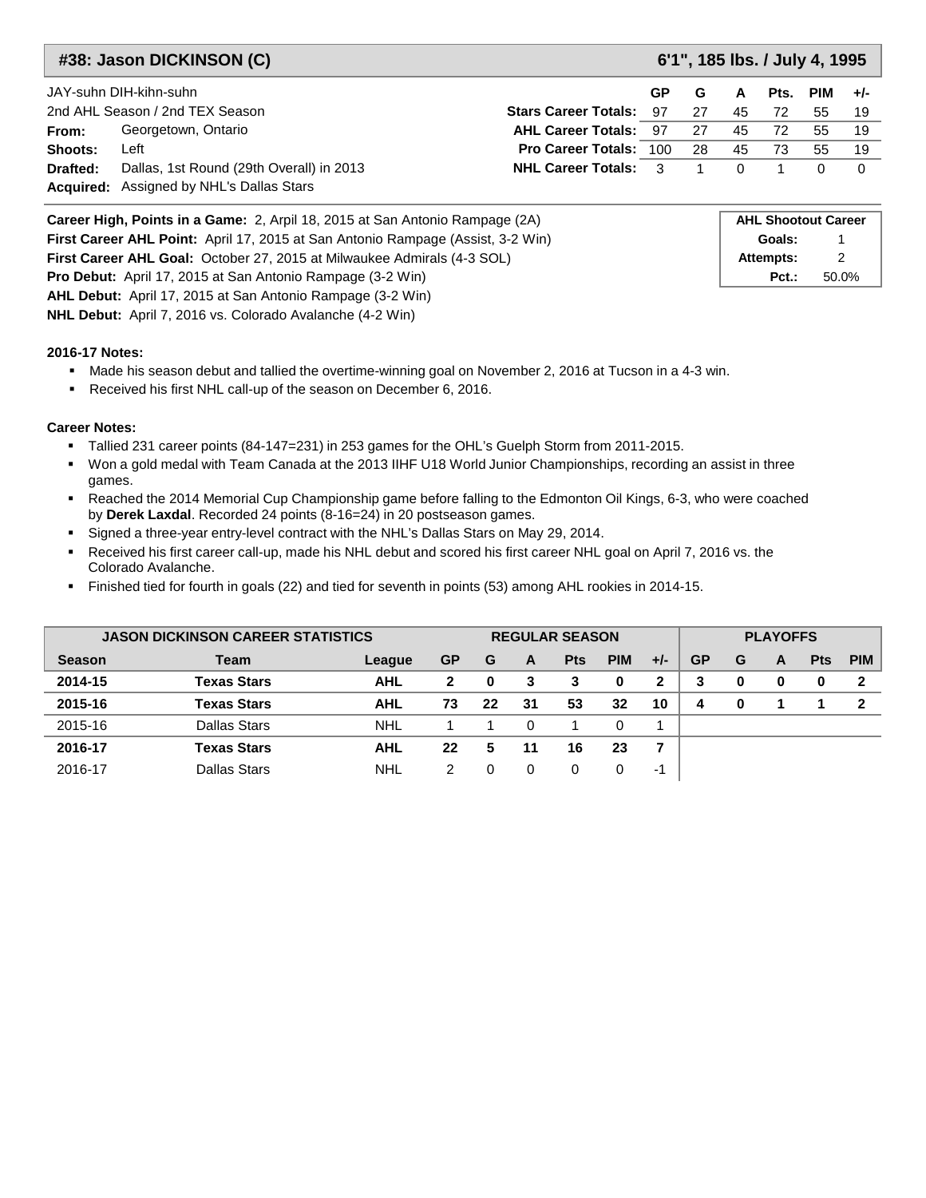## #38: Jason DICKINSON (C)

**6'1", 185 lbs. / July 4, 1995**

JAY-suhn DIH-kihn-suhn
2nd AHL Season / 2nd TEX Season
**From:** Georgetown, Ontario
**Shoots:** Left
**Drafted:** Dallas, 1st Round (29th Overall) in 2013
**Acquired:** Assigned by NHL's Dallas Stars

| | GP | G | A | Pts. | PIM | +/- |
|---|---|---|---|---|---|---|
| **Stars Career Totals:** | 97 | 27 | 45 | 72 | 55 | 19 |
| **AHL Career Totals:** | 97 | 27 | 45 | 72 | 55 | 19 |
| **Pro Career Totals:** | 100 | 28 | 45 | 73 | 55 | 19 |
| **NHL Career Totals:** | 3 | 1 | 0 | 1 | 0 | 0 |

**Career High, Points in a Game:** 2, Arpil 18, 2015 at San Antonio Rampage (2A)
**First Career AHL Point:** April 17, 2015 at San Antonio Rampage (Assist, 3-2 Win)
**First Career AHL Goal:** October 27, 2015 at Milwaukee Admirals (4-3 SOL)
**Pro Debut:** April 17, 2015 at San Antonio Rampage (3-2 Win)
**AHL Debut:** April 17, 2015 at San Antonio Rampage (3-2 Win)
**NHL Debut:** April 7, 2016 vs. Colorado Avalanche (4-2 Win)

| AHL Shootout Career | |
|---|---|
| **Goals:** | 1 |
| **Attempts:** | 2 |
| **Pct.:** | 50.0% |

**2016-17 Notes:**

- Made his season debut and tallied the overtime-winning goal on November 2, 2016 at Tucson in a 4-3 win.
- Received his first NHL call-up of the season on December 6, 2016.

**Career Notes:**

- Tallied 231 career points (84-147=231) in 253 games for the OHL's Guelph Storm from 2011-2015.
- Won a gold medal with Team Canada at the 2013 IIHF U18 World Junior Championships, recording an assist in three games.
- Reached the 2014 Memorial Cup Championship game before falling to the Edmonton Oil Kings, 6-3, who were coached by **Derek Laxdal**. Recorded 24 points (8-16=24) in 20 postseason games.
- Signed a three-year entry-level contract with the NHL's Dallas Stars on May 29, 2014.
- Received his first career call-up, made his NHL debut and scored his first career NHL goal on April 7, 2016 vs. the Colorado Avalanche.
- Finished tied for fourth in goals (22) and tied for seventh in points (53) among AHL rookies in 2014-15.

| JASON DICKINSON CAREER STATISTICS | | | REGULAR SEASON | | | | | | PLAYOFFS | | | | |
|---|---|---|---|---|---|---|---|---|---|---|---|---|---|
| **Season** | **Team** | **League** | **GP** | **G** | **A** | **Pts** | **PIM** | **+/-** | **GP** | **G** | **A** | **Pts** | **PIM** |
| **2014-15** | **Texas Stars** | **AHL** | **2** | **0** | **3** | **3** | **0** | **2** | **3** | **0** | **0** | **0** | **2** |
| **2015-16** | **Texas Stars** | **AHL** | **73** | **22** | **31** | **53** | **32** | **10** | **4** | **0** | **1** | **1** | **2** |
| 2015-16 | Dallas Stars | NHL | 1 | 1 | 0 | 1 | 0 | 1 | | | | | |
| **2016-17** | **Texas Stars** | **AHL** | **22** | **5** | **11** | **16** | **23** | **7** | | | | | |
| 2016-17 | Dallas Stars | NHL | 2 | 0 | 0 | 0 | 0 | -1 | | | | | |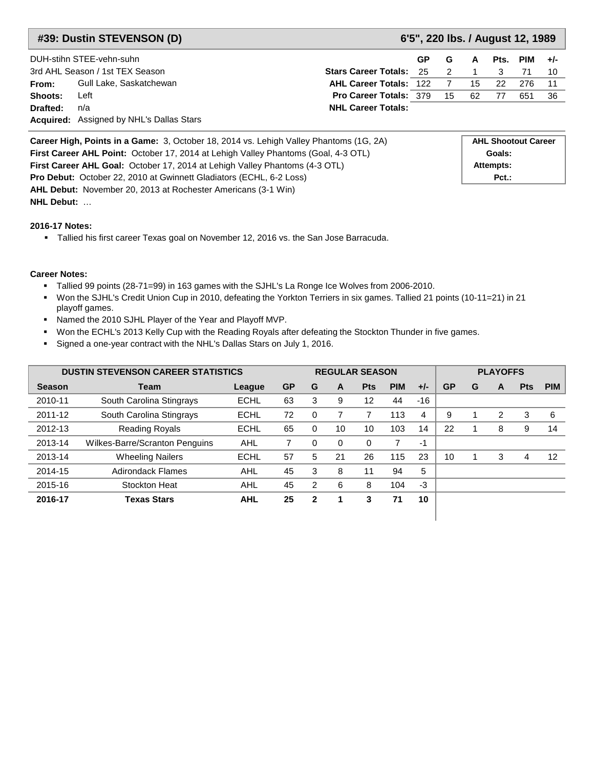## #39: Dustin STEVENSON (D)

**6'5", 220 lbs. / August 12, 1989**

DUH-stihn STEE-vehn-suhn
3rd AHL Season / 1st TEX Season

**From:** Gull Lake, Saskatchewan
**Shoots:** Left
**Drafted:** n/a
**Acquired:** Assigned by NHL's Dallas Stars

| | GP | G | A | Pts. | PIM | +/- |
|---|---|---|---|---|---|---|
| **Stars Career Totals:** | 25 | 2 | 1 | 3 | 71 | 10 |
| **AHL Career Totals:** | 122 | 7 | 15 | 22 | 276 | 11 |
| **Pro Career Totals:** | 379 | 15 | 62 | 77 | 651 | 36 |
| **NHL Career Totals:** | | | | | | |

**Career High, Points in a Game:** 3, October 18, 2014 vs. Lehigh Valley Phantoms (1G, 2A)
**First Career AHL Point:** October 17, 2014 at Lehigh Valley Phantoms (Goal, 4-3 OTL)
**First Career AHL Goal:** October 17, 2014 at Lehigh Valley Phantoms (4-3 OTL)
**Pro Debut:** October 22, 2010 at Gwinnett Gladiators (ECHL, 6-2 Loss)
**AHL Debut:** November 20, 2013 at Rochester Americans (3-1 Win)
**NHL Debut:** …

| AHL Shootout Career |
|---|
| **Goals:** |
| **Attempts:** |
| **Pct.:** |

**2016-17 Notes:**

- Tallied his first career Texas goal on November 12, 2016 vs. the San Jose Barracuda.

**Career Notes:**

- Tallied 99 points (28-71=99) in 163 games with the SJHL's La Ronge Ice Wolves from 2006-2010.
- Won the SJHL's Credit Union Cup in 2010, defeating the Yorkton Terriers in six games. Tallied 21 points (10-11=21) in 21 playoff games.
- Named the 2010 SJHL Player of the Year and Playoff MVP.
- Won the ECHL's 2013 Kelly Cup with the Reading Royals after defeating the Stockton Thunder in five games.
- Signed a one-year contract with the NHL's Dallas Stars on July 1, 2016.

| DUSTIN STEVENSON CAREER STATISTICS | | | REGULAR SEASON | | | | | | PLAYOFFS | | | | |
|---|---|---|---|---|---|---|---|---|---|---|---|---|---|
| **Season** | **Team** | **League** | **GP** | **G** | **A** | **Pts** | **PIM** | **+/-** | **GP** | **G** | **A** | **Pts** | **PIM** |
| 2010-11 | South Carolina Stingrays | ECHL | 63 | 3 | 9 | 12 | 44 | -16 | | | | | |
| 2011-12 | South Carolina Stingrays | ECHL | 72 | 0 | 7 | 7 | 113 | 4 | 9 | 1 | 2 | 3 | 6 |
| 2012-13 | Reading Royals | ECHL | 65 | 0 | 10 | 10 | 103 | 14 | 22 | 1 | 8 | 9 | 14 |
| 2013-14 | Wilkes-Barre/Scranton Penguins | AHL | 7 | 0 | 0 | 0 | 7 | -1 | | | | | |
| 2013-14 | Wheeling Nailers | ECHL | 57 | 5 | 21 | 26 | 115 | 23 | 10 | 1 | 3 | 4 | 12 |
| 2014-15 | Adirondack Flames | AHL | 45 | 3 | 8 | 11 | 94 | 5 | | | | | |
| 2015-16 | Stockton Heat | AHL | 45 | 2 | 6 | 8 | 104 | -3 | | | | | |
| **2016-17** | **Texas Stars** | **AHL** | **25** | **2** | **1** | **3** | **71** | **10** | | | | | |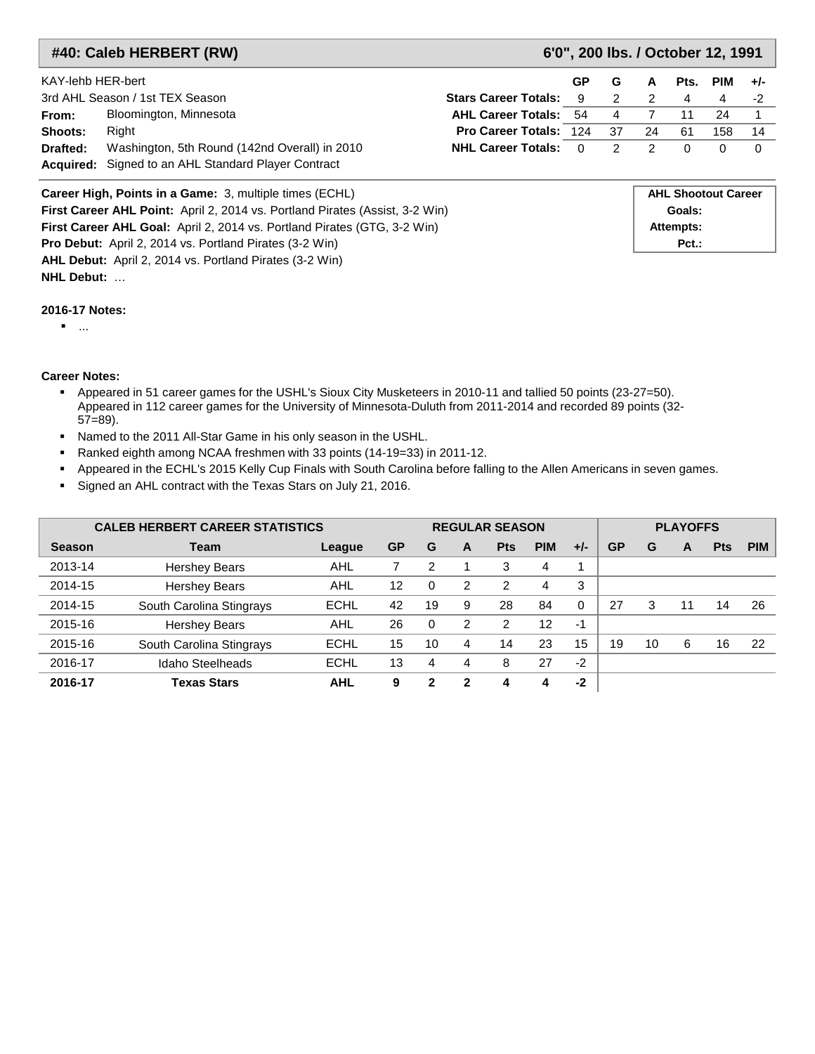## #40: Caleb HERBERT (RW) — 6'0", 200 lbs. / October 12, 1991

KAY-lehb HER-bert
3rd AHL Season / 1st TEX Season
**From:** Bloomington, Minnesota
**Shoots:** Right
**Drafted:** Washington, 5th Round (142nd Overall) in 2010
**Acquired:** Signed to an AHL Standard Player Contract

| | GP | G | A | Pts. | PIM | +/- |
|---|---|---|---|---|---|---|
| **Stars Career Totals:** | 9 | 2 | 2 | 4 | 4 | -2 |
| **AHL Career Totals:** | 54 | 4 | 7 | 11 | 24 | 1 |
| **Pro Career Totals:** | 124 | 37 | 24 | 61 | 158 | 14 |
| **NHL Career Totals:** | 0 | 2 | 2 | 0 | 0 | 0 |

**Career High, Points in a Game:** 3, multiple times (ECHL)
**First Career AHL Point:** April 2, 2014 vs. Portland Pirates (Assist, 3-2 Win)
**First Career AHL Goal:** April 2, 2014 vs. Portland Pirates (GTG, 3-2 Win)
**Pro Debut:** April 2, 2014 vs. Portland Pirates (3-2 Win)
**AHL Debut:** April 2, 2014 vs. Portland Pirates (3-2 Win)
**NHL Debut:** …

**AHL Shootout Career**
**Goals:**
**Attempts:**
**Pct.:**

**2016-17 Notes:**

- ...

**Career Notes:**

- Appeared in 51 career games for the USHL's Sioux City Musketeers in 2010-11 and tallied 50 points (23-27=50). Appeared in 112 career games for the University of Minnesota-Duluth from 2011-2014 and recorded 89 points (32-57=89).
- Named to the 2011 All-Star Game in his only season in the USHL.
- Ranked eighth among NCAA freshmen with 33 points (14-19=33) in 2011-12.
- Appeared in the ECHL's 2015 Kelly Cup Finals with South Carolina before falling to the Allen Americans in seven games.
- Signed an AHL contract with the Texas Stars on July 21, 2016.

| CALEB HERBERT CAREER STATISTICS | | | REGULAR SEASON | | | | | | | PLAYOFFS | | | | |
|---|---|---|---|---|---|---|---|---|---|---|---|---|---|---|
| **Season** | **Team** | **League** | **GP** | **G** | **A** | **Pts** | **PIM** | **+/-** | **GP** | **G** | **A** | **Pts** | **PIM** |
| 2013-14 | Hershey Bears | AHL | 7 | 2 | 1 | 3 | 4 | 1 | | | | | |
| 2014-15 | Hershey Bears | AHL | 12 | 0 | 2 | 2 | 4 | 3 | | | | | |
| 2014-15 | South Carolina Stingrays | ECHL | 42 | 19 | 9 | 28 | 84 | 0 | 27 | 3 | 11 | 14 | 26 |
| 2015-16 | Hershey Bears | AHL | 26 | 0 | 2 | 2 | 12 | -1 | | | | | |
| 2015-16 | South Carolina Stingrays | ECHL | 15 | 10 | 4 | 14 | 23 | 15 | 19 | 10 | 6 | 16 | 22 |
| 2016-17 | Idaho Steelheads | ECHL | 13 | 4 | 4 | 8 | 27 | -2 | | | | | |
| **2016-17** | **Texas Stars** | **AHL** | **9** | **2** | **2** | **4** | **4** | **-2** | | | | | |